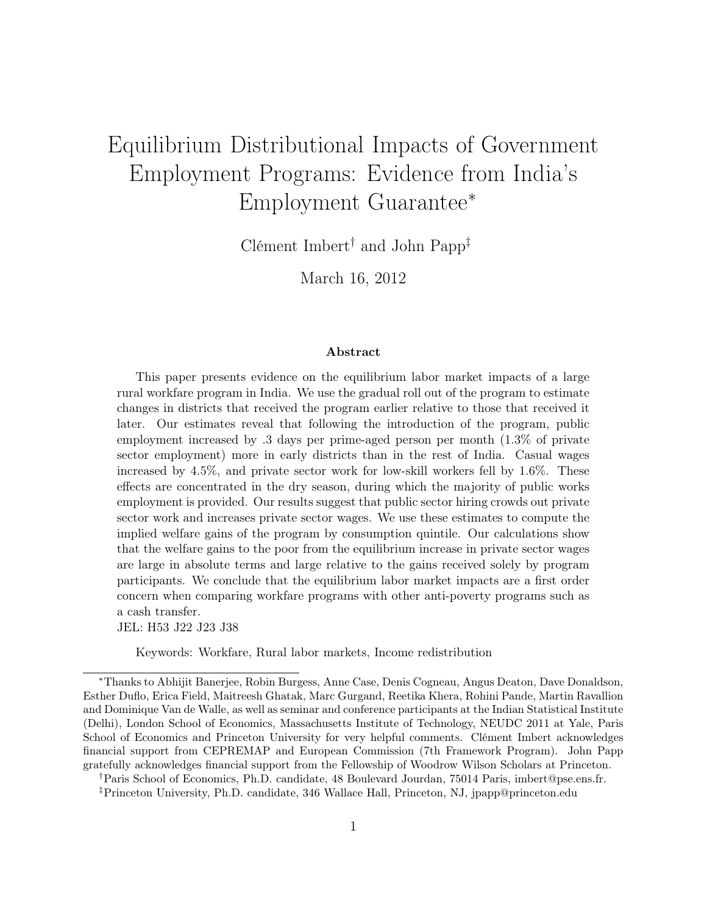# Equilibrium Distributional Impacts of Government Employment Programs: Evidence from India's Employment Guarantee*

Clément Imbert† and John Papp‡

March 16, 2012

### Abstract

This paper presents evidence on the equilibrium labor market impacts of a large rural workfare program in India. We use the gradual roll out of the program to estimate changes in districts that received the program earlier relative to those that received it later. Our estimates reveal that following the introduction of the program, public employment increased by .3 days per prime-aged person per month (1.3% of private sector employment) more in early districts than in the rest of India. Casual wages increased by 4.5%, and private sector work for low-skill workers fell by 1.6%. These effects are concentrated in the dry season, during which the majority of public works employment is provided. Our results suggest that public sector hiring crowds out private sector work and increases private sector wages. We use these estimates to compute the implied welfare gains of the program by consumption quintile. Our calculations show that the welfare gains to the poor from the equilibrium increase in private sector wages are large in absolute terms and large relative to the gains received solely by program participants. We conclude that the equilibrium labor market impacts are a first order concern when comparing workfare programs with other anti-poverty programs such as a cash transfer.

JEL: H53 J22 J23 J38

Keywords: Workfare, Rural labor markets, Income redistribution

---

*Thanks to Abhijit Banerjee, Robin Burgess, Anne Case, Denis Cogneau, Angus Deaton, Dave Donaldson, Esther Duflo, Erica Field, Maitreesh Ghatak, Marc Gurgand, Reetika Khera, Rohini Pande, Martin Ravallion and Dominique Van de Walle, as well as seminar and conference participants at the Indian Statistical Institute (Delhi), London School of Economics, Massachusetts Institute of Technology, NEUDC 2011 at Yale, Paris School of Economics and Princeton University for very helpful comments. Clément Imbert acknowledges financial support from CEPREMAP and European Commission (7th Framework Program). John Papp gratefully acknowledges financial support from the Fellowship of Woodrow Wilson Scholars at Princeton.

†Paris School of Economics, Ph.D. candidate, 48 Boulevard Jourdan, 75014 Paris, imbert@pse.ens.fr.

‡Princeton University, Ph.D. candidate, 346 Wallace Hall, Princeton, NJ, jpapp@princeton.edu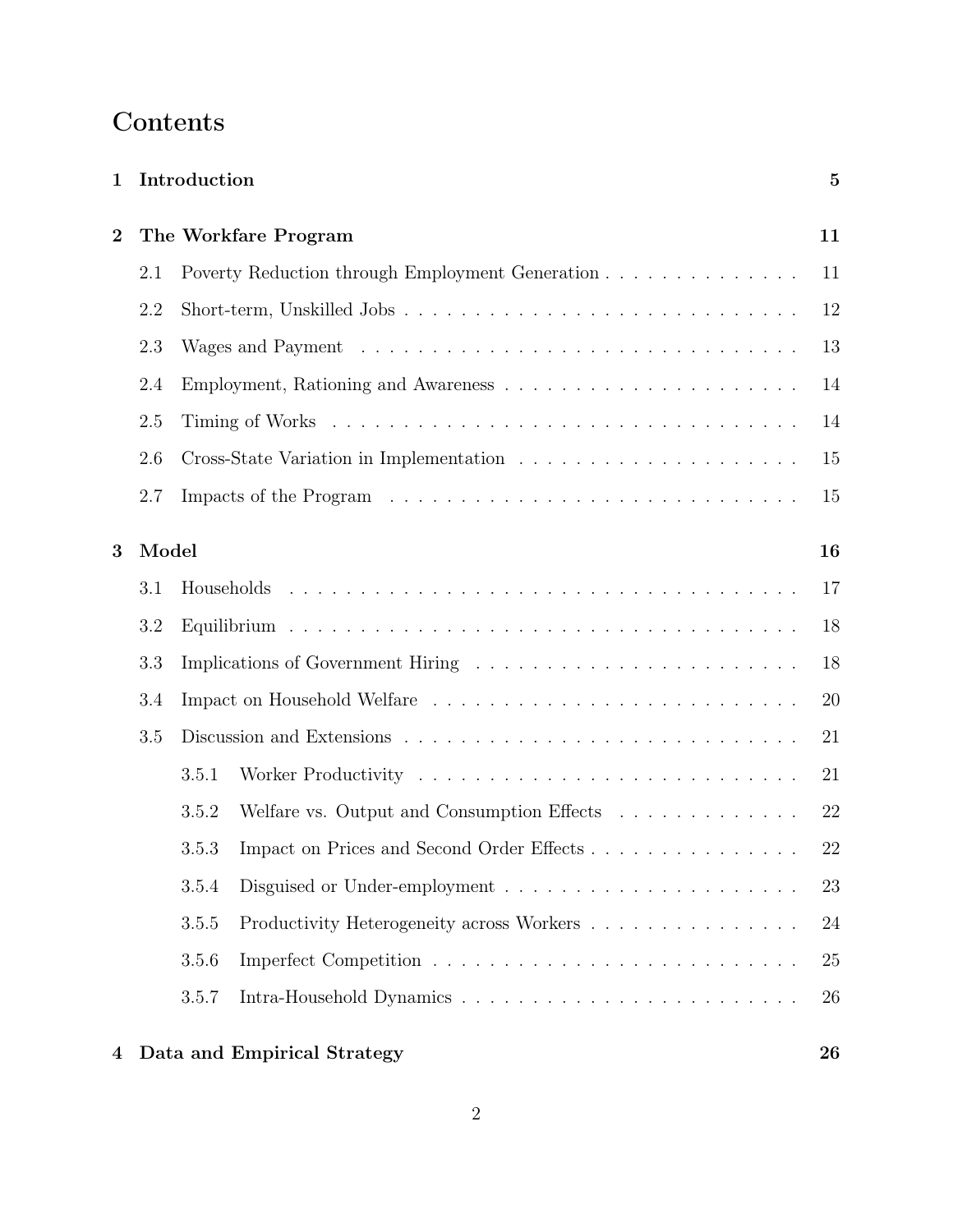# Contents

**1 Introduction** **5**

**2 The Workfare Program** **11**

- 2.1 Poverty Reduction through Employment Generation . . . . . . . . . . . . . . 11
- 2.2 Short-term, Unskilled Jobs . . . . . . . . . . . . . . . . . . . . . . . . . . . . 12
- 2.3 Wages and Payment . . . . . . . . . . . . . . . . . . . . . . . . . . . . . . . 13
- 2.4 Employment, Rationing and Awareness . . . . . . . . . . . . . . . . . . . . . 14
- 2.5 Timing of Works . . . . . . . . . . . . . . . . . . . . . . . . . . . . . . . . . 14
- 2.6 Cross-State Variation in Implementation . . . . . . . . . . . . . . . . . . . . 15
- 2.7 Impacts of the Program . . . . . . . . . . . . . . . . . . . . . . . . . . . . . 15

**3 Model** **16**

- 3.1 Households . . . . . . . . . . . . . . . . . . . . . . . . . . . . . . . . . . . . 17
- 3.2 Equilibrium . . . . . . . . . . . . . . . . . . . . . . . . . . . . . . . . . . . . 18
- 3.3 Implications of Government Hiring . . . . . . . . . . . . . . . . . . . . . . . 18
- 3.4 Impact on Household Welfare . . . . . . . . . . . . . . . . . . . . . . . . . . 20
- 3.5 Discussion and Extensions . . . . . . . . . . . . . . . . . . . . . . . . . . . . 21
  - 3.5.1 Worker Productivity . . . . . . . . . . . . . . . . . . . . . . . . . . . 21
  - 3.5.2 Welfare vs. Output and Consumption Effects . . . . . . . . . . . . . 22
  - 3.5.3 Impact on Prices and Second Order Effects . . . . . . . . . . . . . . . 22
  - 3.5.4 Disguised or Under-employment . . . . . . . . . . . . . . . . . . . . . 23
  - 3.5.5 Productivity Heterogeneity across Workers . . . . . . . . . . . . . . . 24
  - 3.5.6 Imperfect Competition . . . . . . . . . . . . . . . . . . . . . . . . . . 25
  - 3.5.7 Intra-Household Dynamics . . . . . . . . . . . . . . . . . . . . . . . . 26

**4 Data and Empirical Strategy** **26**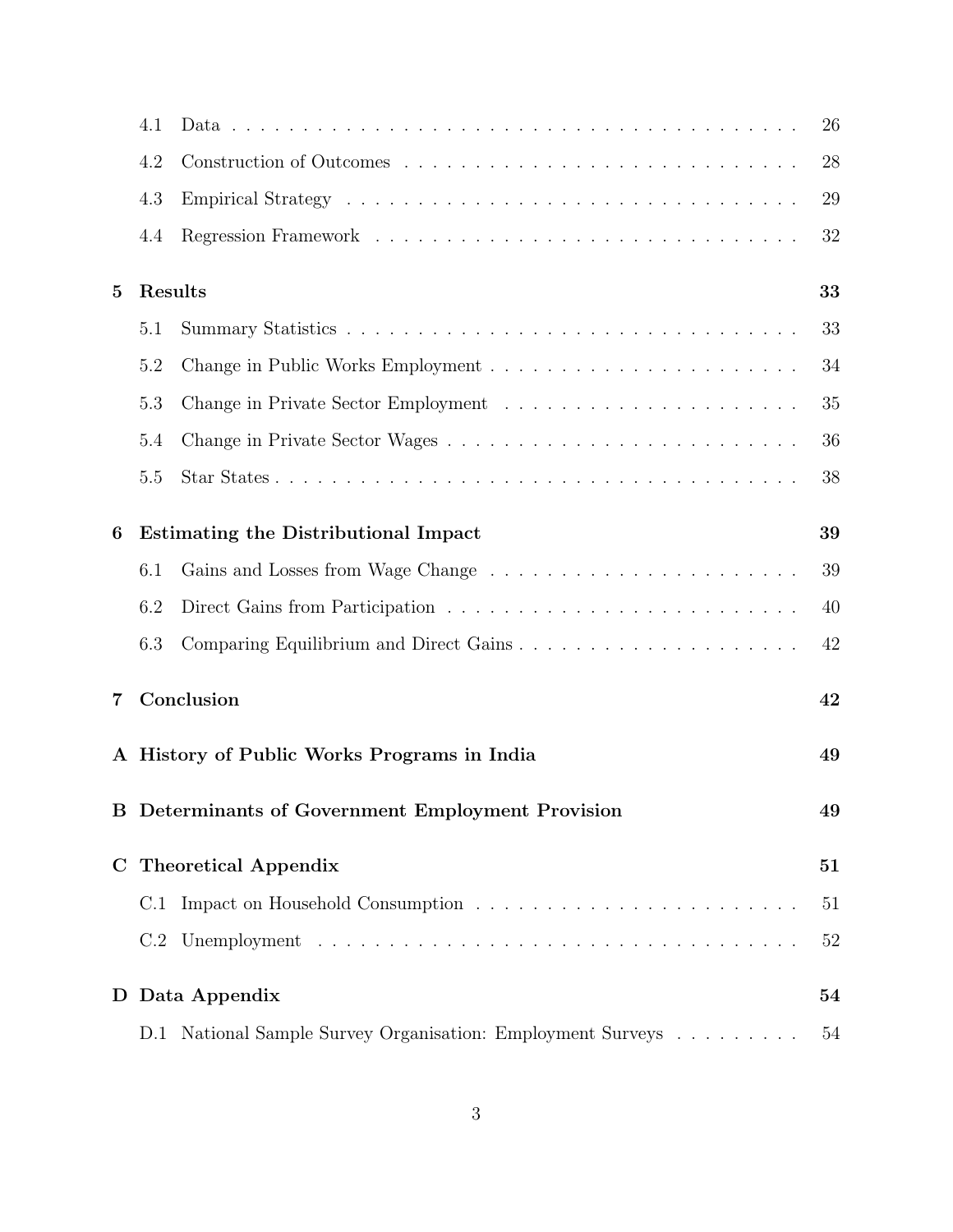- 4.1 Data . . . 26
- 4.2 Construction of Outcomes . . . 28
- 4.3 Empirical Strategy . . . 29
- 4.4 Regression Framework . . . 32

**5 Results** **33**

- 5.1 Summary Statistics . . . 33
- 5.2 Change in Public Works Employment . . . 34
- 5.3 Change in Private Sector Employment . . . 35
- 5.4 Change in Private Sector Wages . . . 36
- 5.5 Star States . . . 38

**6 Estimating the Distributional Impact** **39**

- 6.1 Gains and Losses from Wage Change . . . 39
- 6.2 Direct Gains from Participation . . . 40
- 6.3 Comparing Equilibrium and Direct Gains . . . 42

**7 Conclusion** **42**

**A History of Public Works Programs in India** **49**

**B Determinants of Government Employment Provision** **49**

**C Theoretical Appendix** **51**

- C.1 Impact on Household Consumption . . . 51
- C.2 Unemployment . . . 52

**D Data Appendix** **54**

- D.1 National Sample Survey Organisation: Employment Surveys . . . 54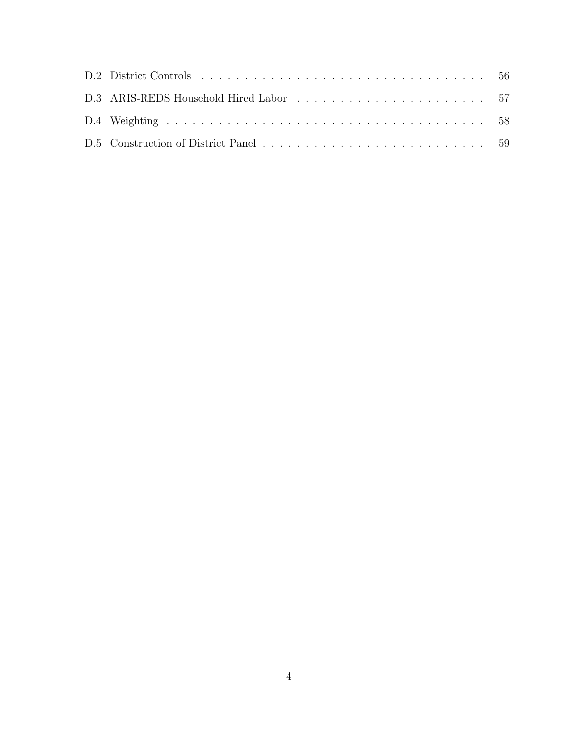D.2 District Controls . . . . . . . . . . . . . . . . . . . . . . . . . . . . . . . . . 56

D.3 ARIS-REDS Household Hired Labor . . . . . . . . . . . . . . . . . . . . . . 57

D.4 Weighting . . . . . . . . . . . . . . . . . . . . . . . . . . . . . . . . . . . . . 58

D.5 Construction of District Panel . . . . . . . . . . . . . . . . . . . . . . . . . . 59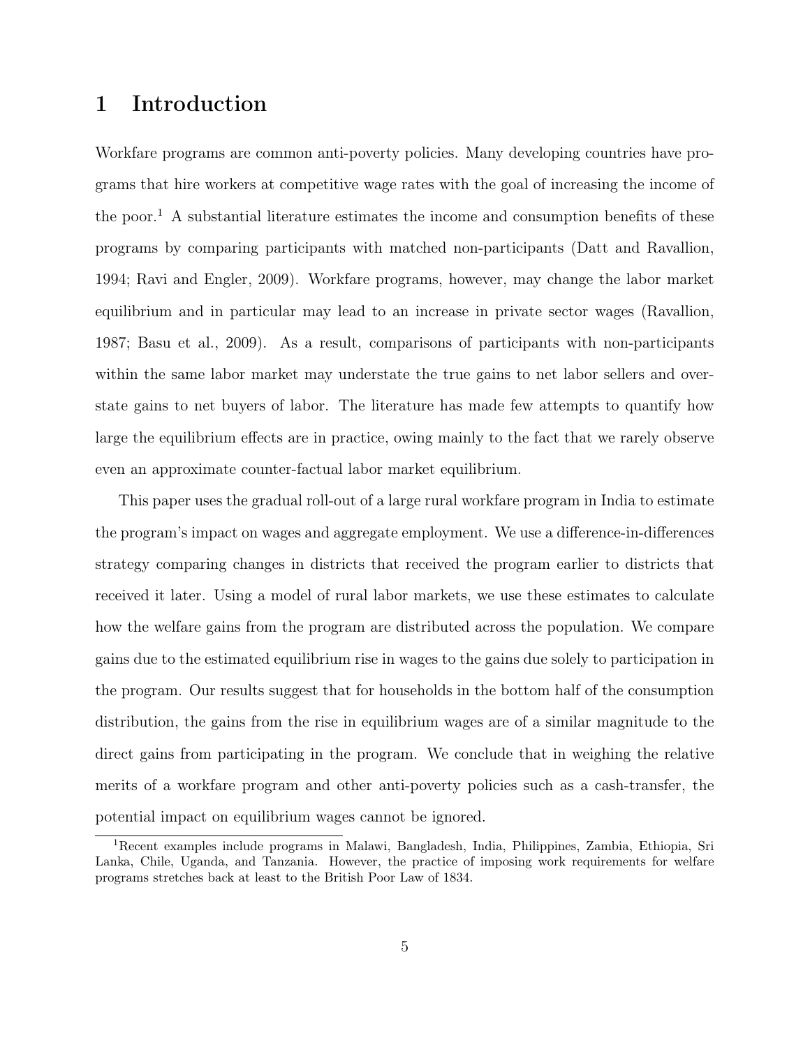# 1 Introduction

Workfare programs are common anti-poverty policies. Many developing countries have programs that hire workers at competitive wage rates with the goal of increasing the income of the poor.[1] A substantial literature estimates the income and consumption benefits of these programs by comparing participants with matched non-participants (Datt and Ravallion, 1994; Ravi and Engler, 2009). Workfare programs, however, may change the labor market equilibrium and in particular may lead to an increase in private sector wages (Ravallion, 1987; Basu et al., 2009). As a result, comparisons of participants with non-participants within the same labor market may understate the true gains to net labor sellers and overstate gains to net buyers of labor. The literature has made few attempts to quantify how large the equilibrium effects are in practice, owing mainly to the fact that we rarely observe even an approximate counter-factual labor market equilibrium.

This paper uses the gradual roll-out of a large rural workfare program in India to estimate the program's impact on wages and aggregate employment. We use a difference-in-differences strategy comparing changes in districts that received the program earlier to districts that received it later. Using a model of rural labor markets, we use these estimates to calculate how the welfare gains from the program are distributed across the population. We compare gains due to the estimated equilibrium rise in wages to the gains due solely to participation in the program. Our results suggest that for households in the bottom half of the consumption distribution, the gains from the rise in equilibrium wages are of a similar magnitude to the direct gains from participating in the program. We conclude that in weighing the relative merits of a workfare program and other anti-poverty policies such as a cash-transfer, the potential impact on equilibrium wages cannot be ignored.

[1] Recent examples include programs in Malawi, Bangladesh, India, Philippines, Zambia, Ethiopia, Sri Lanka, Chile, Uganda, and Tanzania. However, the practice of imposing work requirements for welfare programs stretches back at least to the British Poor Law of 1834.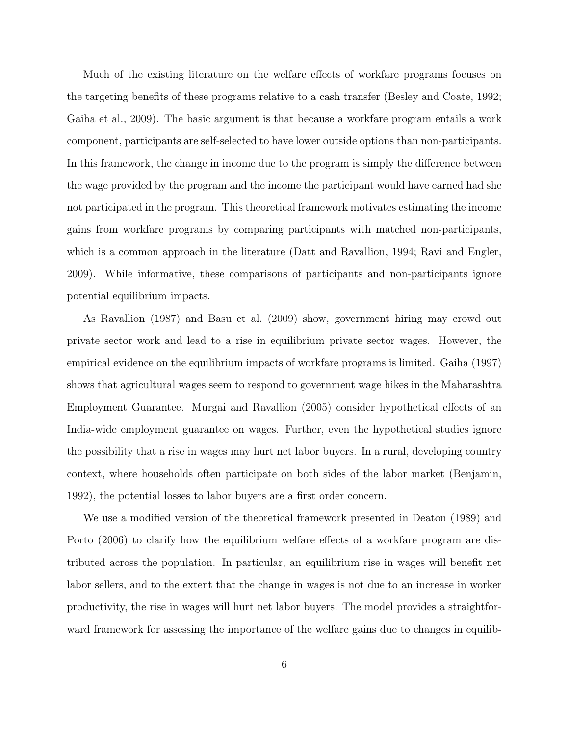Much of the existing literature on the welfare effects of workfare programs focuses on the targeting benefits of these programs relative to a cash transfer (Besley and Coate, 1992; Gaiha et al., 2009). The basic argument is that because a workfare program entails a work component, participants are self-selected to have lower outside options than non-participants. In this framework, the change in income due to the program is simply the difference between the wage provided by the program and the income the participant would have earned had she not participated in the program. This theoretical framework motivates estimating the income gains from workfare programs by comparing participants with matched non-participants, which is a common approach in the literature (Datt and Ravallion, 1994; Ravi and Engler, 2009). While informative, these comparisons of participants and non-participants ignore potential equilibrium impacts.

As Ravallion (1987) and Basu et al. (2009) show, government hiring may crowd out private sector work and lead to a rise in equilibrium private sector wages. However, the empirical evidence on the equilibrium impacts of workfare programs is limited. Gaiha (1997) shows that agricultural wages seem to respond to government wage hikes in the Maharashtra Employment Guarantee. Murgai and Ravallion (2005) consider hypothetical effects of an India-wide employment guarantee on wages. Further, even the hypothetical studies ignore the possibility that a rise in wages may hurt net labor buyers. In a rural, developing country context, where households often participate on both sides of the labor market (Benjamin, 1992), the potential losses to labor buyers are a first order concern.

We use a modified version of the theoretical framework presented in Deaton (1989) and Porto (2006) to clarify how the equilibrium welfare effects of a workfare program are distributed across the population. In particular, an equilibrium rise in wages will benefit net labor sellers, and to the extent that the change in wages is not due to an increase in worker productivity, the rise in wages will hurt net labor buyers. The model provides a straightforward framework for assessing the importance of the welfare gains due to changes in equilib-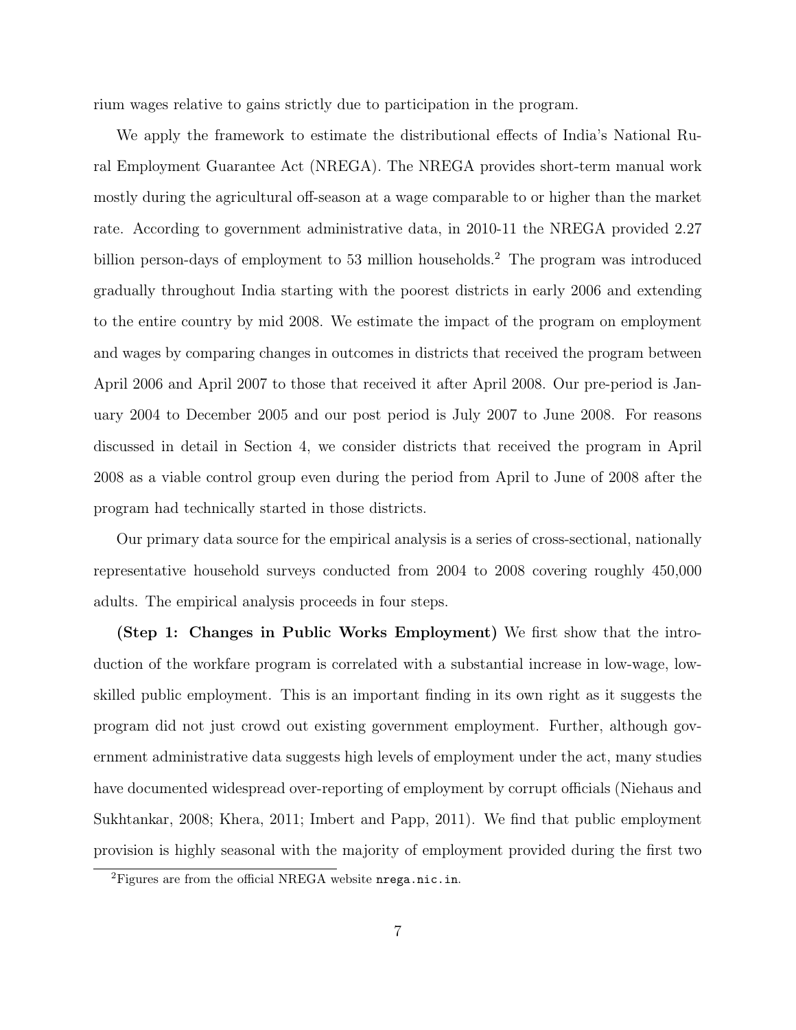rium wages relative to gains strictly due to participation in the program.

We apply the framework to estimate the distributional effects of India's National Rural Employment Guarantee Act (NREGA). The NREGA provides short-term manual work mostly during the agricultural off-season at a wage comparable to or higher than the market rate. According to government administrative data, in 2010-11 the NREGA provided 2.27 billion person-days of employment to 53 million households.[2] The program was introduced gradually throughout India starting with the poorest districts in early 2006 and extending to the entire country by mid 2008. We estimate the impact of the program on employment and wages by comparing changes in outcomes in districts that received the program between April 2006 and April 2007 to those that received it after April 2008. Our pre-period is January 2004 to December 2005 and our post period is July 2007 to June 2008. For reasons discussed in detail in Section 4, we consider districts that received the program in April 2008 as a viable control group even during the period from April to June of 2008 after the program had technically started in those districts.

Our primary data source for the empirical analysis is a series of cross-sectional, nationally representative household surveys conducted from 2004 to 2008 covering roughly 450,000 adults. The empirical analysis proceeds in four steps.

**(Step 1: Changes in Public Works Employment)** We first show that the introduction of the workfare program is correlated with a substantial increase in low-wage, low-skilled public employment. This is an important finding in its own right as it suggests the program did not just crowd out existing government employment. Further, although government administrative data suggests high levels of employment under the act, many studies have documented widespread over-reporting of employment by corrupt officials (Niehaus and Sukhtankar, 2008; Khera, 2011; Imbert and Papp, 2011). We find that public employment provision is highly seasonal with the majority of employment provided during the first two

[2] Figures are from the official NREGA website `nrega.nic.in`.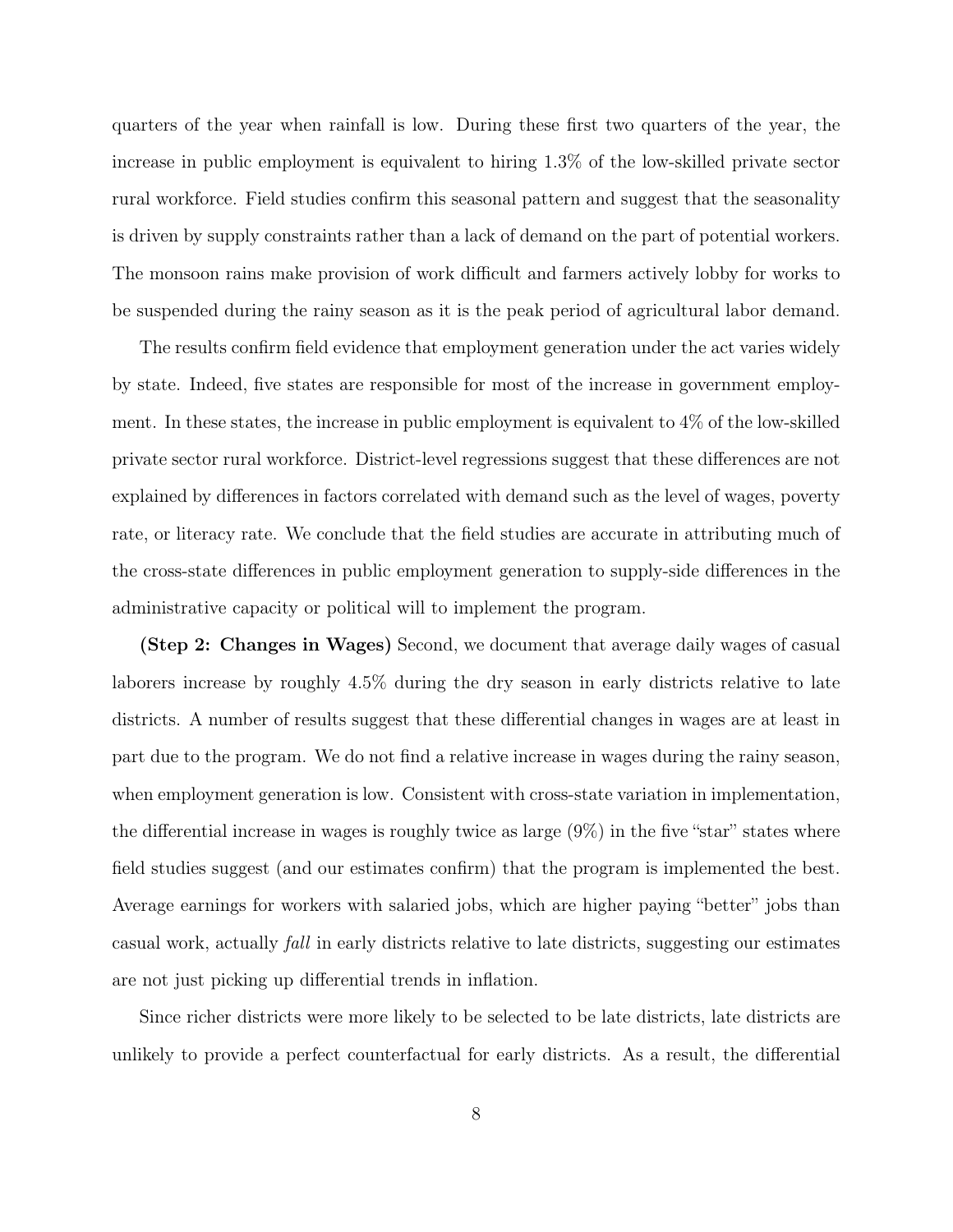quarters of the year when rainfall is low. During these first two quarters of the year, the increase in public employment is equivalent to hiring 1.3% of the low-skilled private sector rural workforce. Field studies confirm this seasonal pattern and suggest that the seasonality is driven by supply constraints rather than a lack of demand on the part of potential workers. The monsoon rains make provision of work difficult and farmers actively lobby for works to be suspended during the rainy season as it is the peak period of agricultural labor demand.

The results confirm field evidence that employment generation under the act varies widely by state. Indeed, five states are responsible for most of the increase in government employment. In these states, the increase in public employment is equivalent to 4% of the low-skilled private sector rural workforce. District-level regressions suggest that these differences are not explained by differences in factors correlated with demand such as the level of wages, poverty rate, or literacy rate. We conclude that the field studies are accurate in attributing much of the cross-state differences in public employment generation to supply-side differences in the administrative capacity or political will to implement the program.

**(Step 2: Changes in Wages)** Second, we document that average daily wages of casual laborers increase by roughly 4.5% during the dry season in early districts relative to late districts. A number of results suggest that these differential changes in wages are at least in part due to the program. We do not find a relative increase in wages during the rainy season, when employment generation is low. Consistent with cross-state variation in implementation, the differential increase in wages is roughly twice as large (9%) in the five "star" states where field studies suggest (and our estimates confirm) that the program is implemented the best. Average earnings for workers with salaried jobs, which are higher paying "better" jobs than casual work, actually *fall* in early districts relative to late districts, suggesting our estimates are not just picking up differential trends in inflation.

Since richer districts were more likely to be selected to be late districts, late districts are unlikely to provide a perfect counterfactual for early districts. As a result, the differential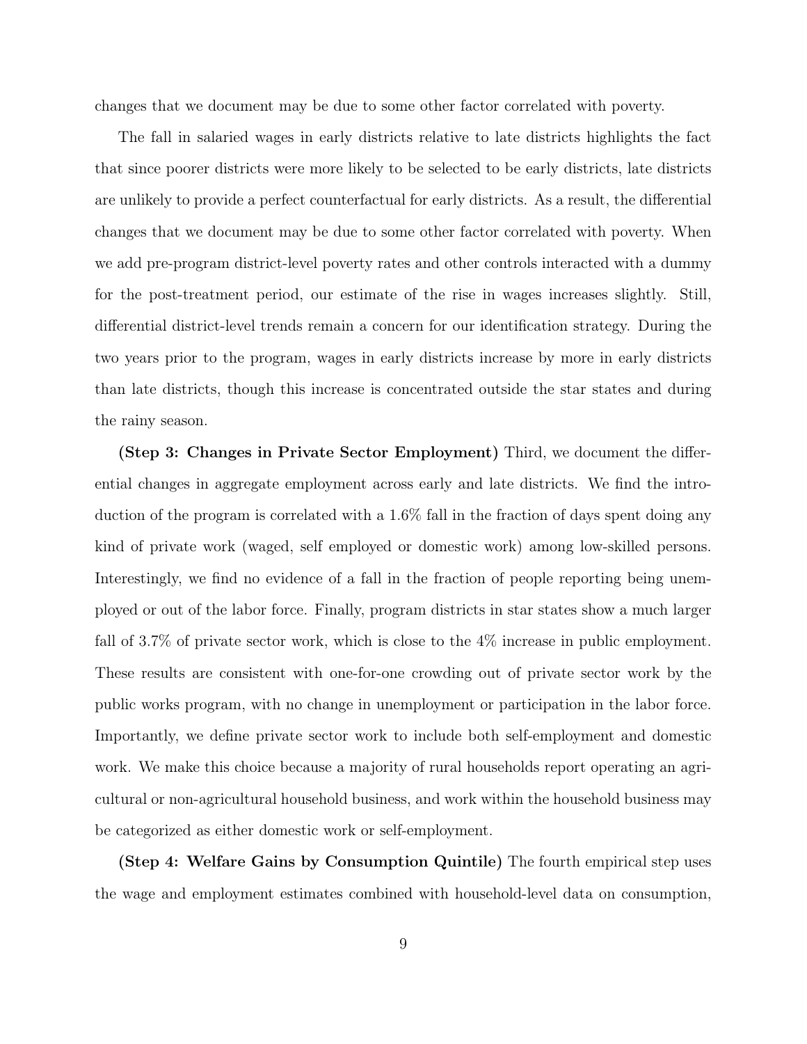changes that we document may be due to some other factor correlated with poverty.

The fall in salaried wages in early districts relative to late districts highlights the fact that since poorer districts were more likely to be selected to be early districts, late districts are unlikely to provide a perfect counterfactual for early districts. As a result, the differential changes that we document may be due to some other factor correlated with poverty. When we add pre-program district-level poverty rates and other controls interacted with a dummy for the post-treatment period, our estimate of the rise in wages increases slightly. Still, differential district-level trends remain a concern for our identification strategy. During the two years prior to the program, wages in early districts increase by more in early districts than late districts, though this increase is concentrated outside the star states and during the rainy season.

**(Step 3: Changes in Private Sector Employment)** Third, we document the differential changes in aggregate employment across early and late districts. We find the introduction of the program is correlated with a 1.6% fall in the fraction of days spent doing any kind of private work (waged, self employed or domestic work) among low-skilled persons. Interestingly, we find no evidence of a fall in the fraction of people reporting being unemployed or out of the labor force. Finally, program districts in star states show a much larger fall of 3.7% of private sector work, which is close to the 4% increase in public employment. These results are consistent with one-for-one crowding out of private sector work by the public works program, with no change in unemployment or participation in the labor force. Importantly, we define private sector work to include both self-employment and domestic work. We make this choice because a majority of rural households report operating an agricultural or non-agricultural household business, and work within the household business may be categorized as either domestic work or self-employment.

**(Step 4: Welfare Gains by Consumption Quintile)** The fourth empirical step uses the wage and employment estimates combined with household-level data on consumption,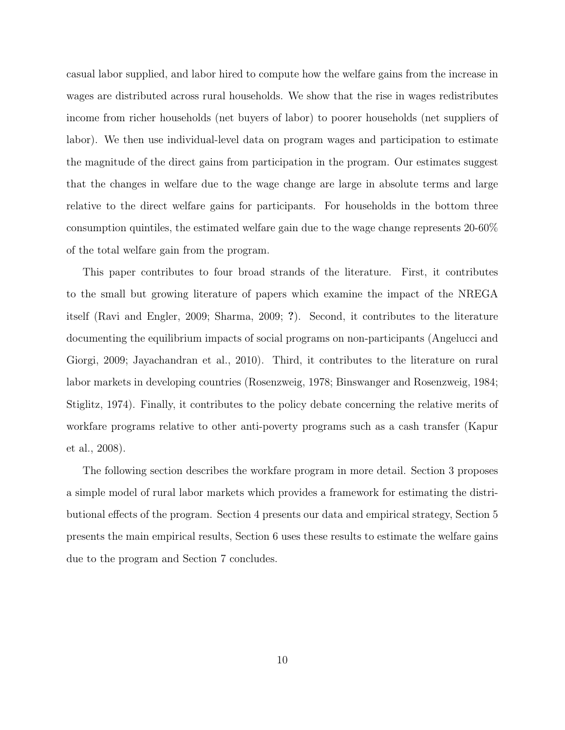casual labor supplied, and labor hired to compute how the welfare gains from the increase in wages are distributed across rural households. We show that the rise in wages redistributes income from richer households (net buyers of labor) to poorer households (net suppliers of labor). We then use individual-level data on program wages and participation to estimate the magnitude of the direct gains from participation in the program. Our estimates suggest that the changes in welfare due to the wage change are large in absolute terms and large relative to the direct welfare gains for participants. For households in the bottom three consumption quintiles, the estimated welfare gain due to the wage change represents 20-60% of the total welfare gain from the program.

This paper contributes to four broad strands of the literature. First, it contributes to the small but growing literature of papers which examine the impact of the NREGA itself (Ravi and Engler, 2009; Sharma, 2009; **?**). Second, it contributes to the literature documenting the equilibrium impacts of social programs on non-participants (Angelucci and Giorgi, 2009; Jayachandran et al., 2010). Third, it contributes to the literature on rural labor markets in developing countries (Rosenzweig, 1978; Binswanger and Rosenzweig, 1984; Stiglitz, 1974). Finally, it contributes to the policy debate concerning the relative merits of workfare programs relative to other anti-poverty programs such as a cash transfer (Kapur et al., 2008).

The following section describes the workfare program in more detail. Section 3 proposes a simple model of rural labor markets which provides a framework for estimating the distributional effects of the program. Section 4 presents our data and empirical strategy, Section 5 presents the main empirical results, Section 6 uses these results to estimate the welfare gains due to the program and Section 7 concludes.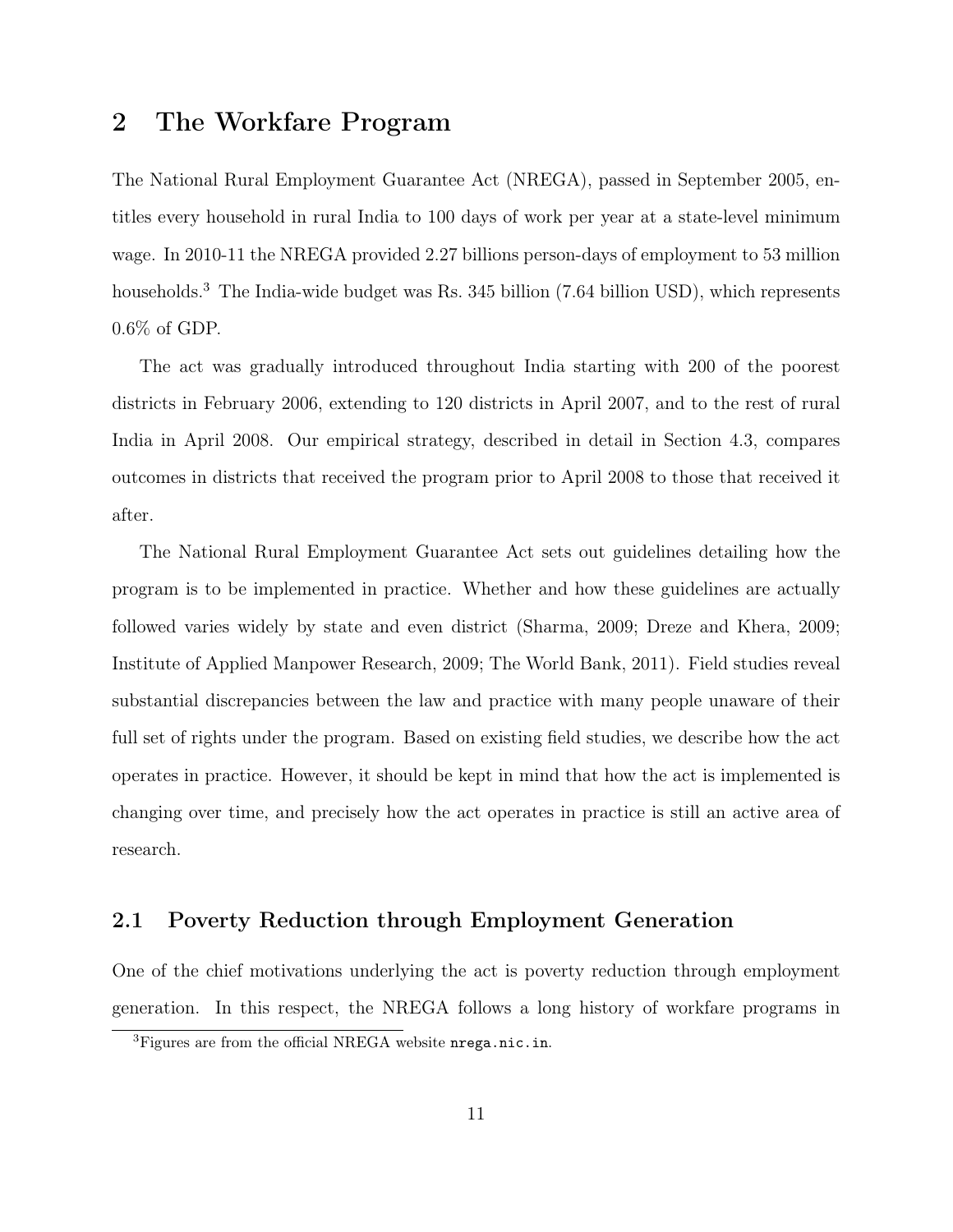## 2 The Workfare Program

The National Rural Employment Guarantee Act (NREGA), passed in September 2005, entitles every household in rural India to 100 days of work per year at a state-level minimum wage. In 2010-11 the NREGA provided 2.27 billions person-days of employment to 53 million households.[3] The India-wide budget was Rs. 345 billion (7.64 billion USD), which represents 0.6% of GDP.

The act was gradually introduced throughout India starting with 200 of the poorest districts in February 2006, extending to 120 districts in April 2007, and to the rest of rural India in April 2008. Our empirical strategy, described in detail in Section 4.3, compares outcomes in districts that received the program prior to April 2008 to those that received it after.

The National Rural Employment Guarantee Act sets out guidelines detailing how the program is to be implemented in practice. Whether and how these guidelines are actually followed varies widely by state and even district (Sharma, 2009; Dreze and Khera, 2009; Institute of Applied Manpower Research, 2009; The World Bank, 2011). Field studies reveal substantial discrepancies between the law and practice with many people unaware of their full set of rights under the program. Based on existing field studies, we describe how the act operates in practice. However, it should be kept in mind that how the act is implemented is changing over time, and precisely how the act operates in practice is still an active area of research.

### 2.1 Poverty Reduction through Employment Generation

One of the chief motivations underlying the act is poverty reduction through employment generation. In this respect, the NREGA follows a long history of workfare programs in

[3] Figures are from the official NREGA website `nrega.nic.in`.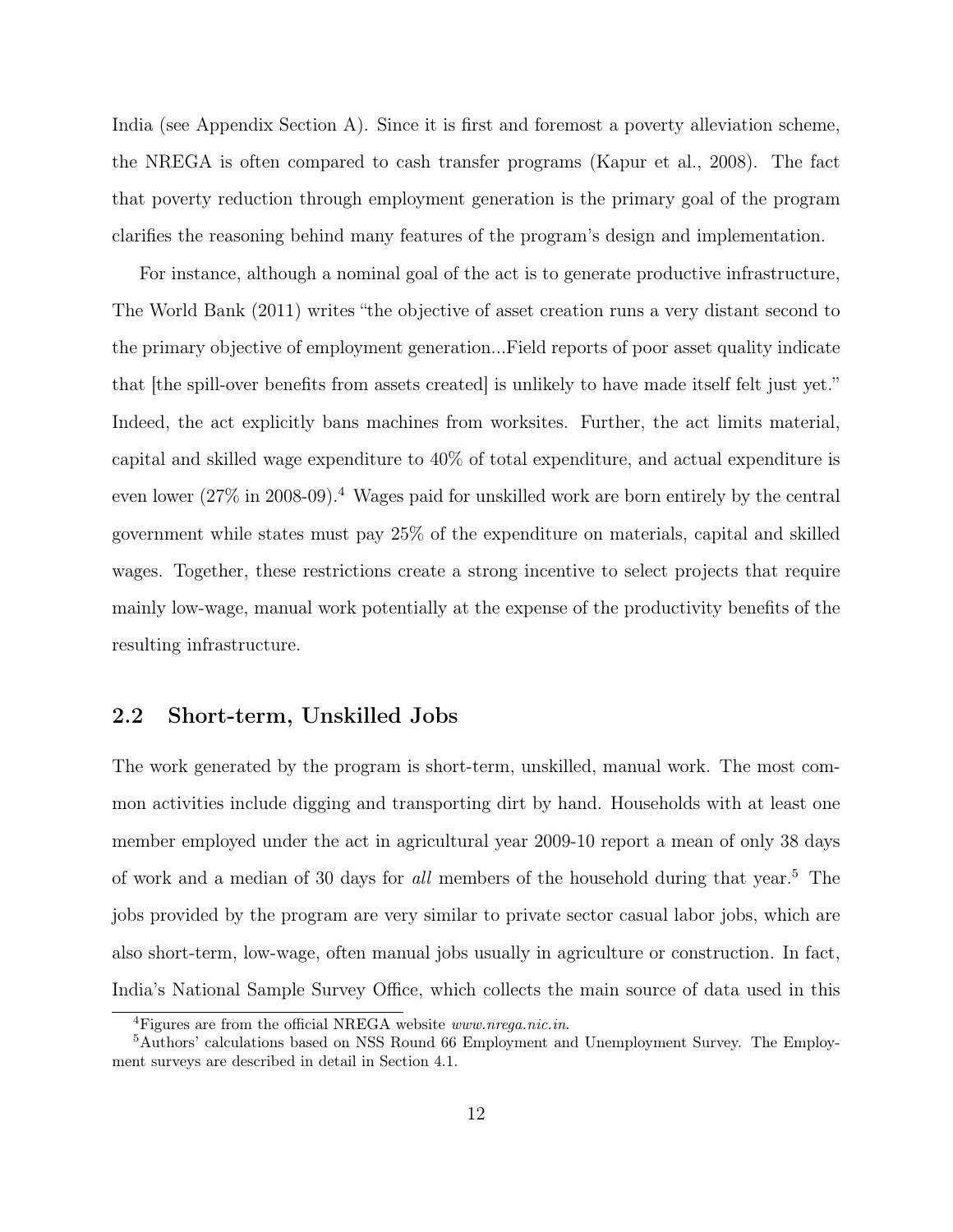India (see Appendix Section A). Since it is first and foremost a poverty alleviation scheme, the NREGA is often compared to cash transfer programs (Kapur et al., 2008). The fact that poverty reduction through employment generation is the primary goal of the program clarifies the reasoning behind many features of the program's design and implementation.

For instance, although a nominal goal of the act is to generate productive infrastructure, The World Bank (2011) writes "the objective of asset creation runs a very distant second to the primary objective of employment generation...Field reports of poor asset quality indicate that [the spill-over benefits from assets created] is unlikely to have made itself felt just yet." Indeed, the act explicitly bans machines from worksites. Further, the act limits material, capital and skilled wage expenditure to 40% of total expenditure, and actual expenditure is even lower (27% in 2008-09).[4] Wages paid for unskilled work are born entirely by the central government while states must pay 25% of the expenditure on materials, capital and skilled wages. Together, these restrictions create a strong incentive to select projects that require mainly low-wage, manual work potentially at the expense of the productivity benefits of the resulting infrastructure.

## 2.2 Short-term, Unskilled Jobs

The work generated by the program is short-term, unskilled, manual work. The most common activities include digging and transporting dirt by hand. Households with at least one member employed under the act in agricultural year 2009-10 report a mean of only 38 days of work and a median of 30 days for *all* members of the household during that year.[5] The jobs provided by the program are very similar to private sector casual labor jobs, which are also short-term, low-wage, often manual jobs usually in agriculture or construction. In fact, India's National Sample Survey Office, which collects the main source of data used in this

[4] Figures are from the official NREGA website *www.nrega.nic.in*.

[5] Authors' calculations based on NSS Round 66 Employment and Unemployment Survey. The Employment surveys are described in detail in Section 4.1.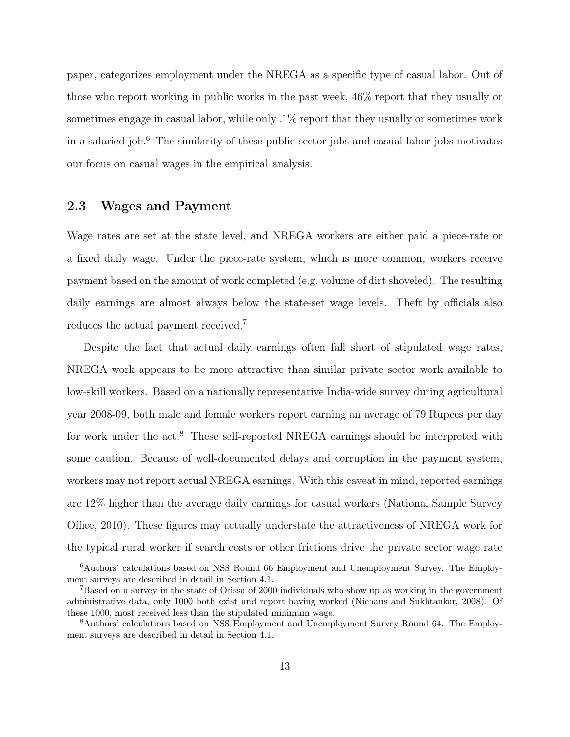paper, categorizes employment under the NREGA as a specific type of casual labor. Out of those who report working in public works in the past week, 46% report that they usually or sometimes engage in casual labor, while only .1% report that they usually or sometimes work in a salaried job.[6] The similarity of these public sector jobs and casual labor jobs motivates our focus on casual wages in the empirical analysis.

## 2.3 Wages and Payment

Wage rates are set at the state level, and NREGA workers are either paid a piece-rate or a fixed daily wage. Under the piece-rate system, which is more common, workers receive payment based on the amount of work completed (e.g. volume of dirt shoveled). The resulting daily earnings are almost always below the state-set wage levels. Theft by officials also reduces the actual payment received.[7]

Despite the fact that actual daily earnings often fall short of stipulated wage rates, NREGA work appears to be more attractive than similar private sector work available to low-skill workers. Based on a nationally representative India-wide survey during agricultural year 2008-09, both male and female workers report earning an average of 79 Rupees per day for work under the act.[8] These self-reported NREGA earnings should be interpreted with some caution. Because of well-documented delays and corruption in the payment system, workers may not report actual NREGA earnings. With this caveat in mind, reported earnings are 12% higher than the average daily earnings for casual workers (National Sample Survey Office, 2010). These figures may actually understate the attractiveness of NREGA work for the typical rural worker if search costs or other frictions drive the private sector wage rate

[6] Authors' calculations based on NSS Round 66 Employment and Unemployment Survey. The Employment surveys are described in detail in Section 4.1.

[7] Based on a survey in the state of Orissa of 2000 individuals who show up as working in the government administrative data, only 1000 both exist and report having worked (Niehaus and Sukhtankar, 2008). Of these 1000, most received less than the stipulated minimum wage.

[8] Authors' calculations based on NSS Employment and Unemployment Survey Round 64. The Employment surveys are described in detail in Section 4.1.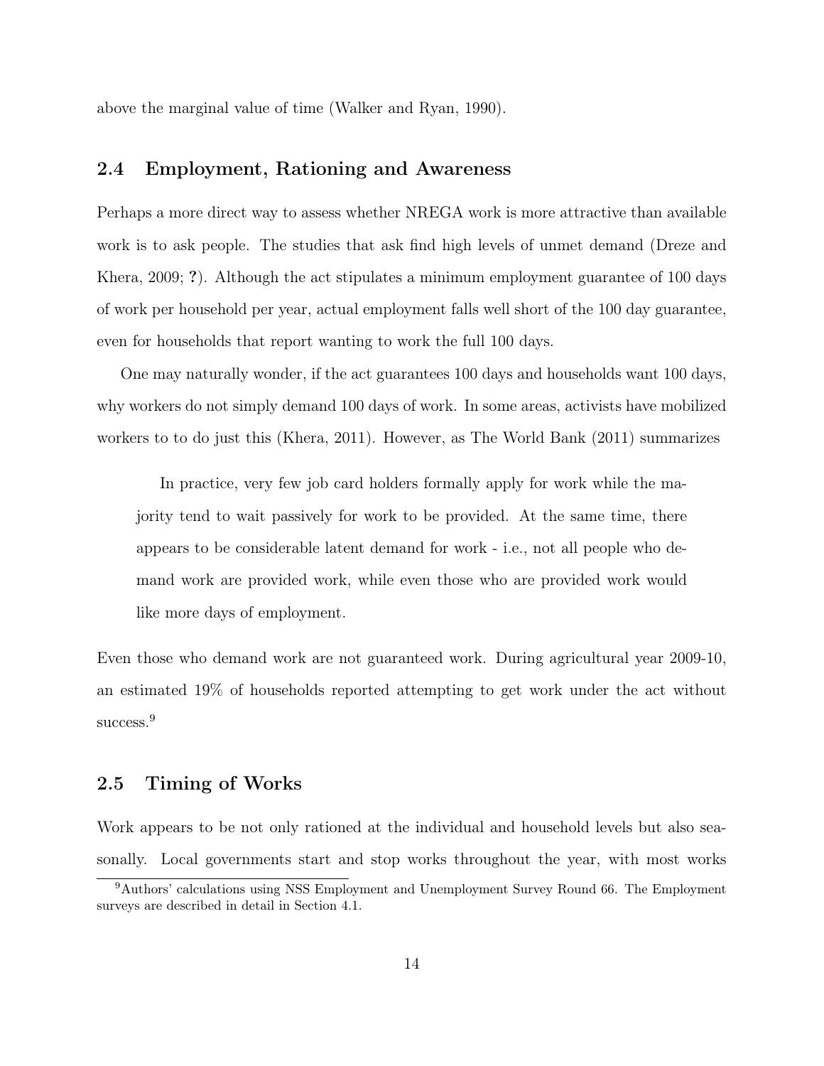above the marginal value of time (Walker and Ryan, 1990).

## 2.4 Employment, Rationing and Awareness

Perhaps a more direct way to assess whether NREGA work is more attractive than available work is to ask people. The studies that ask find high levels of unmet demand (Dreze and Khera, 2009; **?**). Although the act stipulates a minimum employment guarantee of 100 days of work per household per year, actual employment falls well short of the 100 day guarantee, even for households that report wanting to work the full 100 days.

One may naturally wonder, if the act guarantees 100 days and households want 100 days, why workers do not simply demand 100 days of work. In some areas, activists have mobilized workers to to do just this (Khera, 2011). However, as The World Bank (2011) summarizes

> In practice, very few job card holders formally apply for work while the majority tend to wait passively for work to be provided. At the same time, there appears to be considerable latent demand for work - i.e., not all people who demand work are provided work, while even those who are provided work would like more days of employment.

Even those who demand work are not guaranteed work. During agricultural year 2009-10, an estimated 19% of households reported attempting to get work under the act without success.[9]

## 2.5 Timing of Works

Work appears to be not only rationed at the individual and household levels but also seasonally. Local governments start and stop works throughout the year, with most works

[9] Authors' calculations using NSS Employment and Unemployment Survey Round 66. The Employment surveys are described in detail in Section 4.1.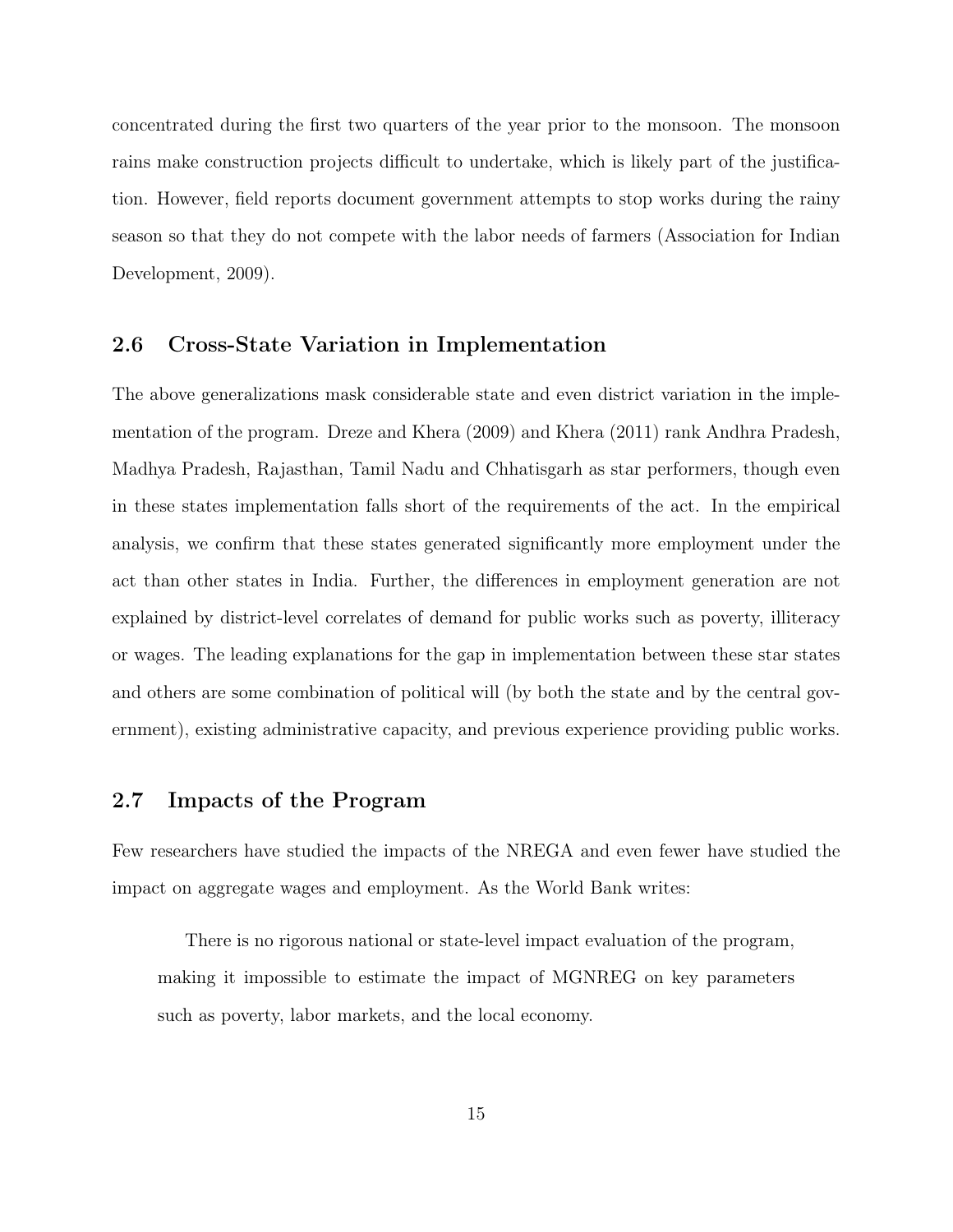concentrated during the first two quarters of the year prior to the monsoon. The monsoon rains make construction projects difficult to undertake, which is likely part of the justification. However, field reports document government attempts to stop works during the rainy season so that they do not compete with the labor needs of farmers (Association for Indian Development, 2009).

## 2.6 Cross-State Variation in Implementation

The above generalizations mask considerable state and even district variation in the implementation of the program. Dreze and Khera (2009) and Khera (2011) rank Andhra Pradesh, Madhya Pradesh, Rajasthan, Tamil Nadu and Chhatisgarh as star performers, though even in these states implementation falls short of the requirements of the act. In the empirical analysis, we confirm that these states generated significantly more employment under the act than other states in India. Further, the differences in employment generation are not explained by district-level correlates of demand for public works such as poverty, illiteracy or wages. The leading explanations for the gap in implementation between these star states and others are some combination of political will (by both the state and by the central government), existing administrative capacity, and previous experience providing public works.

## 2.7 Impacts of the Program

Few researchers have studied the impacts of the NREGA and even fewer have studied the impact on aggregate wages and employment. As the World Bank writes:

> There is no rigorous national or state-level impact evaluation of the program, making it impossible to estimate the impact of MGNREG on key parameters such as poverty, labor markets, and the local economy.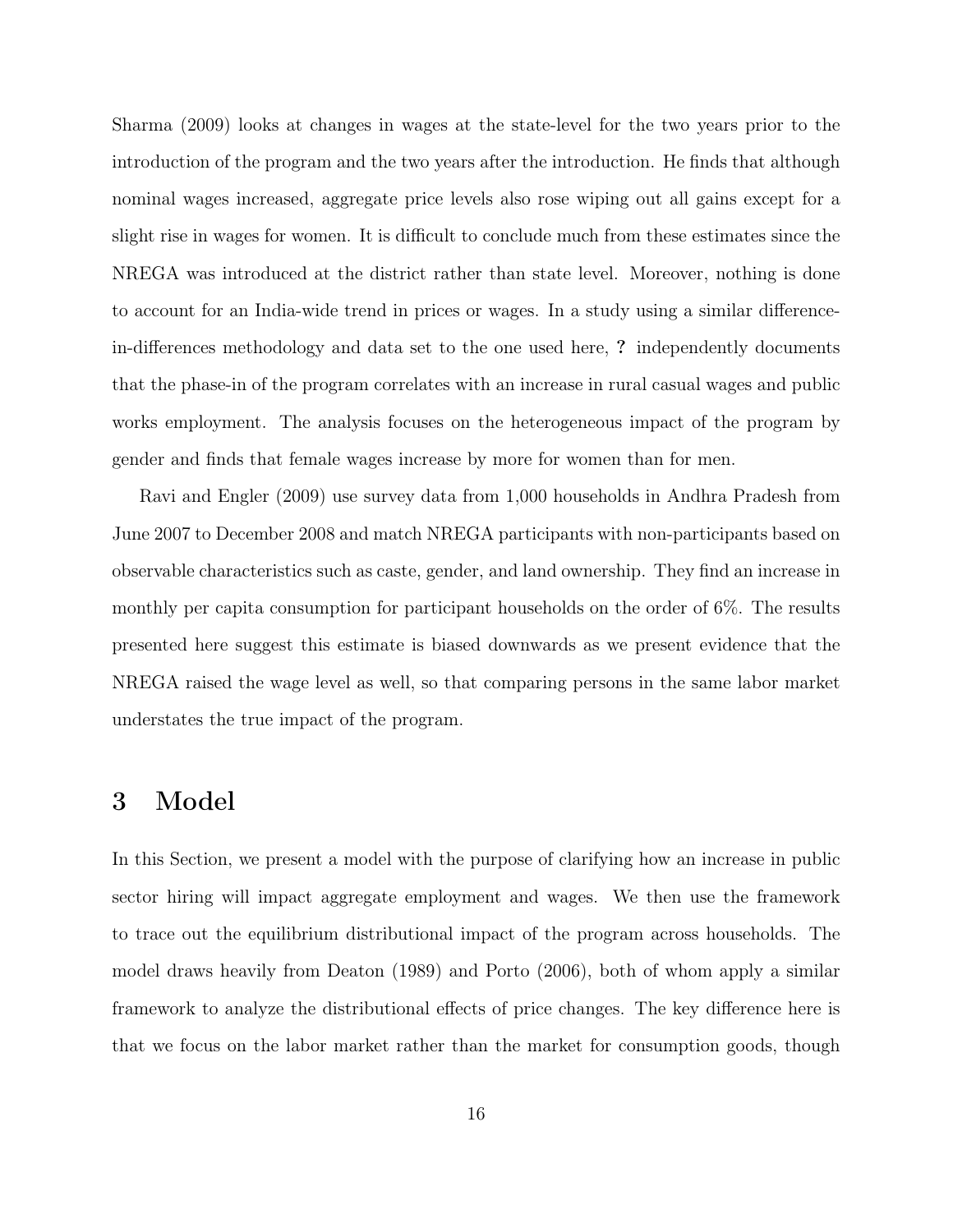Sharma (2009) looks at changes in wages at the state-level for the two years prior to the introduction of the program and the two years after the introduction. He finds that although nominal wages increased, aggregate price levels also rose wiping out all gains except for a slight rise in wages for women. It is difficult to conclude much from these estimates since the NREGA was introduced at the district rather than state level. Moreover, nothing is done to account for an India-wide trend in prices or wages. In a study using a similar difference-in-differences methodology and data set to the one used here, **?** independently documents that the phase-in of the program correlates with an increase in rural casual wages and public works employment. The analysis focuses on the heterogeneous impact of the program by gender and finds that female wages increase by more for women than for men.

Ravi and Engler (2009) use survey data from 1,000 households in Andhra Pradesh from June 2007 to December 2008 and match NREGA participants with non-participants based on observable characteristics such as caste, gender, and land ownership. They find an increase in monthly per capita consumption for participant households on the order of 6%. The results presented here suggest this estimate is biased downwards as we present evidence that the NREGA raised the wage level as well, so that comparing persons in the same labor market understates the true impact of the program.

# 3 Model

In this Section, we present a model with the purpose of clarifying how an increase in public sector hiring will impact aggregate employment and wages. We then use the framework to trace out the equilibrium distributional impact of the program across households. The model draws heavily from Deaton (1989) and Porto (2006), both of whom apply a similar framework to analyze the distributional effects of price changes. The key difference here is that we focus on the labor market rather than the market for consumption goods, though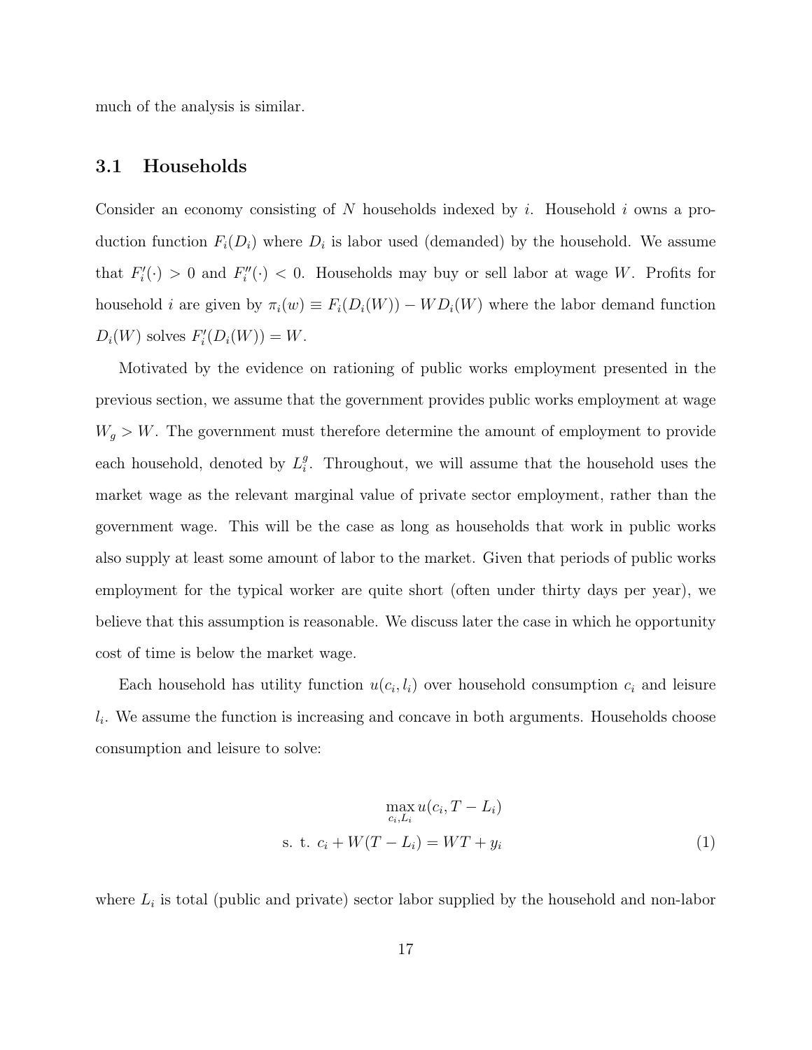much of the analysis is similar.

## 3.1 Households

Consider an economy consisting of $N$ households indexed by $i$. Household $i$ owns a production function $F_i(D_i)$ where $D_i$ is labor used (demanded) by the household. We assume that $F_i'(\cdot) > 0$ and $F_i''(\cdot) < 0$. Households may buy or sell labor at wage $W$. Profits for household $i$ are given by $\pi_i(w) \equiv F_i(D_i(W)) - WD_i(W)$ where the labor demand function $D_i(W)$ solves $F_i'(D_i(W)) = W$.

Motivated by the evidence on rationing of public works employment presented in the previous section, we assume that the government provides public works employment at wage $W_g > W$. The government must therefore determine the amount of employment to provide each household, denoted by $L_i^g$. Throughout, we will assume that the household uses the market wage as the relevant marginal value of private sector employment, rather than the government wage. This will be the case as long as households that work in public works also supply at least some amount of labor to the market. Given that periods of public works employment for the typical worker are quite short (often under thirty days per year), we believe that this assumption is reasonable. We discuss later the case in which he opportunity cost of time is below the market wage.

Each household has utility function $u(c_i, l_i)$ over household consumption $c_i$ and leisure $l_i$. We assume the function is increasing and concave in both arguments. Households choose consumption and leisure to solve:

$$
\begin{aligned}
&\max_{c_i, L_i} u(c_i, T - L_i) \\
&\text{s. t. } c_i + W(T - L_i) = WT + y_i
\end{aligned}
\tag{1}
$$

where $L_i$ is total (public and private) sector labor supplied by the household and non-labor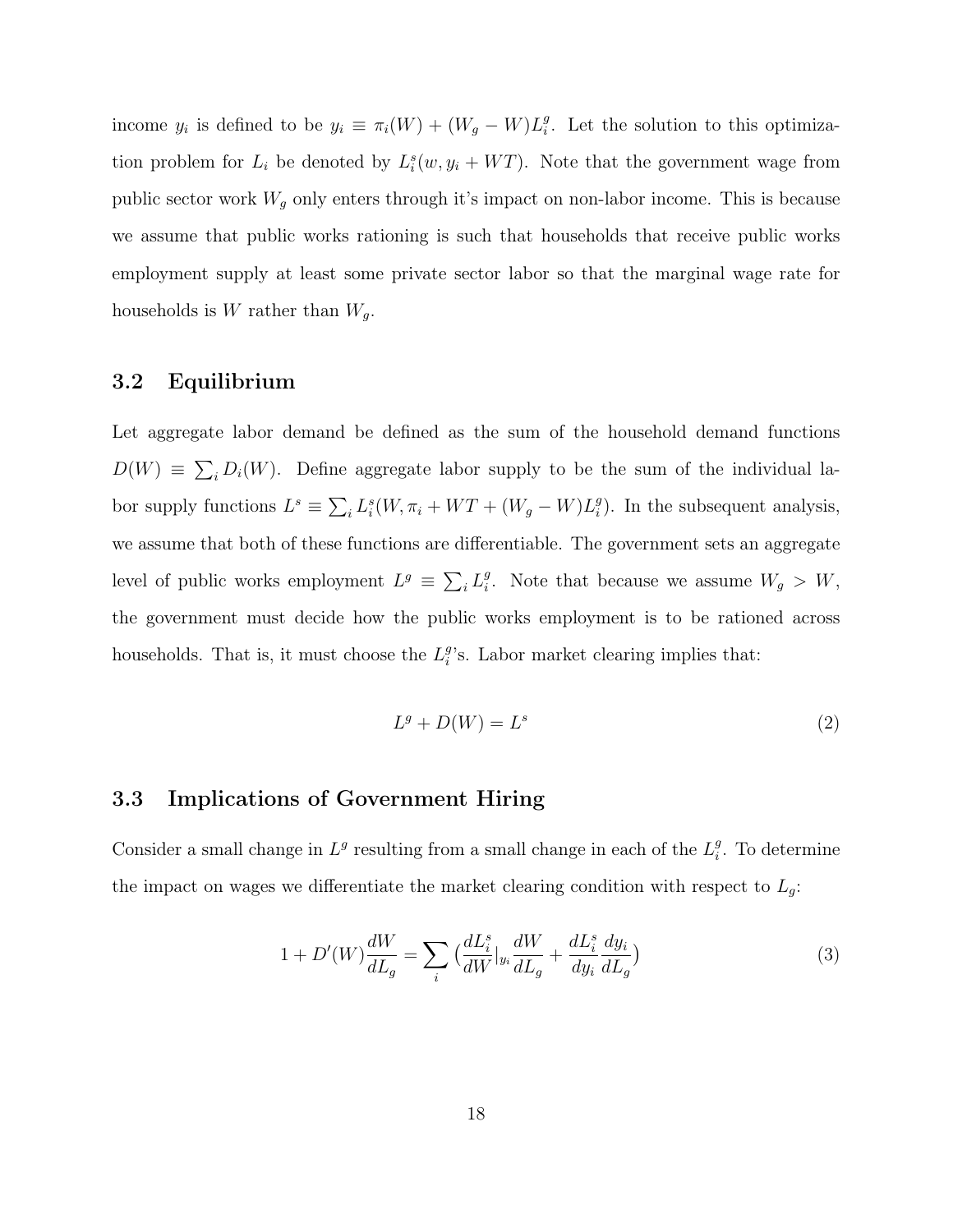income $y_i$ is defined to be $y_i \equiv \pi_i(W) + (W_g - W)L_i^g$. Let the solution to this optimization problem for $L_i$ be denoted by $L_i^s(w, y_i + WT)$. Note that the government wage from public sector work $W_g$ only enters through it's impact on non-labor income. This is because we assume that public works rationing is such that households that receive public works employment supply at least some private sector labor so that the marginal wage rate for households is $W$ rather than $W_g$.

## 3.2 Equilibrium

Let aggregate labor demand be defined as the sum of the household demand functions $D(W) \equiv \sum_i D_i(W)$. Define aggregate labor supply to be the sum of the individual labor supply functions $L^s \equiv \sum_i L_i^s(W, \pi_i + WT + (W_g - W)L_i^g)$. In the subsequent analysis, we assume that both of these functions are differentiable. The government sets an aggregate level of public works employment $L^g \equiv \sum_i L_i^g$. Note that because we assume $W_g > W$, the government must decide how the public works employment is to be rationed across households. That is, it must choose the $L_i^g$'s. Labor market clearing implies that:

$$L^g + D(W) = L^s \tag{2}$$

## 3.3 Implications of Government Hiring

Consider a small change in $L^g$ resulting from a small change in each of the $L_i^g$. To determine the impact on wages we differentiate the market clearing condition with respect to $L_g$:

$$1 + D'(W)\frac{dW}{dL_g} = \sum_i \left(\frac{dL_i^s}{dW}|_{y_i}\frac{dW}{dL_g} + \frac{dL_i^s}{dy_i}\frac{dy_i}{dL_g}\right) \tag{3}$$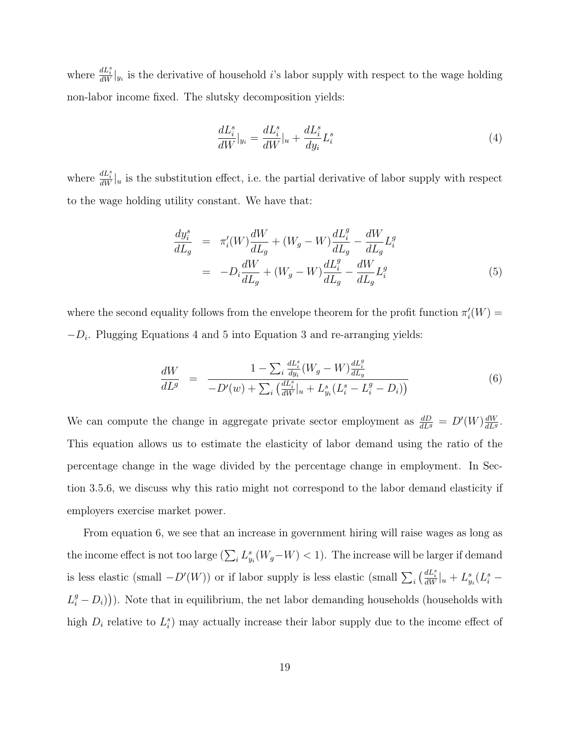where $\frac{dL_i^s}{dW}|_{y_i}$ is the derivative of household $i$'s labor supply with respect to the wage holding non-labor income fixed. The slutsky decomposition yields:

$$\frac{dL_i^s}{dW}|_{y_i} = \frac{dL_i^s}{dW}|_u + \frac{dL_i^s}{dy_i} L_i^s \tag{4}$$

where $\frac{dL_i^s}{dW}|_u$ is the substitution effect, i.e. the partial derivative of labor supply with respect to the wage holding utility constant. We have that:

$$\begin{aligned} \frac{dy_i^s}{dL_g} &= \pi_i'(W)\frac{dW}{dL_g} + (W_g - W)\frac{dL_i^g}{dL_g} - \frac{dW}{dL_g}L_i^g \\ &= -D_i\frac{dW}{dL_g} + (W_g - W)\frac{dL_i^g}{dL_g} - \frac{dW}{dL_g}L_i^g \end{aligned} \tag{5}$$

where the second equality follows from the envelope theorem for the profit function $\pi_i'(W) = -D_i$. Plugging Equations 4 and 5 into Equation 3 and re-arranging yields:

$$\frac{dW}{dL^g} = \frac{1 - \sum_i \frac{dL_i^s}{dy_i}(W_g - W)\frac{dL_i^g}{dL_g}}{-D'(w) + \sum_i \left(\frac{dL_i^s}{dW}|_u + L_{y_i}^s(L_i^s - L_i^g - D_i)\right)} \tag{6}$$

We can compute the change in aggregate private sector employment as $\frac{dD}{dL^g} = D'(W)\frac{dW}{dL^g}$. This equation allows us to estimate the elasticity of labor demand using the ratio of the percentage change in the wage divided by the percentage change in employment. In Section 3.5.6, we discuss why this ratio might not correspond to the labor demand elasticity if employers exercise market power.

From equation 6, we see that an increase in government hiring will raise wages as long as the income effect is not too large ($\sum_i L_{y_i}^s(W_g - W) < 1$). The increase will be larger if demand is less elastic (small $-D'(W)$) or if labor supply is less elastic (small $\sum_i \left(\frac{dL_i^s}{dW}|_u + L_{y_i}^s(L_i^s - L_i^g - D_i)\right)$). Note that in equilibrium, the net labor demanding households (households with high $D_i$ relative to $L_i^s$) may actually increase their labor supply due to the income effect of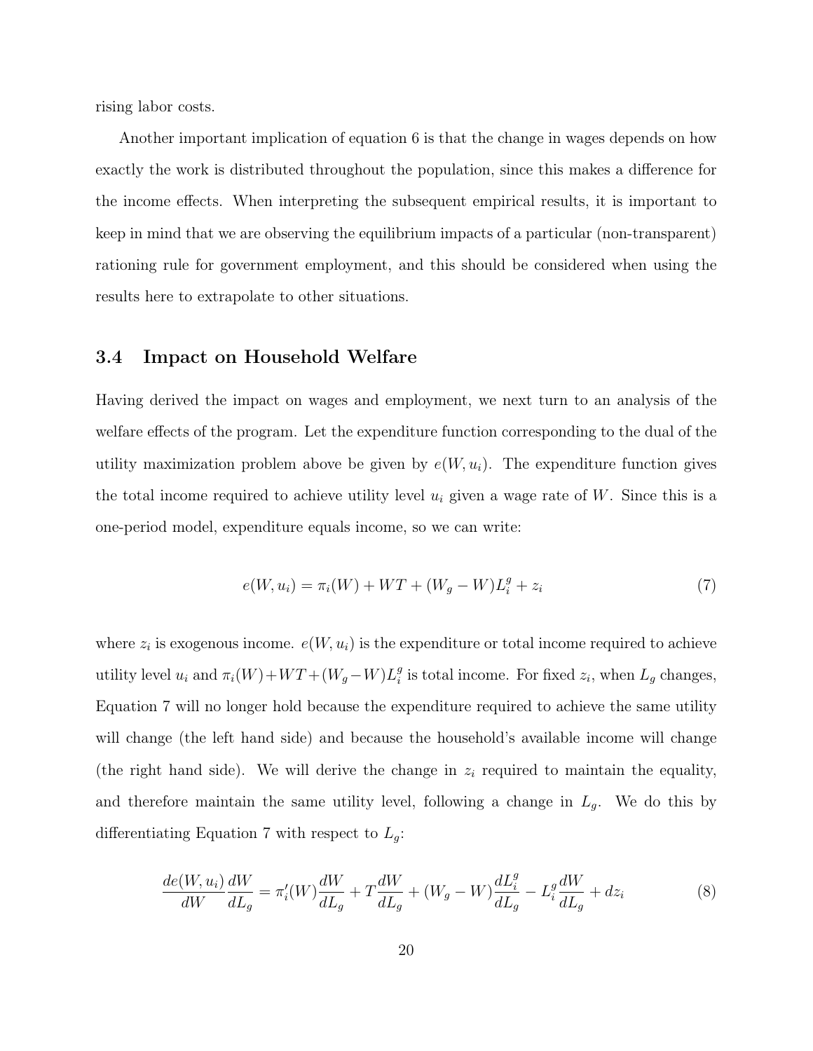rising labor costs.

Another important implication of equation 6 is that the change in wages depends on how exactly the work is distributed throughout the population, since this makes a difference for the income effects. When interpreting the subsequent empirical results, it is important to keep in mind that we are observing the equilibrium impacts of a particular (non-transparent) rationing rule for government employment, and this should be considered when using the results here to extrapolate to other situations.

### 3.4 Impact on Household Welfare

Having derived the impact on wages and employment, we next turn to an analysis of the welfare effects of the program. Let the expenditure function corresponding to the dual of the utility maximization problem above be given by $e(W, u_i)$. The expenditure function gives the total income required to achieve utility level $u_i$ given a wage rate of $W$. Since this is a one-period model, expenditure equals income, so we can write:

$$e(W, u_i) = \pi_i(W) + WT + (W_g - W)L_i^g + z_i \tag{7}$$

where $z_i$ is exogenous income. $e(W, u_i)$ is the expenditure or total income required to achieve utility level $u_i$ and $\pi_i(W) + WT + (W_g - W)L_i^g$ is total income. For fixed $z_i$, when $L_g$ changes, Equation 7 will no longer hold because the expenditure required to achieve the same utility will change (the left hand side) and because the household's available income will change (the right hand side). We will derive the change in $z_i$ required to maintain the equality, and therefore maintain the same utility level, following a change in $L_g$. We do this by differentiating Equation 7 with respect to $L_g$:

$$\frac{de(W, u_i)}{dW}\frac{dW}{dL_g} = \pi_i'(W)\frac{dW}{dL_g} + T\frac{dW}{dL_g} + (W_g - W)\frac{dL_i^g}{dL_g} - L_i^g\frac{dW}{dL_g} + dz_i \tag{8}$$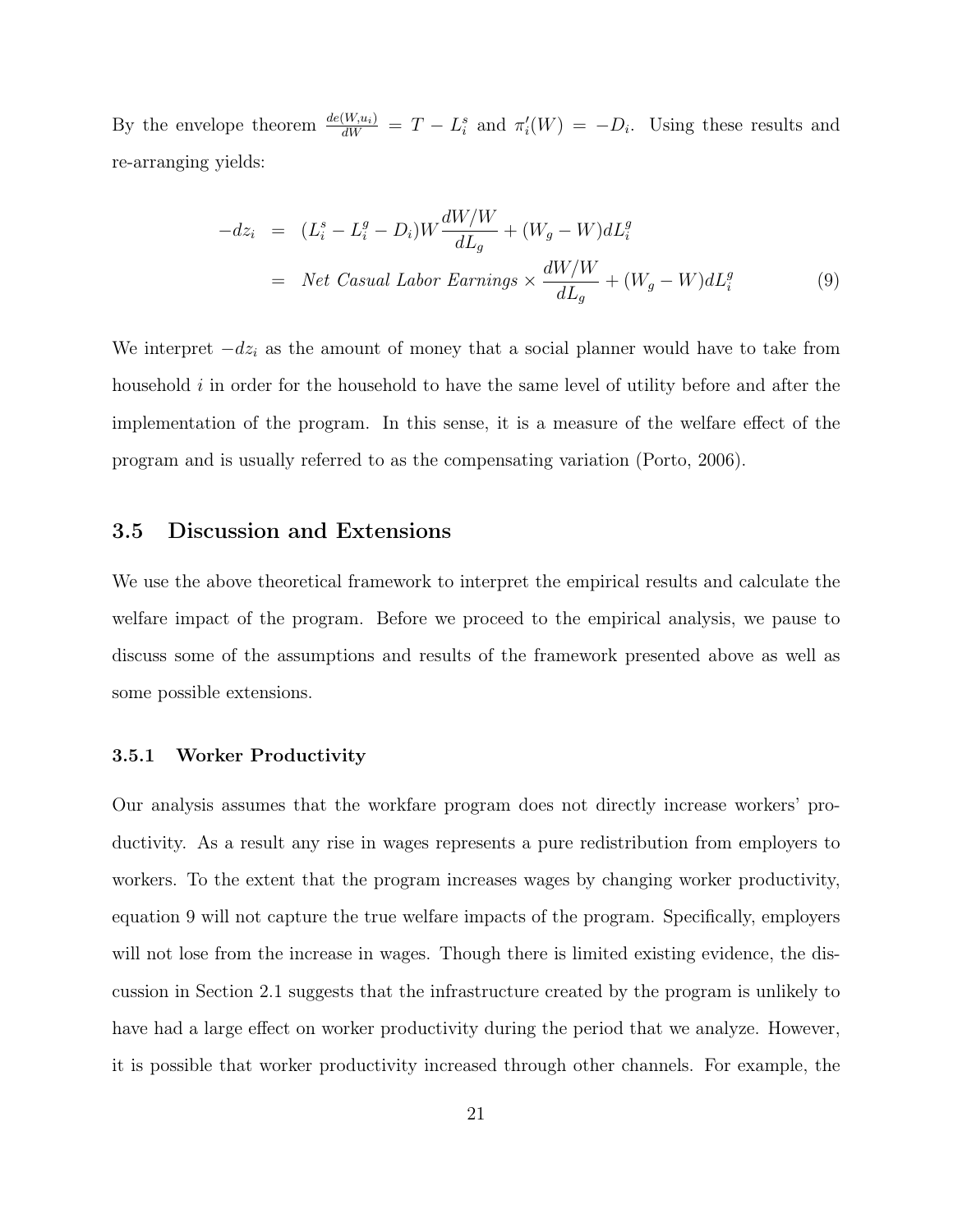By the envelope theorem $\frac{de(W,u_i)}{dW} = T - L_i^s$ and $\pi_i'(W) = -D_i$. Using these results and re-arranging yields:

$$
\begin{aligned}
-dz_i &= (L_i^s - L_i^g - D_i) W \frac{dW/W}{dL_g} + (W_g - W) dL_i^g \\
&= \textit{Net Casual Labor Earnings} \times \frac{dW/W}{dL_g} + (W_g - W) dL_i^g
\end{aligned}
\tag{9}
$$

We interpret $-dz_i$ as the amount of money that a social planner would have to take from household $i$ in order for the household to have the same level of utility before and after the implementation of the program. In this sense, it is a measure of the welfare effect of the program and is usually referred to as the compensating variation (Porto, 2006).

## 3.5 Discussion and Extensions

We use the above theoretical framework to interpret the empirical results and calculate the welfare impact of the program. Before we proceed to the empirical analysis, we pause to discuss some of the assumptions and results of the framework presented above as well as some possible extensions.

### 3.5.1 Worker Productivity

Our analysis assumes that the workfare program does not directly increase workers' productivity. As a result any rise in wages represents a pure redistribution from employers to workers. To the extent that the program increases wages by changing worker productivity, equation 9 will not capture the true welfare impacts of the program. Specifically, employers will not lose from the increase in wages. Though there is limited existing evidence, the discussion in Section 2.1 suggests that the infrastructure created by the program is unlikely to have had a large effect on worker productivity during the period that we analyze. However, it is possible that worker productivity increased through other channels. For example, the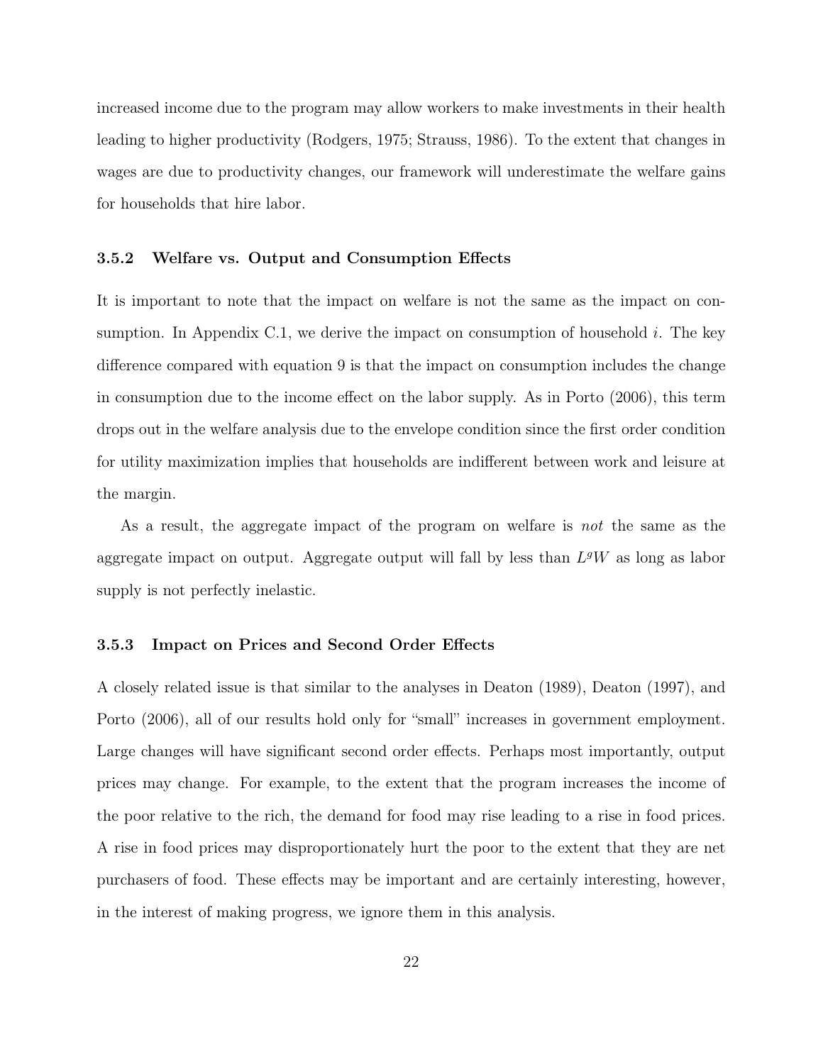increased income due to the program may allow workers to make investments in their health leading to higher productivity (Rodgers, 1975; Strauss, 1986). To the extent that changes in wages are due to productivity changes, our framework will underestimate the welfare gains for households that hire labor.

### 3.5.2 Welfare vs. Output and Consumption Effects

It is important to note that the impact on welfare is not the same as the impact on consumption. In Appendix C.1, we derive the impact on consumption of household $i$. The key difference compared with equation 9 is that the impact on consumption includes the change in consumption due to the income effect on the labor supply. As in Porto (2006), this term drops out in the welfare analysis due to the envelope condition since the first order condition for utility maximization implies that households are indifferent between work and leisure at the margin.

As a result, the aggregate impact of the program on welfare is *not* the same as the aggregate impact on output. Aggregate output will fall by less than $L^g W$ as long as labor supply is not perfectly inelastic.

### 3.5.3 Impact on Prices and Second Order Effects

A closely related issue is that similar to the analyses in Deaton (1989), Deaton (1997), and Porto (2006), all of our results hold only for "small" increases in government employment. Large changes will have significant second order effects. Perhaps most importantly, output prices may change. For example, to the extent that the program increases the income of the poor relative to the rich, the demand for food may rise leading to a rise in food prices. A rise in food prices may disproportionately hurt the poor to the extent that they are net purchasers of food. These effects may be important and are certainly interesting, however, in the interest of making progress, we ignore them in this analysis.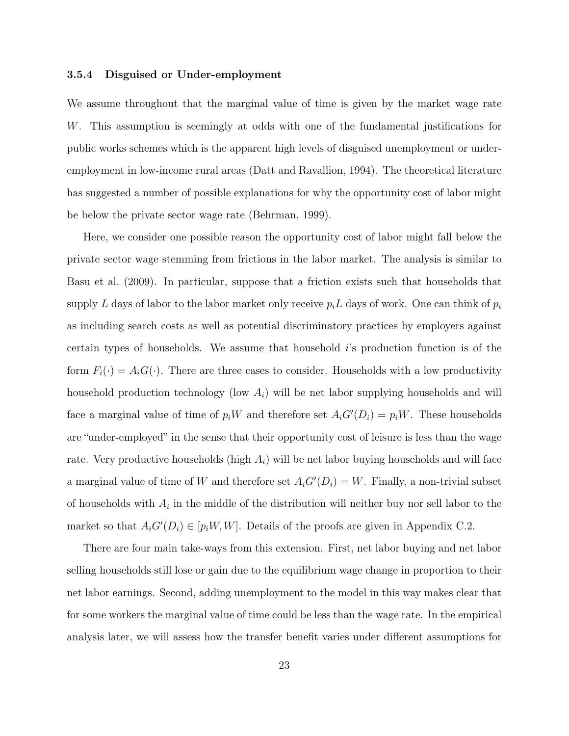### 3.5.4 Disguised or Under-employment

We assume throughout that the marginal value of time is given by the market wage rate $W$. This assumption is seemingly at odds with one of the fundamental justifications for public works schemes which is the apparent high levels of disguised unemployment or under-employment in low-income rural areas (Datt and Ravallion, 1994). The theoretical literature has suggested a number of possible explanations for why the opportunity cost of labor might be below the private sector wage rate (Behrman, 1999).

Here, we consider one possible reason the opportunity cost of labor might fall below the private sector wage stemming from frictions in the labor market. The analysis is similar to Basu et al. (2009). In particular, suppose that a friction exists such that households that supply $L$ days of labor to the labor market only receive $p_i L$ days of work. One can think of $p_i$ as including search costs as well as potential discriminatory practices by employers against certain types of households. We assume that household $i$'s production function is of the form $F_i(\cdot) = A_i G(\cdot)$. There are three cases to consider. Households with a low productivity household production technology (low $A_i$) will be net labor supplying households and will face a marginal value of time of $p_i W$ and therefore set $A_i G'(D_i) = p_i W$. These households are "under-employed" in the sense that their opportunity cost of leisure is less than the wage rate. Very productive households (high $A_i$) will be net labor buying households and will face a marginal value of time of $W$ and therefore set $A_i G'(D_i) = W$. Finally, a non-trivial subset of households with $A_i$ in the middle of the distribution will neither buy nor sell labor to the market so that $A_i G'(D_i) \in [p_i W, W]$. Details of the proofs are given in Appendix C.2.

There are four main take-ways from this extension. First, net labor buying and net labor selling households still lose or gain due to the equilibrium wage change in proportion to their net labor earnings. Second, adding unemployment to the model in this way makes clear that for some workers the marginal value of time could be less than the wage rate. In the empirical analysis later, we will assess how the transfer benefit varies under different assumptions for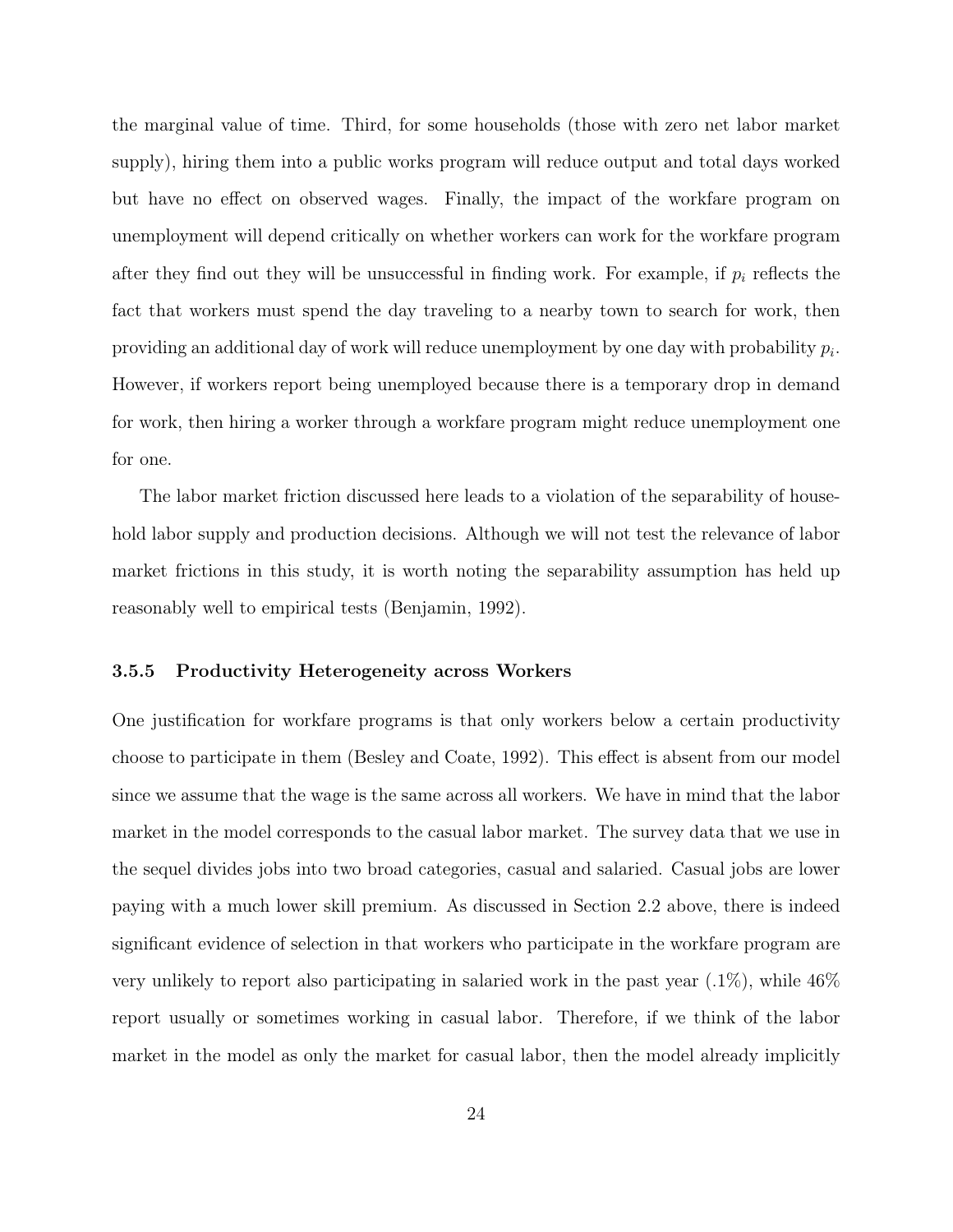the marginal value of time. Third, for some households (those with zero net labor market supply), hiring them into a public works program will reduce output and total days worked but have no effect on observed wages. Finally, the impact of the workfare program on unemployment will depend critically on whether workers can work for the workfare program after they find out they will be unsuccessful in finding work. For example, if $p_i$ reflects the fact that workers must spend the day traveling to a nearby town to search for work, then providing an additional day of work will reduce unemployment by one day with probability $p_i$. However, if workers report being unemployed because there is a temporary drop in demand for work, then hiring a worker through a workfare program might reduce unemployment one for one.

The labor market friction discussed here leads to a violation of the separability of household labor supply and production decisions. Although we will not test the relevance of labor market frictions in this study, it is worth noting the separability assumption has held up reasonably well to empirical tests (Benjamin, 1992).

### 3.5.5 Productivity Heterogeneity across Workers

One justification for workfare programs is that only workers below a certain productivity choose to participate in them (Besley and Coate, 1992). This effect is absent from our model since we assume that the wage is the same across all workers. We have in mind that the labor market in the model corresponds to the casual labor market. The survey data that we use in the sequel divides jobs into two broad categories, casual and salaried. Casual jobs are lower paying with a much lower skill premium. As discussed in Section 2.2 above, there is indeed significant evidence of selection in that workers who participate in the workfare program are very unlikely to report also participating in salaried work in the past year (.1%), while 46% report usually or sometimes working in casual labor. Therefore, if we think of the labor market in the model as only the market for casual labor, then the model already implicitly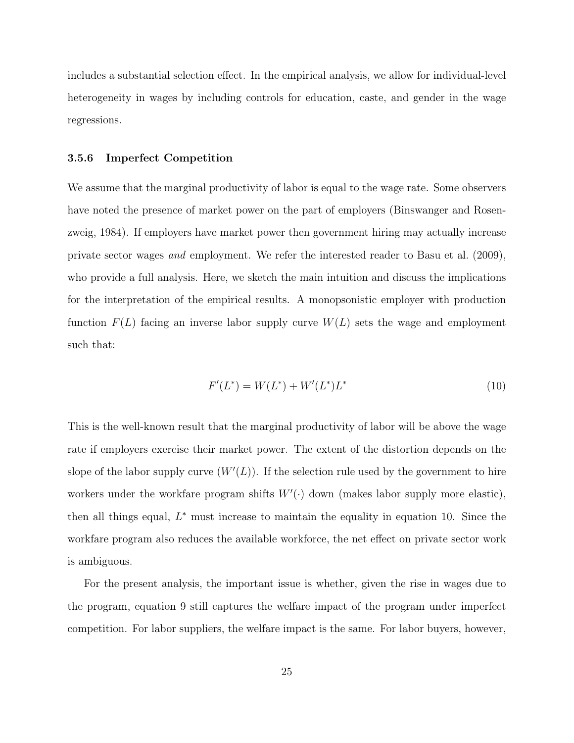includes a substantial selection effect. In the empirical analysis, we allow for individual-level heterogeneity in wages by including controls for education, caste, and gender in the wage regressions.

### 3.5.6 Imperfect Competition

We assume that the marginal productivity of labor is equal to the wage rate. Some observers have noted the presence of market power on the part of employers (Binswanger and Rosenzweig, 1984). If employers have market power then government hiring may actually increase private sector wages *and* employment. We refer the interested reader to Basu et al. (2009), who provide a full analysis. Here, we sketch the main intuition and discuss the implications for the interpretation of the empirical results. A monopsonistic employer with production function $F(L)$ facing an inverse labor supply curve $W(L)$ sets the wage and employment such that:

$$F'(L^*) = W(L^*) + W'(L^*)L^* \tag{10}$$

This is the well-known result that the marginal productivity of labor will be above the wage rate if employers exercise their market power. The extent of the distortion depends on the slope of the labor supply curve ($W'(L)$). If the selection rule used by the government to hire workers under the workfare program shifts $W'(\cdot)$ down (makes labor supply more elastic), then all things equal, $L^*$ must increase to maintain the equality in equation 10. Since the workfare program also reduces the available workforce, the net effect on private sector work is ambiguous.

For the present analysis, the important issue is whether, given the rise in wages due to the program, equation 9 still captures the welfare impact of the program under imperfect competition. For labor suppliers, the welfare impact is the same. For labor buyers, however,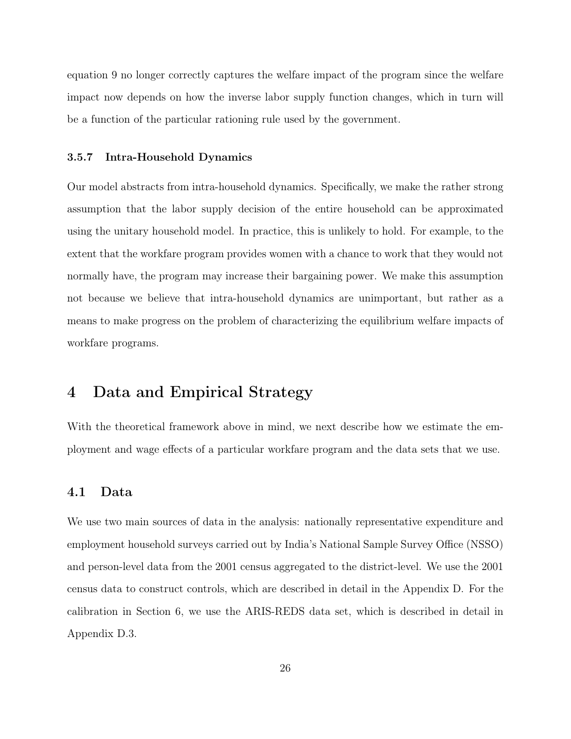equation 9 no longer correctly captures the welfare impact of the program since the welfare impact now depends on how the inverse labor supply function changes, which in turn will be a function of the particular rationing rule used by the government.

#### 3.5.7 Intra-Household Dynamics

Our model abstracts from intra-household dynamics. Specifically, we make the rather strong assumption that the labor supply decision of the entire household can be approximated using the unitary household model. In practice, this is unlikely to hold. For example, to the extent that the workfare program provides women with a chance to work that they would not normally have, the program may increase their bargaining power. We make this assumption not because we believe that intra-household dynamics are unimportant, but rather as a means to make progress on the problem of characterizing the equilibrium welfare impacts of workfare programs.

# 4 Data and Empirical Strategy

With the theoretical framework above in mind, we next describe how we estimate the employment and wage effects of a particular workfare program and the data sets that we use.

## 4.1 Data

We use two main sources of data in the analysis: nationally representative expenditure and employment household surveys carried out by India's National Sample Survey Office (NSSO) and person-level data from the 2001 census aggregated to the district-level. We use the 2001 census data to construct controls, which are described in detail in the Appendix D. For the calibration in Section 6, we use the ARIS-REDS data set, which is described in detail in Appendix D.3.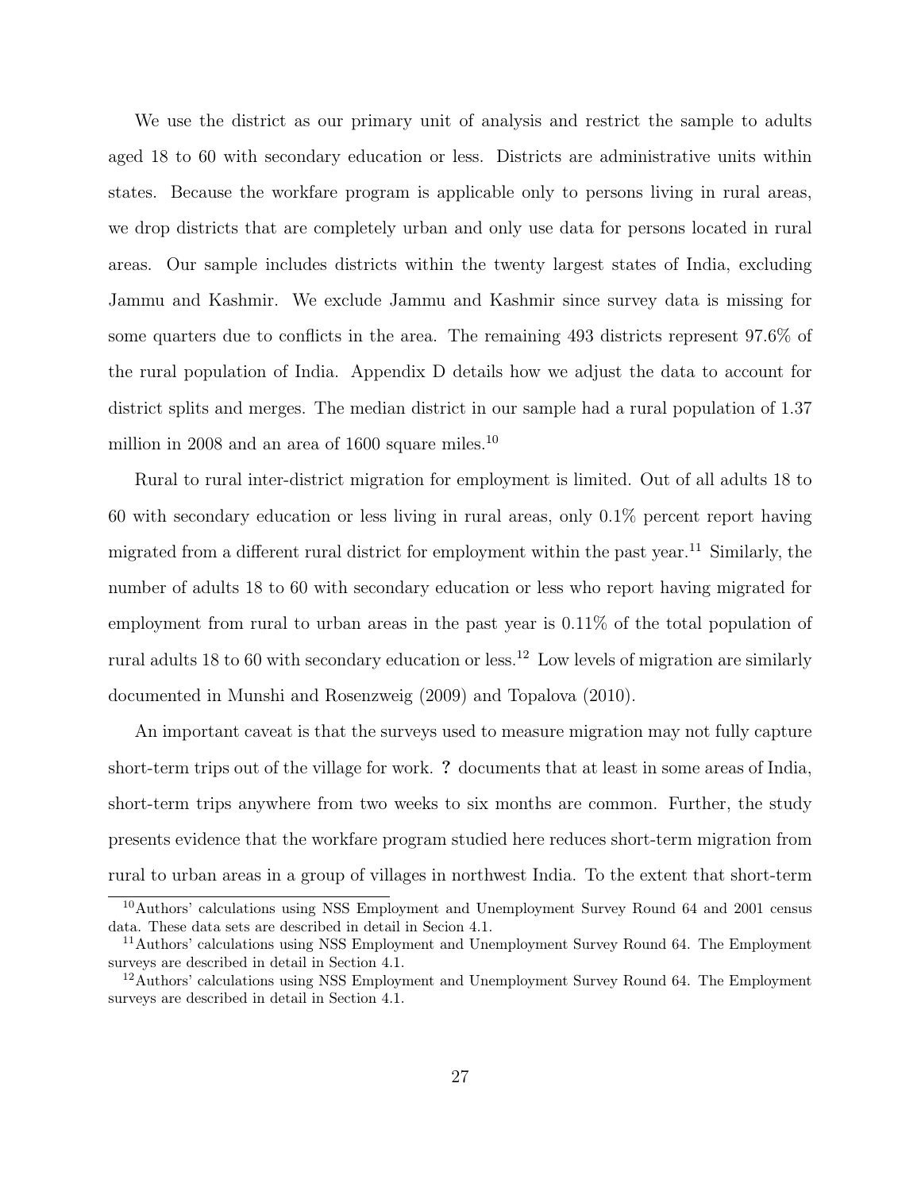We use the district as our primary unit of analysis and restrict the sample to adults aged 18 to 60 with secondary education or less. Districts are administrative units within states. Because the workfare program is applicable only to persons living in rural areas, we drop districts that are completely urban and only use data for persons located in rural areas. Our sample includes districts within the twenty largest states of India, excluding Jammu and Kashmir. We exclude Jammu and Kashmir since survey data is missing for some quarters due to conflicts in the area. The remaining 493 districts represent 97.6% of the rural population of India. Appendix D details how we adjust the data to account for district splits and merges. The median district in our sample had a rural population of 1.37 million in 2008 and an area of 1600 square miles.[10]

Rural to rural inter-district migration for employment is limited. Out of all adults 18 to 60 with secondary education or less living in rural areas, only 0.1% percent report having migrated from a different rural district for employment within the past year.[11] Similarly, the number of adults 18 to 60 with secondary education or less who report having migrated for employment from rural to urban areas in the past year is 0.11% of the total population of rural adults 18 to 60 with secondary education or less.[12] Low levels of migration are similarly documented in Munshi and Rosenzweig (2009) and Topalova (2010).

An important caveat is that the surveys used to measure migration may not fully capture short-term trips out of the village for work. **?** documents that at least in some areas of India, short-term trips anywhere from two weeks to six months are common. Further, the study presents evidence that the workfare program studied here reduces short-term migration from rural to urban areas in a group of villages in northwest India. To the extent that short-term

---

[10] Authors' calculations using NSS Employment and Unemployment Survey Round 64 and 2001 census data. These data sets are described in detail in Secion 4.1.

[11] Authors' calculations using NSS Employment and Unemployment Survey Round 64. The Employment surveys are described in detail in Section 4.1.

[12] Authors' calculations using NSS Employment and Unemployment Survey Round 64. The Employment surveys are described in detail in Section 4.1.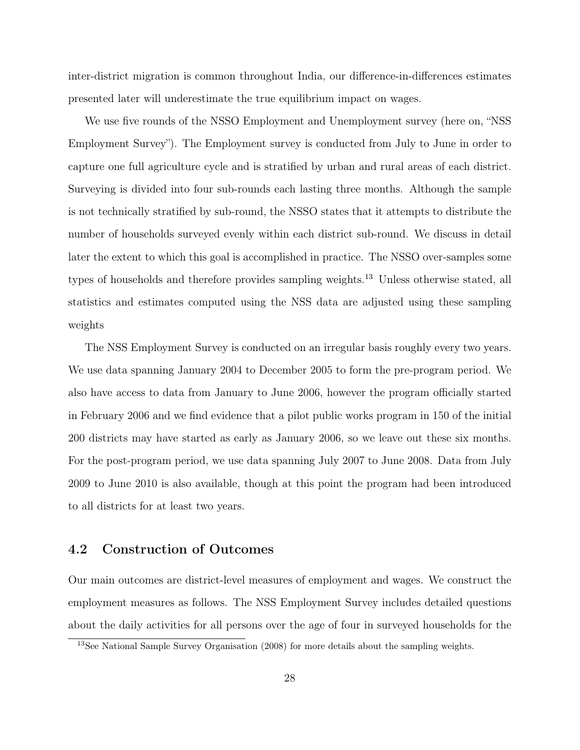inter-district migration is common throughout India, our difference-in-differences estimates presented later will underestimate the true equilibrium impact on wages.

We use five rounds of the NSSO Employment and Unemployment survey (here on, "NSS Employment Survey"). The Employment survey is conducted from July to June in order to capture one full agriculture cycle and is stratified by urban and rural areas of each district. Surveying is divided into four sub-rounds each lasting three months. Although the sample is not technically stratified by sub-round, the NSSO states that it attempts to distribute the number of households surveyed evenly within each district sub-round. We discuss in detail later the extent to which this goal is accomplished in practice. The NSSO over-samples some types of households and therefore provides sampling weights.[13] Unless otherwise stated, all statistics and estimates computed using the NSS data are adjusted using these sampling weights

The NSS Employment Survey is conducted on an irregular basis roughly every two years. We use data spanning January 2004 to December 2005 to form the pre-program period. We also have access to data from January to June 2006, however the program officially started in February 2006 and we find evidence that a pilot public works program in 150 of the initial 200 districts may have started as early as January 2006, so we leave out these six months. For the post-program period, we use data spanning July 2007 to June 2008. Data from July 2009 to June 2010 is also available, though at this point the program had been introduced to all districts for at least two years.

## 4.2 Construction of Outcomes

Our main outcomes are district-level measures of employment and wages. We construct the employment measures as follows. The NSS Employment Survey includes detailed questions about the daily activities for all persons over the age of four in surveyed households for the

[13] See National Sample Survey Organisation (2008) for more details about the sampling weights.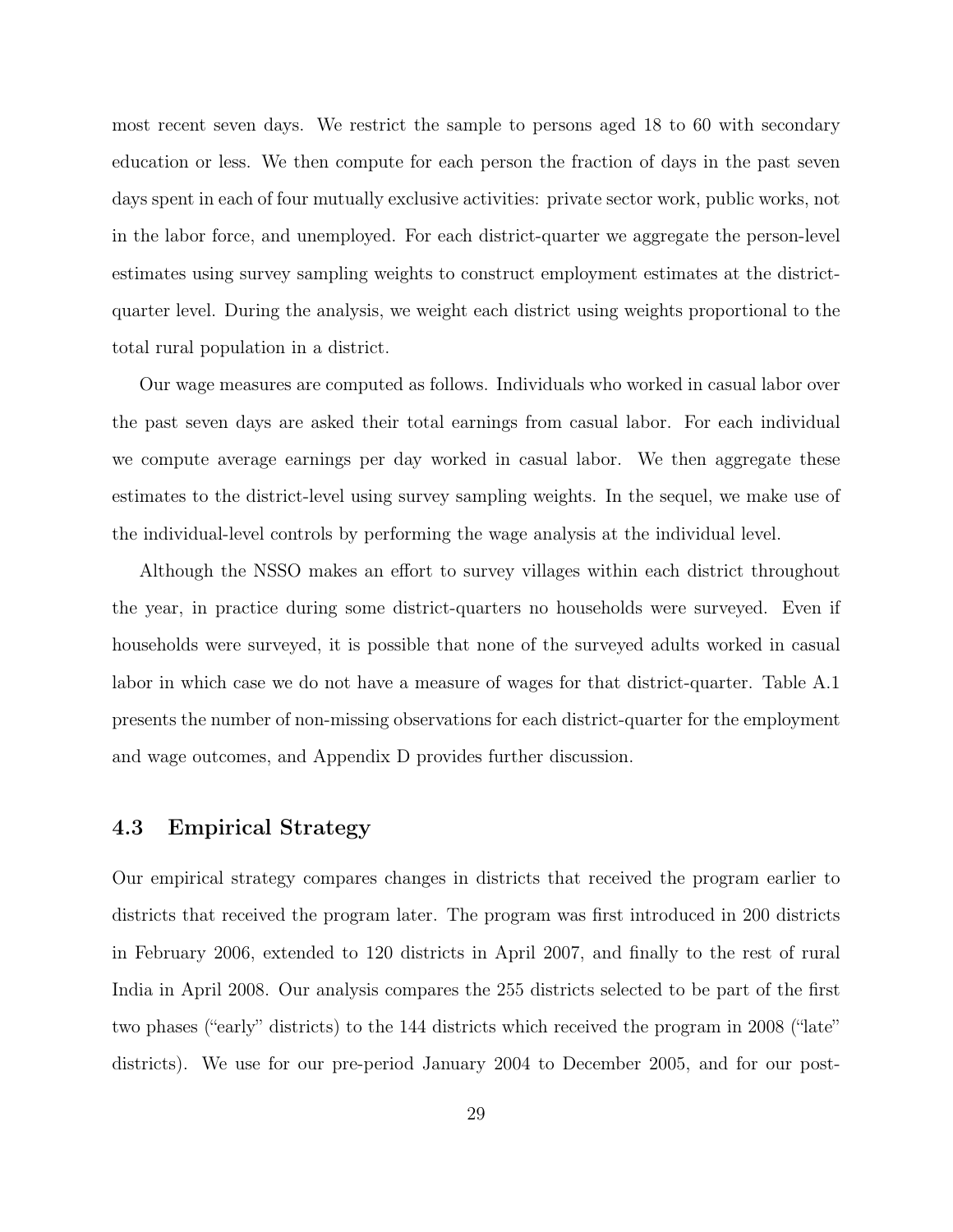most recent seven days. We restrict the sample to persons aged 18 to 60 with secondary education or less. We then compute for each person the fraction of days in the past seven days spent in each of four mutually exclusive activities: private sector work, public works, not in the labor force, and unemployed. For each district-quarter we aggregate the person-level estimates using survey sampling weights to construct employment estimates at the district-quarter level. During the analysis, we weight each district using weights proportional to the total rural population in a district.

Our wage measures are computed as follows. Individuals who worked in casual labor over the past seven days are asked their total earnings from casual labor. For each individual we compute average earnings per day worked in casual labor. We then aggregate these estimates to the district-level using survey sampling weights. In the sequel, we make use of the individual-level controls by performing the wage analysis at the individual level.

Although the NSSO makes an effort to survey villages within each district throughout the year, in practice during some district-quarters no households were surveyed. Even if households were surveyed, it is possible that none of the surveyed adults worked in casual labor in which case we do not have a measure of wages for that district-quarter. Table A.1 presents the number of non-missing observations for each district-quarter for the employment and wage outcomes, and Appendix D provides further discussion.

## 4.3 Empirical Strategy

Our empirical strategy compares changes in districts that received the program earlier to districts that received the program later. The program was first introduced in 200 districts in February 2006, extended to 120 districts in April 2007, and finally to the rest of rural India in April 2008. Our analysis compares the 255 districts selected to be part of the first two phases ("early" districts) to the 144 districts which received the program in 2008 ("late" districts). We use for our pre-period January 2004 to December 2005, and for our post-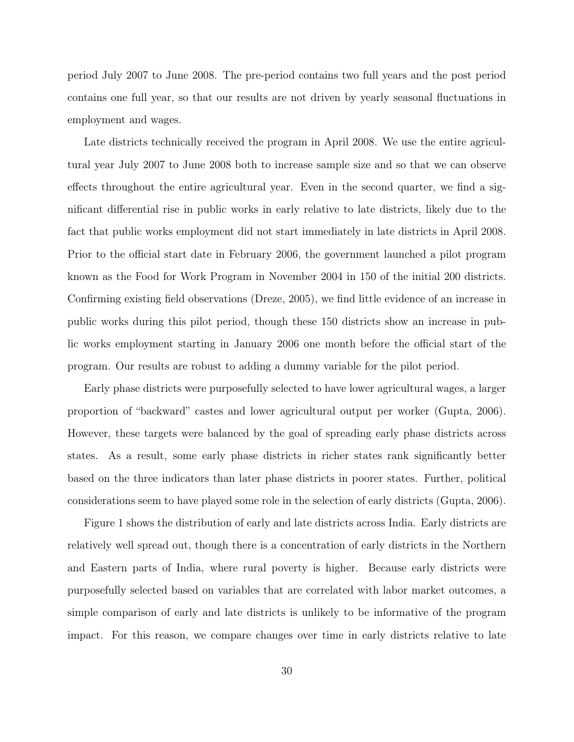period July 2007 to June 2008. The pre-period contains two full years and the post period contains one full year, so that our results are not driven by yearly seasonal fluctuations in employment and wages.

Late districts technically received the program in April 2008. We use the entire agricultural year July 2007 to June 2008 both to increase sample size and so that we can observe effects throughout the entire agricultural year. Even in the second quarter, we find a significant differential rise in public works in early relative to late districts, likely due to the fact that public works employment did not start immediately in late districts in April 2008. Prior to the official start date in February 2006, the government launched a pilot program known as the Food for Work Program in November 2004 in 150 of the initial 200 districts. Confirming existing field observations (Dreze, 2005), we find little evidence of an increase in public works during this pilot period, though these 150 districts show an increase in public works employment starting in January 2006 one month before the official start of the program. Our results are robust to adding a dummy variable for the pilot period.

Early phase districts were purposefully selected to have lower agricultural wages, a larger proportion of "backward" castes and lower agricultural output per worker (Gupta, 2006). However, these targets were balanced by the goal of spreading early phase districts across states. As a result, some early phase districts in richer states rank significantly better based on the three indicators than later phase districts in poorer states. Further, political considerations seem to have played some role in the selection of early districts (Gupta, 2006).

Figure 1 shows the distribution of early and late districts across India. Early districts are relatively well spread out, though there is a concentration of early districts in the Northern and Eastern parts of India, where rural poverty is higher. Because early districts were purposefully selected based on variables that are correlated with labor market outcomes, a simple comparison of early and late districts is unlikely to be informative of the program impact. For this reason, we compare changes over time in early districts relative to late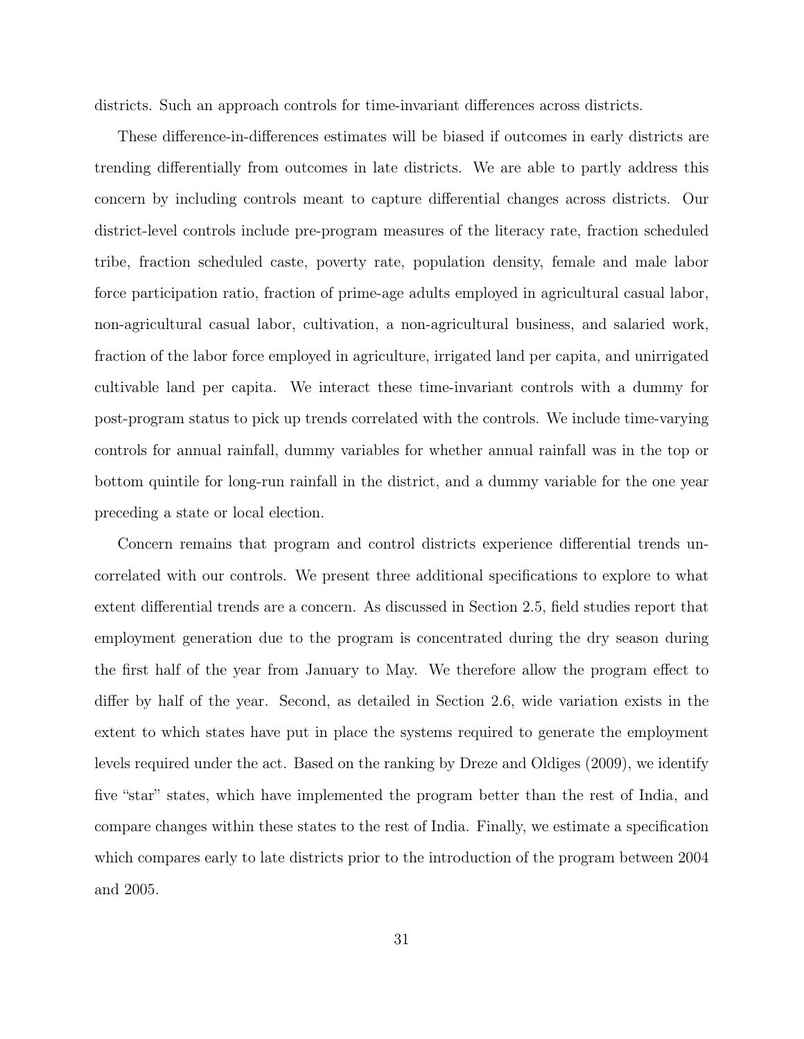districts. Such an approach controls for time-invariant differences across districts.

These difference-in-differences estimates will be biased if outcomes in early districts are trending differentially from outcomes in late districts. We are able to partly address this concern by including controls meant to capture differential changes across districts. Our district-level controls include pre-program measures of the literacy rate, fraction scheduled tribe, fraction scheduled caste, poverty rate, population density, female and male labor force participation ratio, fraction of prime-age adults employed in agricultural casual labor, non-agricultural casual labor, cultivation, a non-agricultural business, and salaried work, fraction of the labor force employed in agriculture, irrigated land per capita, and unirrigated cultivable land per capita. We interact these time-invariant controls with a dummy for post-program status to pick up trends correlated with the controls. We include time-varying controls for annual rainfall, dummy variables for whether annual rainfall was in the top or bottom quintile for long-run rainfall in the district, and a dummy variable for the one year preceding a state or local election.

Concern remains that program and control districts experience differential trends uncorrelated with our controls. We present three additional specifications to explore to what extent differential trends are a concern. As discussed in Section 2.5, field studies report that employment generation due to the program is concentrated during the dry season during the first half of the year from January to May. We therefore allow the program effect to differ by half of the year. Second, as detailed in Section 2.6, wide variation exists in the extent to which states have put in place the systems required to generate the employment levels required under the act. Based on the ranking by Dreze and Oldiges (2009), we identify five "star" states, which have implemented the program better than the rest of India, and compare changes within these states to the rest of India. Finally, we estimate a specification which compares early to late districts prior to the introduction of the program between 2004 and 2005.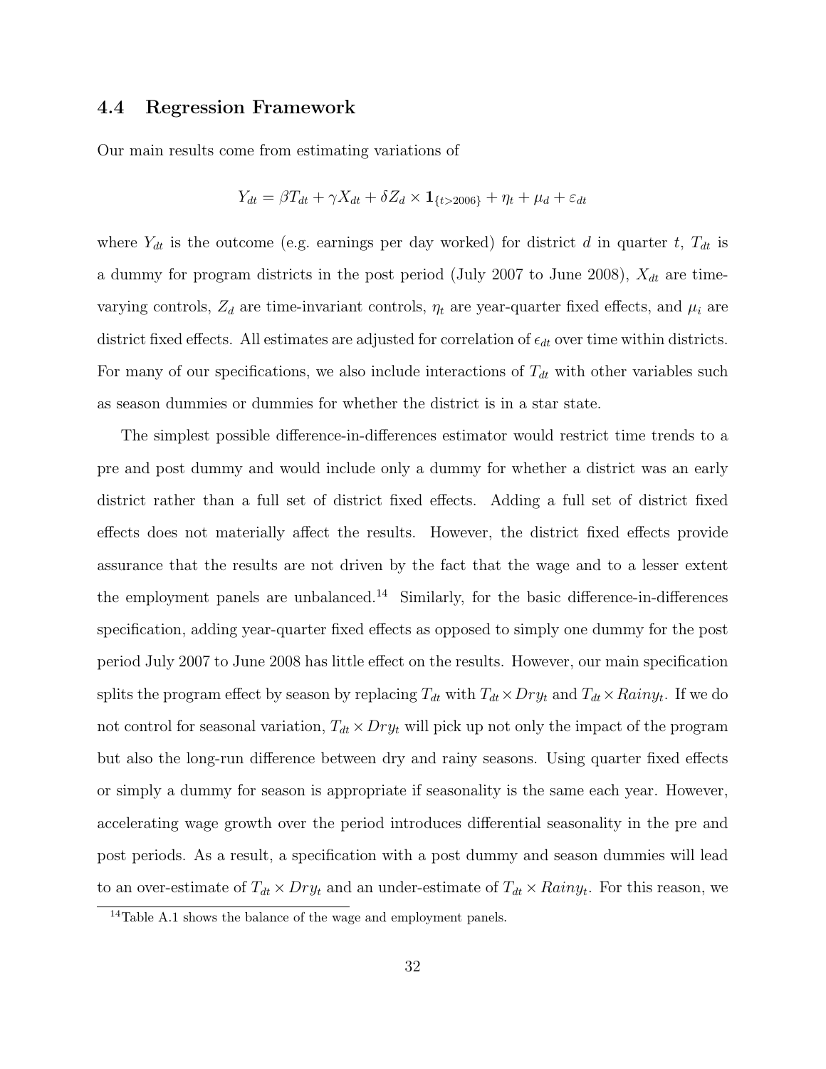### 4.4 Regression Framework

Our main results come from estimating variations of

$$Y_{dt} = \beta T_{dt} + \gamma X_{dt} + \delta Z_d \times \mathbf{1}_{\{t>2006\}} + \eta_t + \mu_d + \varepsilon_{dt}$$

where $Y_{dt}$ is the outcome (e.g. earnings per day worked) for district $d$ in quarter $t$, $T_{dt}$ is a dummy for program districts in the post period (July 2007 to June 2008), $X_{dt}$ are time-varying controls, $Z_d$ are time-invariant controls, $\eta_t$ are year-quarter fixed effects, and $\mu_i$ are district fixed effects. All estimates are adjusted for correlation of $\epsilon_{dt}$ over time within districts. For many of our specifications, we also include interactions of $T_{dt}$ with other variables such as season dummies or dummies for whether the district is in a star state.

The simplest possible difference-in-differences estimator would restrict time trends to a pre and post dummy and would include only a dummy for whether a district was an early district rather than a full set of district fixed effects. Adding a full set of district fixed effects does not materially affect the results. However, the district fixed effects provide assurance that the results are not driven by the fact that the wage and to a lesser extent the employment panels are unbalanced.[14] Similarly, for the basic difference-in-differences specification, adding year-quarter fixed effects as opposed to simply one dummy for the post period July 2007 to June 2008 has little effect on the results. However, our main specification splits the program effect by season by replacing $T_{dt}$ with $T_{dt} \times Dry_t$ and $T_{dt} \times Rainy_t$. If we do not control for seasonal variation, $T_{dt} \times Dry_t$ will pick up not only the impact of the program but also the long-run difference between dry and rainy seasons. Using quarter fixed effects or simply a dummy for season is appropriate if seasonality is the same each year. However, accelerating wage growth over the period introduces differential seasonality in the pre and post periods. As a result, a specification with a post dummy and season dummies will lead to an over-estimate of $T_{dt} \times Dry_t$ and an under-estimate of $T_{dt} \times Rainy_t$. For this reason, we

[14] Table A.1 shows the balance of the wage and employment panels.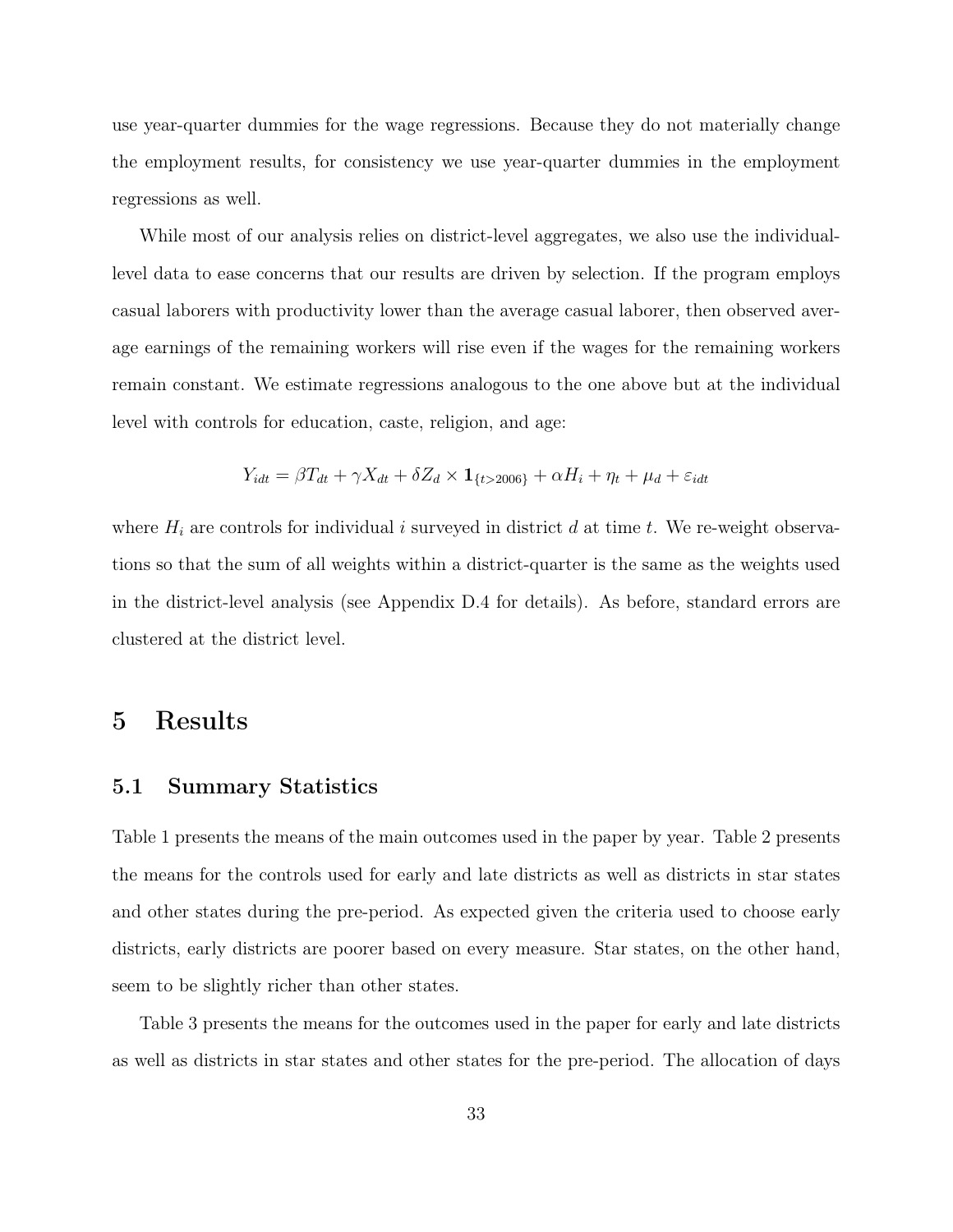use year-quarter dummies for the wage regressions. Because they do not materially change the employment results, for consistency we use year-quarter dummies in the employment regressions as well.

While most of our analysis relies on district-level aggregates, we also use the individual-level data to ease concerns that our results are driven by selection. If the program employs casual laborers with productivity lower than the average casual laborer, then observed average earnings of the remaining workers will rise even if the wages for the remaining workers remain constant. We estimate regressions analogous to the one above but at the individual level with controls for education, caste, religion, and age:

$$Y_{idt} = \beta T_{dt} + \gamma X_{dt} + \delta Z_d \times \mathbf{1}_{\{t>2006\}} + \alpha H_i + \eta_t + \mu_d + \varepsilon_{idt}$$

where $H_i$ are controls for individual $i$ surveyed in district $d$ at time $t$. We re-weight observations so that the sum of all weights within a district-quarter is the same as the weights used in the district-level analysis (see Appendix D.4 for details). As before, standard errors are clustered at the district level.

# 5 Results

## 5.1 Summary Statistics

Table 1 presents the means of the main outcomes used in the paper by year. Table 2 presents the means for the controls used for early and late districts as well as districts in star states and other states during the pre-period. As expected given the criteria used to choose early districts, early districts are poorer based on every measure. Star states, on the other hand, seem to be slightly richer than other states.

Table 3 presents the means for the outcomes used in the paper for early and late districts as well as districts in star states and other states for the pre-period. The allocation of days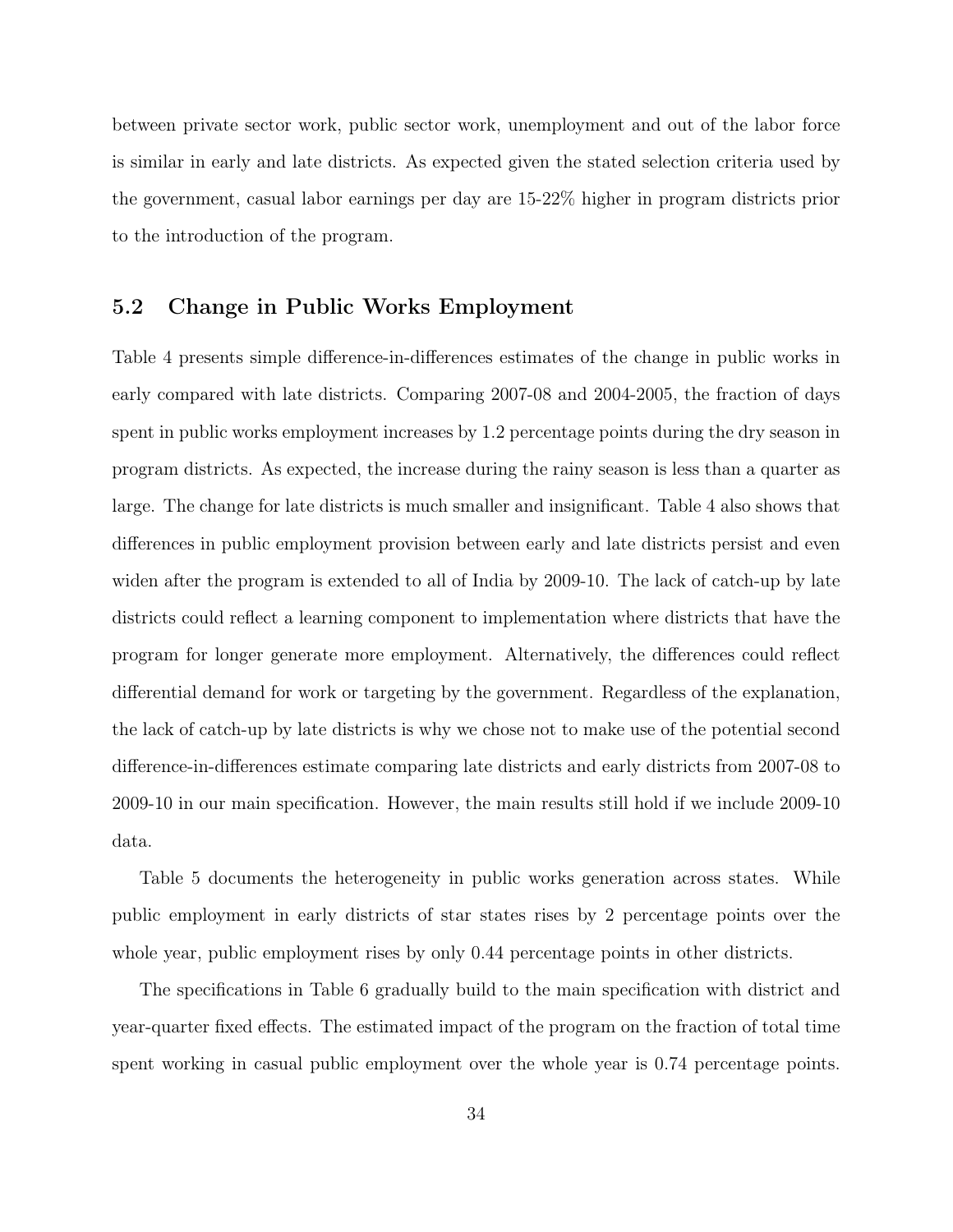between private sector work, public sector work, unemployment and out of the labor force is similar in early and late districts. As expected given the stated selection criteria used by the government, casual labor earnings per day are 15-22% higher in program districts prior to the introduction of the program.

## 5.2 Change in Public Works Employment

Table 4 presents simple difference-in-differences estimates of the change in public works in early compared with late districts. Comparing 2007-08 and 2004-2005, the fraction of days spent in public works employment increases by 1.2 percentage points during the dry season in program districts. As expected, the increase during the rainy season is less than a quarter as large. The change for late districts is much smaller and insignificant. Table 4 also shows that differences in public employment provision between early and late districts persist and even widen after the program is extended to all of India by 2009-10. The lack of catch-up by late districts could reflect a learning component to implementation where districts that have the program for longer generate more employment. Alternatively, the differences could reflect differential demand for work or targeting by the government. Regardless of the explanation, the lack of catch-up by late districts is why we chose not to make use of the potential second difference-in-differences estimate comparing late districts and early districts from 2007-08 to 2009-10 in our main specification. However, the main results still hold if we include 2009-10 data.

Table 5 documents the heterogeneity in public works generation across states. While public employment in early districts of star states rises by 2 percentage points over the whole year, public employment rises by only 0.44 percentage points in other districts.

The specifications in Table 6 gradually build to the main specification with district and year-quarter fixed effects. The estimated impact of the program on the fraction of total time spent working in casual public employment over the whole year is 0.74 percentage points.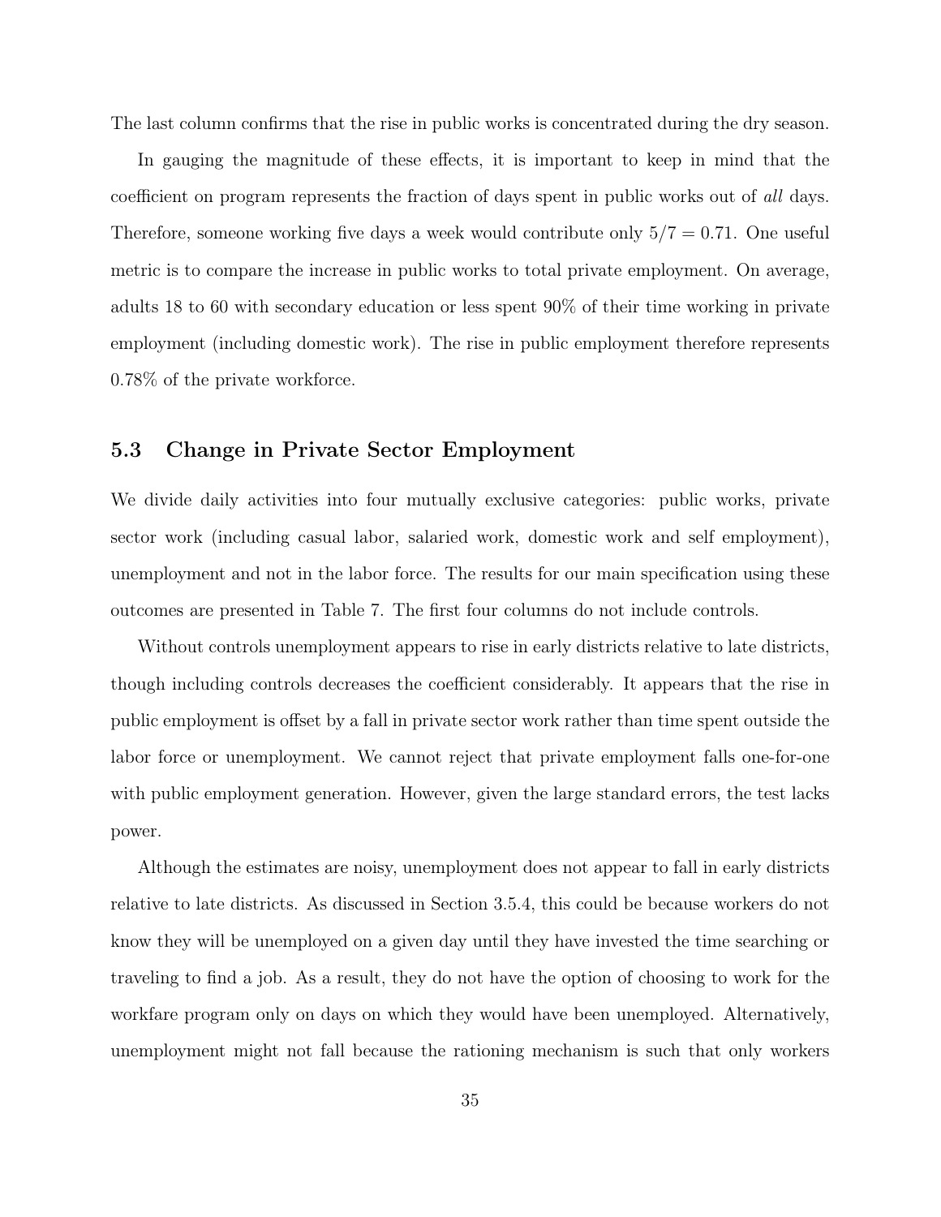The last column confirms that the rise in public works is concentrated during the dry season.

In gauging the magnitude of these effects, it is important to keep in mind that the coefficient on program represents the fraction of days spent in public works out of *all* days. Therefore, someone working five days a week would contribute only $5/7 = 0.71$. One useful metric is to compare the increase in public works to total private employment. On average, adults 18 to 60 with secondary education or less spent 90% of their time working in private employment (including domestic work). The rise in public employment therefore represents 0.78% of the private workforce.

### 5.3 Change in Private Sector Employment

We divide daily activities into four mutually exclusive categories: public works, private sector work (including casual labor, salaried work, domestic work and self employment), unemployment and not in the labor force. The results for our main specification using these outcomes are presented in Table 7. The first four columns do not include controls.

Without controls unemployment appears to rise in early districts relative to late districts, though including controls decreases the coefficient considerably. It appears that the rise in public employment is offset by a fall in private sector work rather than time spent outside the labor force or unemployment. We cannot reject that private employment falls one-for-one with public employment generation. However, given the large standard errors, the test lacks power.

Although the estimates are noisy, unemployment does not appear to fall in early districts relative to late districts. As discussed in Section 3.5.4, this could be because workers do not know they will be unemployed on a given day until they have invested the time searching or traveling to find a job. As a result, they do not have the option of choosing to work for the workfare program only on days on which they would have been unemployed. Alternatively, unemployment might not fall because the rationing mechanism is such that only workers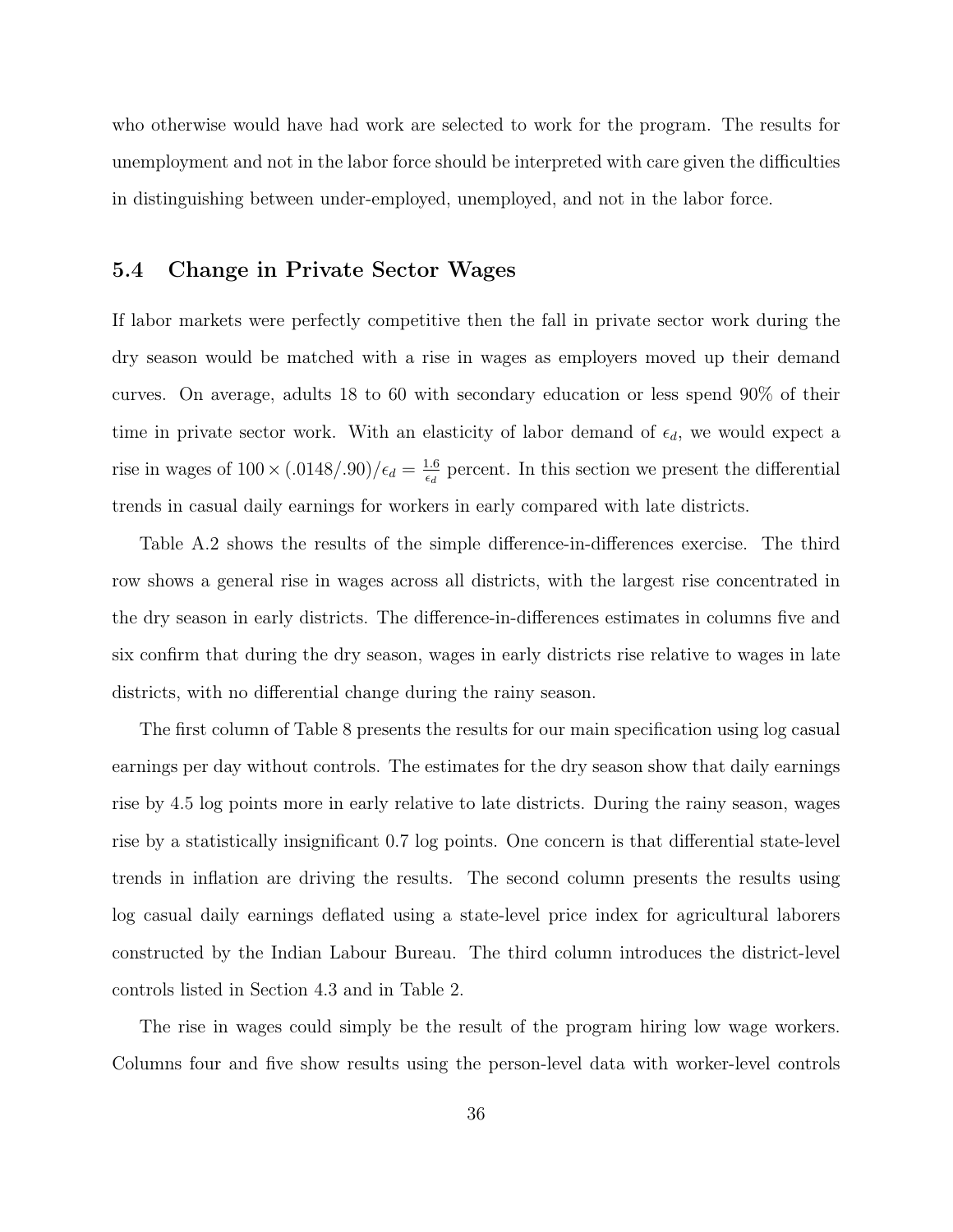who otherwise would have had work are selected to work for the program. The results for unemployment and not in the labor force should be interpreted with care given the difficulties in distinguishing between under-employed, unemployed, and not in the labor force.

### 5.4 Change in Private Sector Wages

If labor markets were perfectly competitive then the fall in private sector work during the dry season would be matched with a rise in wages as employers moved up their demand curves. On average, adults 18 to 60 with secondary education or less spend 90% of their time in private sector work. With an elasticity of labor demand of $\epsilon_d$, we would expect a rise in wages of $100 \times (.0148/.90)/\epsilon_d = \frac{1.6}{\epsilon_d}$ percent. In this section we present the differential trends in casual daily earnings for workers in early compared with late districts.

Table A.2 shows the results of the simple difference-in-differences exercise. The third row shows a general rise in wages across all districts, with the largest rise concentrated in the dry season in early districts. The difference-in-differences estimates in columns five and six confirm that during the dry season, wages in early districts rise relative to wages in late districts, with no differential change during the rainy season.

The first column of Table 8 presents the results for our main specification using log casual earnings per day without controls. The estimates for the dry season show that daily earnings rise by 4.5 log points more in early relative to late districts. During the rainy season, wages rise by a statistically insignificant 0.7 log points. One concern is that differential state-level trends in inflation are driving the results. The second column presents the results using log casual daily earnings deflated using a state-level price index for agricultural laborers constructed by the Indian Labour Bureau. The third column introduces the district-level controls listed in Section 4.3 and in Table 2.

The rise in wages could simply be the result of the program hiring low wage workers. Columns four and five show results using the person-level data with worker-level controls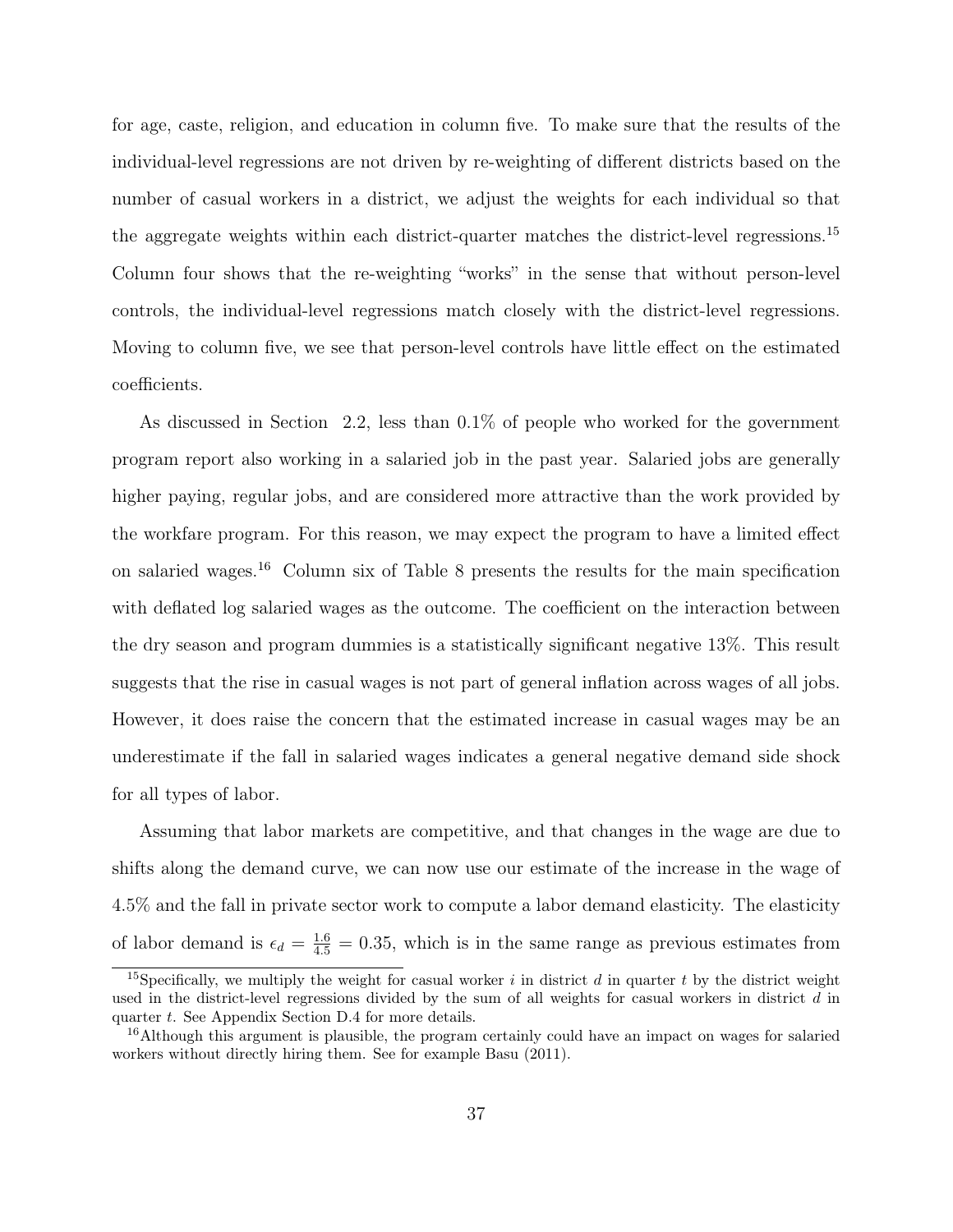for age, caste, religion, and education in column five. To make sure that the results of the individual-level regressions are not driven by re-weighting of different districts based on the number of casual workers in a district, we adjust the weights for each individual so that the aggregate weights within each district-quarter matches the district-level regressions.[15] Column four shows that the re-weighting "works" in the sense that without person-level controls, the individual-level regressions match closely with the district-level regressions. Moving to column five, we see that person-level controls have little effect on the estimated coefficients.

As discussed in Section 2.2, less than 0.1% of people who worked for the government program report also working in a salaried job in the past year. Salaried jobs are generally higher paying, regular jobs, and are considered more attractive than the work provided by the workfare program. For this reason, we may expect the program to have a limited effect on salaried wages.[16] Column six of Table 8 presents the results for the main specification with deflated log salaried wages as the outcome. The coefficient on the interaction between the dry season and program dummies is a statistically significant negative 13%. This result suggests that the rise in casual wages is not part of general inflation across wages of all jobs. However, it does raise the concern that the estimated increase in casual wages may be an underestimate if the fall in salaried wages indicates a general negative demand side shock for all types of labor.

Assuming that labor markets are competitive, and that changes in the wage are due to shifts along the demand curve, we can now use our estimate of the increase in the wage of 4.5% and the fall in private sector work to compute a labor demand elasticity. The elasticity of labor demand is $\epsilon_d = \frac{1.6}{4.5} = 0.35$, which is in the same range as previous estimates from

[15] Specifically, we multiply the weight for casual worker $i$ in district $d$ in quarter $t$ by the district weight used in the district-level regressions divided by the sum of all weights for casual workers in district $d$ in quarter $t$. See Appendix Section D.4 for more details.

[16] Although this argument is plausible, the program certainly could have an impact on wages for salaried workers without directly hiring them. See for example Basu (2011).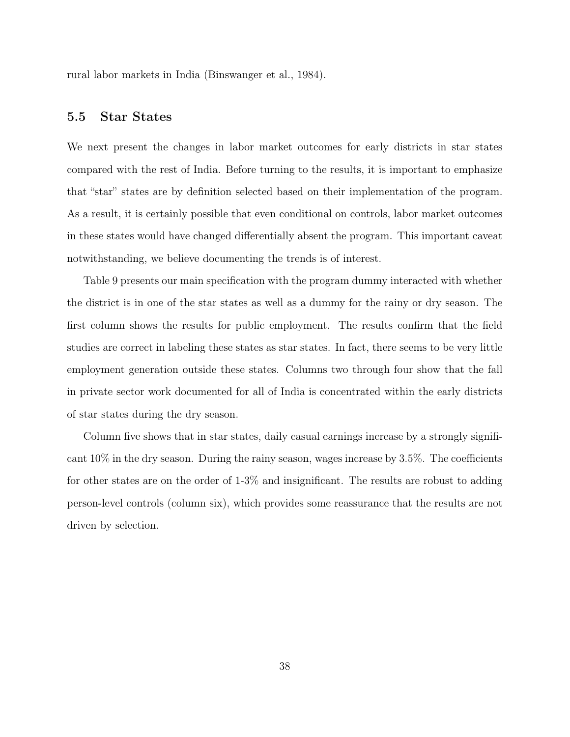rural labor markets in India (Binswanger et al., 1984).

### 5.5 Star States

We next present the changes in labor market outcomes for early districts in star states compared with the rest of India. Before turning to the results, it is important to emphasize that "star" states are by definition selected based on their implementation of the program. As a result, it is certainly possible that even conditional on controls, labor market outcomes in these states would have changed differentially absent the program. This important caveat notwithstanding, we believe documenting the trends is of interest.

Table 9 presents our main specification with the program dummy interacted with whether the district is in one of the star states as well as a dummy for the rainy or dry season. The first column shows the results for public employment. The results confirm that the field studies are correct in labeling these states as star states. In fact, there seems to be very little employment generation outside these states. Columns two through four show that the fall in private sector work documented for all of India is concentrated within the early districts of star states during the dry season.

Column five shows that in star states, daily casual earnings increase by a strongly significant 10% in the dry season. During the rainy season, wages increase by 3.5%. The coefficients for other states are on the order of 1-3% and insignificant. The results are robust to adding person-level controls (column six), which provides some reassurance that the results are not driven by selection.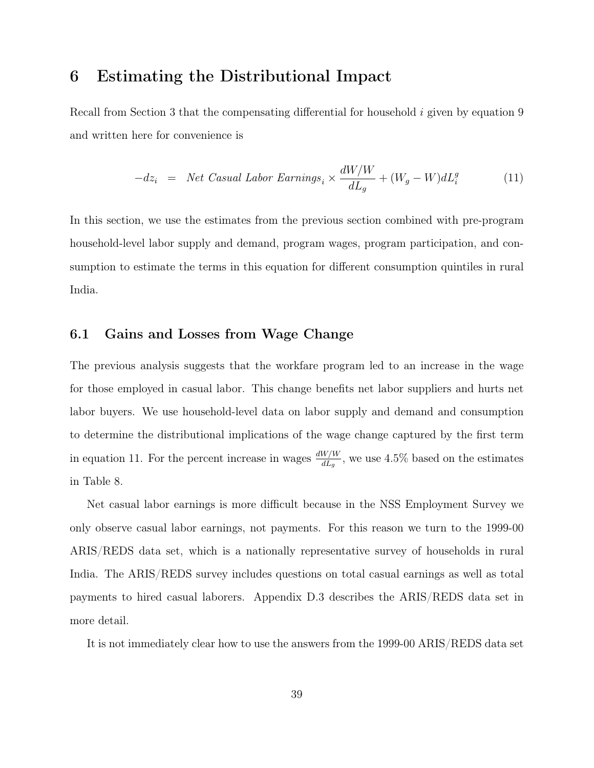# 6 Estimating the Distributional Impact

Recall from Section 3 that the compensating differential for household $i$ given by equation 9 and written here for convenience is

$$-dz_i \;\; = \;\; \textit{Net Casual Labor Earnings}_i \times \frac{dW/W}{dL_g} + (W_g - W)dL_i^g \tag{11}$$

In this section, we use the estimates from the previous section combined with pre-program household-level labor supply and demand, program wages, program participation, and consumption to estimate the terms in this equation for different consumption quintiles in rural India.

## 6.1 Gains and Losses from Wage Change

The previous analysis suggests that the workfare program led to an increase in the wage for those employed in casual labor. This change benefits net labor suppliers and hurts net labor buyers. We use household-level data on labor supply and demand and consumption to determine the distributional implications of the wage change captured by the first term in equation 11. For the percent increase in wages $\frac{dW/W}{dL_g}$, we use 4.5% based on the estimates in Table 8.

Net casual labor earnings is more difficult because in the NSS Employment Survey we only observe casual labor earnings, not payments. For this reason we turn to the 1999-00 ARIS/REDS data set, which is a nationally representative survey of households in rural India. The ARIS/REDS survey includes questions on total casual earnings as well as total payments to hired casual laborers. Appendix D.3 describes the ARIS/REDS data set in more detail.

It is not immediately clear how to use the answers from the 1999-00 ARIS/REDS data set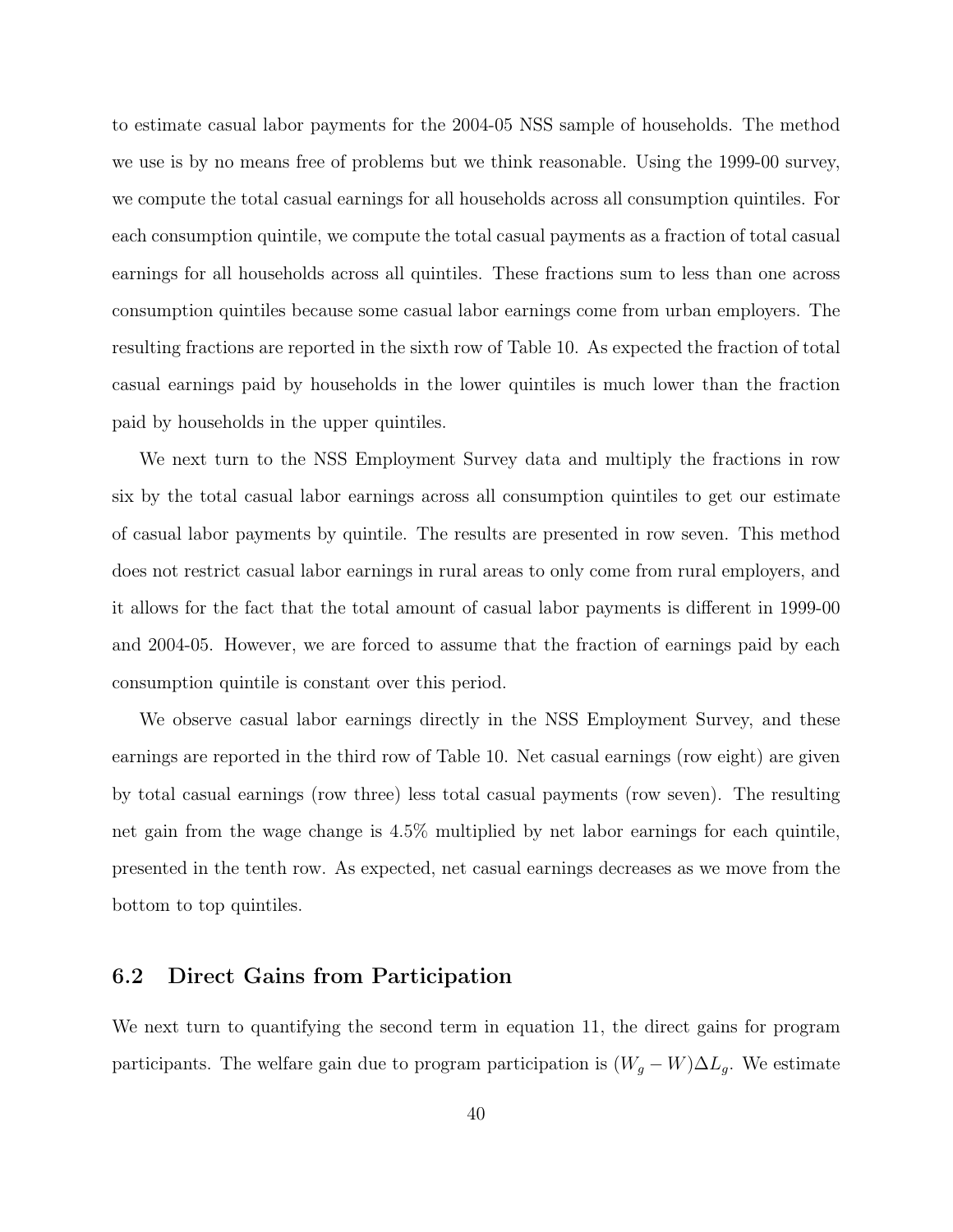to estimate casual labor payments for the 2004-05 NSS sample of households. The method we use is by no means free of problems but we think reasonable. Using the 1999-00 survey, we compute the total casual earnings for all households across all consumption quintiles. For each consumption quintile, we compute the total casual payments as a fraction of total casual earnings for all households across all quintiles. These fractions sum to less than one across consumption quintiles because some casual labor earnings come from urban employers. The resulting fractions are reported in the sixth row of Table 10. As expected the fraction of total casual earnings paid by households in the lower quintiles is much lower than the fraction paid by households in the upper quintiles.

We next turn to the NSS Employment Survey data and multiply the fractions in row six by the total casual labor earnings across all consumption quintiles to get our estimate of casual labor payments by quintile. The results are presented in row seven. This method does not restrict casual labor earnings in rural areas to only come from rural employers, and it allows for the fact that the total amount of casual labor payments is different in 1999-00 and 2004-05. However, we are forced to assume that the fraction of earnings paid by each consumption quintile is constant over this period.

We observe casual labor earnings directly in the NSS Employment Survey, and these earnings are reported in the third row of Table 10. Net casual earnings (row eight) are given by total casual earnings (row three) less total casual payments (row seven). The resulting net gain from the wage change is 4.5% multiplied by net labor earnings for each quintile, presented in the tenth row. As expected, net casual earnings decreases as we move from the bottom to top quintiles.

## 6.2 Direct Gains from Participation

We next turn to quantifying the second term in equation 11, the direct gains for program participants. The welfare gain due to program participation is $(W_g - W)\Delta L_g$. We estimate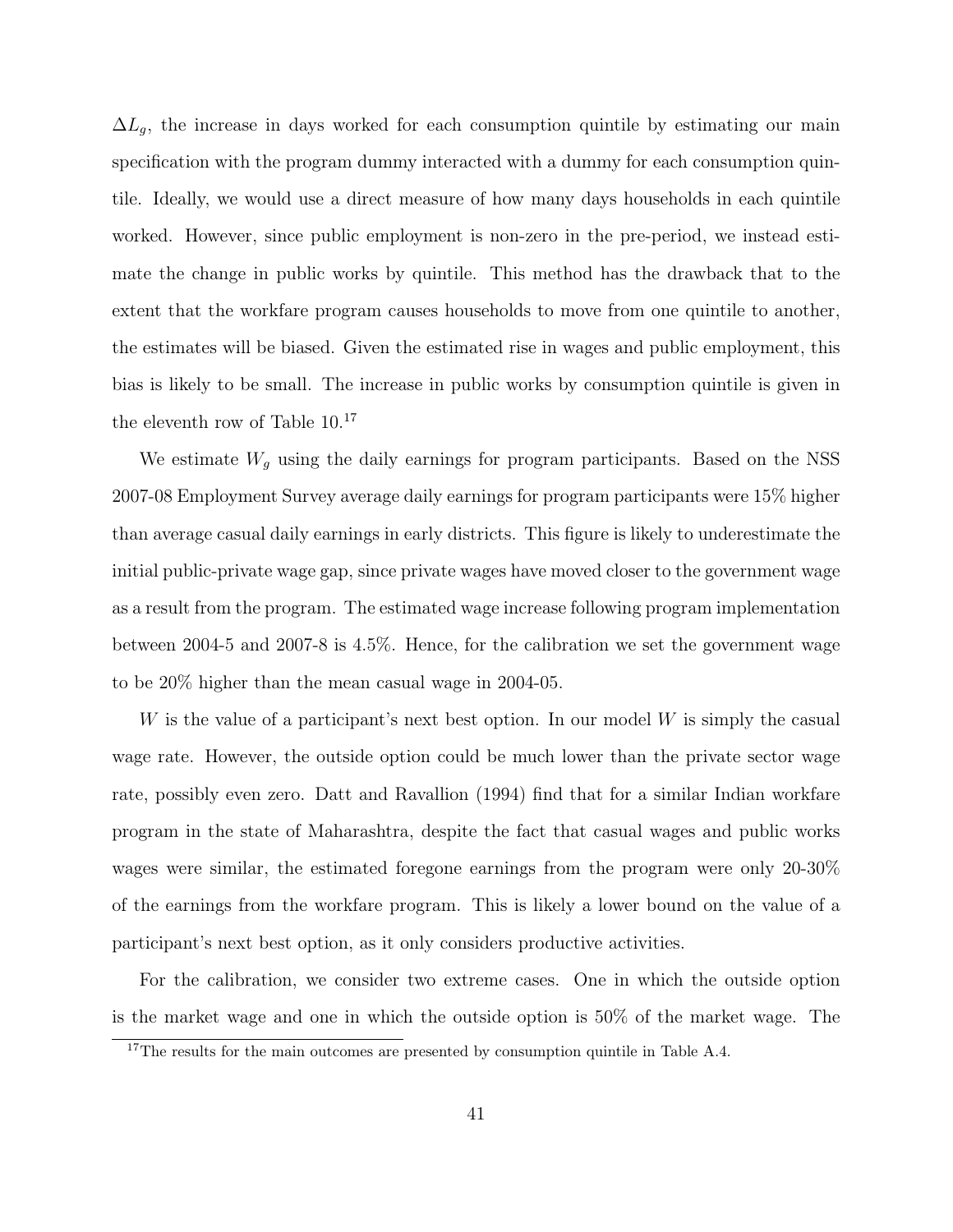$\Delta L_g$, the increase in days worked for each consumption quintile by estimating our main specification with the program dummy interacted with a dummy for each consumption quintile. Ideally, we would use a direct measure of how many days households in each quintile worked. However, since public employment is non-zero in the pre-period, we instead estimate the change in public works by quintile. This method has the drawback that to the extent that the workfare program causes households to move from one quintile to another, the estimates will be biased. Given the estimated rise in wages and public employment, this bias is likely to be small. The increase in public works by consumption quintile is given in the eleventh row of Table 10.[17]

We estimate $W_g$ using the daily earnings for program participants. Based on the NSS 2007-08 Employment Survey average daily earnings for program participants were 15% higher than average casual daily earnings in early districts. This figure is likely to underestimate the initial public-private wage gap, since private wages have moved closer to the government wage as a result from the program. The estimated wage increase following program implementation between 2004-5 and 2007-8 is 4.5%. Hence, for the calibration we set the government wage to be 20% higher than the mean casual wage in 2004-05.

$W$ is the value of a participant's next best option. In our model $W$ is simply the casual wage rate. However, the outside option could be much lower than the private sector wage rate, possibly even zero. Datt and Ravallion (1994) find that for a similar Indian workfare program in the state of Maharashtra, despite the fact that casual wages and public works wages were similar, the estimated foregone earnings from the program were only 20-30% of the earnings from the workfare program. This is likely a lower bound on the value of a participant's next best option, as it only considers productive activities.

For the calibration, we consider two extreme cases. One in which the outside option is the market wage and one in which the outside option is 50% of the market wage. The

[17] The results for the main outcomes are presented by consumption quintile in Table A.4.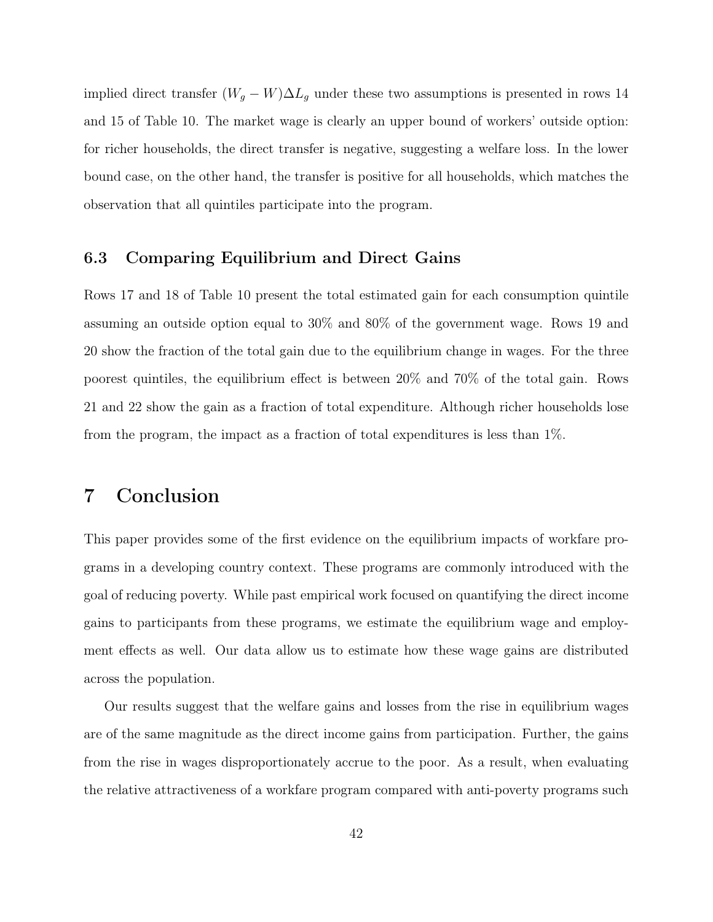implied direct transfer $(W_g - W)\Delta L_g$ under these two assumptions is presented in rows 14 and 15 of Table 10. The market wage is clearly an upper bound of workers' outside option: for richer households, the direct transfer is negative, suggesting a welfare loss. In the lower bound case, on the other hand, the transfer is positive for all households, which matches the observation that all quintiles participate into the program.

### 6.3 Comparing Equilibrium and Direct Gains

Rows 17 and 18 of Table 10 present the total estimated gain for each consumption quintile assuming an outside option equal to 30% and 80% of the government wage. Rows 19 and 20 show the fraction of the total gain due to the equilibrium change in wages. For the three poorest quintiles, the equilibrium effect is between 20% and 70% of the total gain. Rows 21 and 22 show the gain as a fraction of total expenditure. Although richer households lose from the program, the impact as a fraction of total expenditures is less than 1%.

## 7 Conclusion

This paper provides some of the first evidence on the equilibrium impacts of workfare programs in a developing country context. These programs are commonly introduced with the goal of reducing poverty. While past empirical work focused on quantifying the direct income gains to participants from these programs, we estimate the equilibrium wage and employment effects as well. Our data allow us to estimate how these wage gains are distributed across the population.

Our results suggest that the welfare gains and losses from the rise in equilibrium wages are of the same magnitude as the direct income gains from participation. Further, the gains from the rise in wages disproportionately accrue to the poor. As a result, when evaluating the relative attractiveness of a workfare program compared with anti-poverty programs such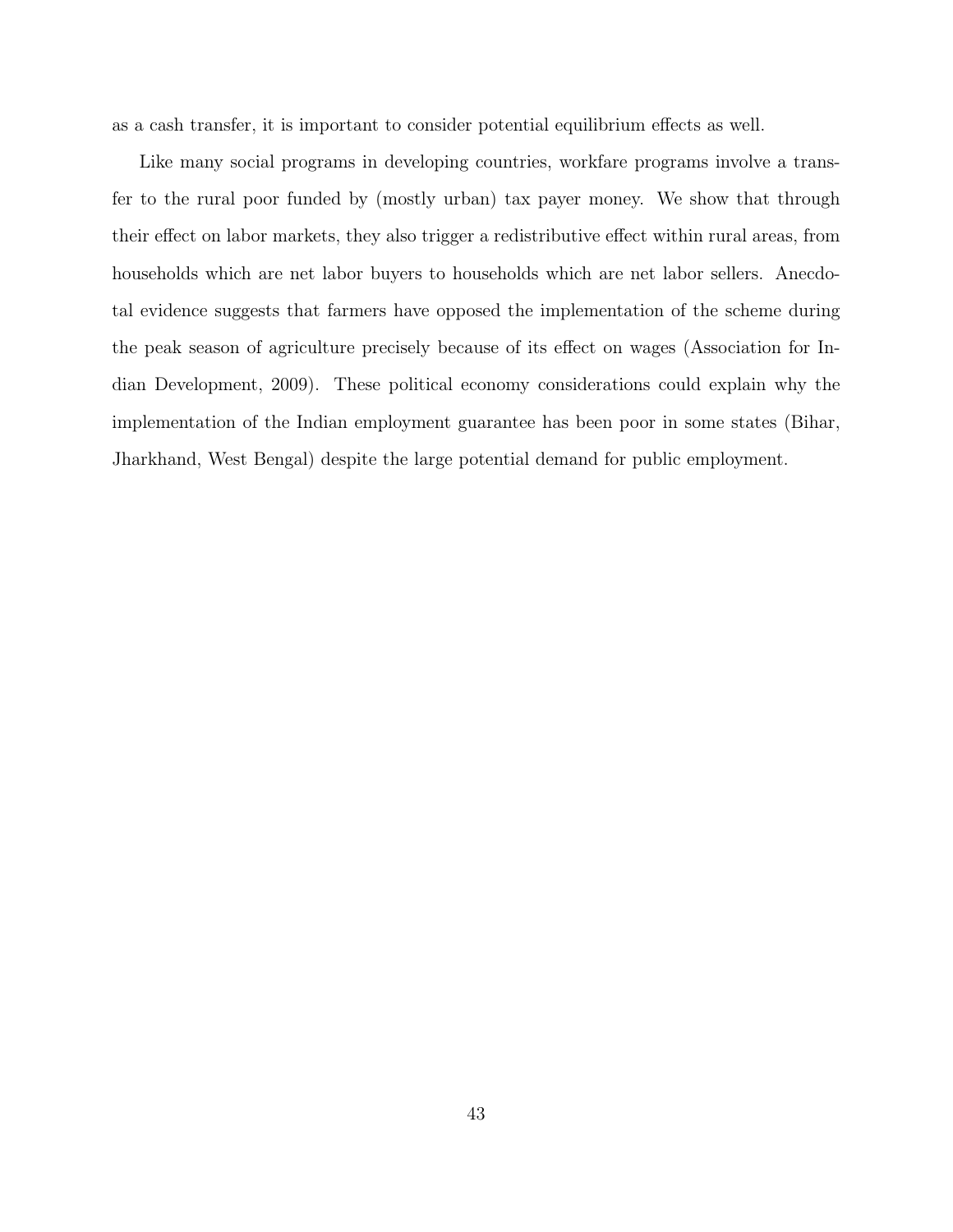as a cash transfer, it is important to consider potential equilibrium effects as well.

Like many social programs in developing countries, workfare programs involve a transfer to the rural poor funded by (mostly urban) tax payer money. We show that through their effect on labor markets, they also trigger a redistributive effect within rural areas, from households which are net labor buyers to households which are net labor sellers. Anecdotal evidence suggests that farmers have opposed the implementation of the scheme during the peak season of agriculture precisely because of its effect on wages (Association for Indian Development, 2009). These political economy considerations could explain why the implementation of the Indian employment guarantee has been poor in some states (Bihar, Jharkhand, West Bengal) despite the large potential demand for public employment.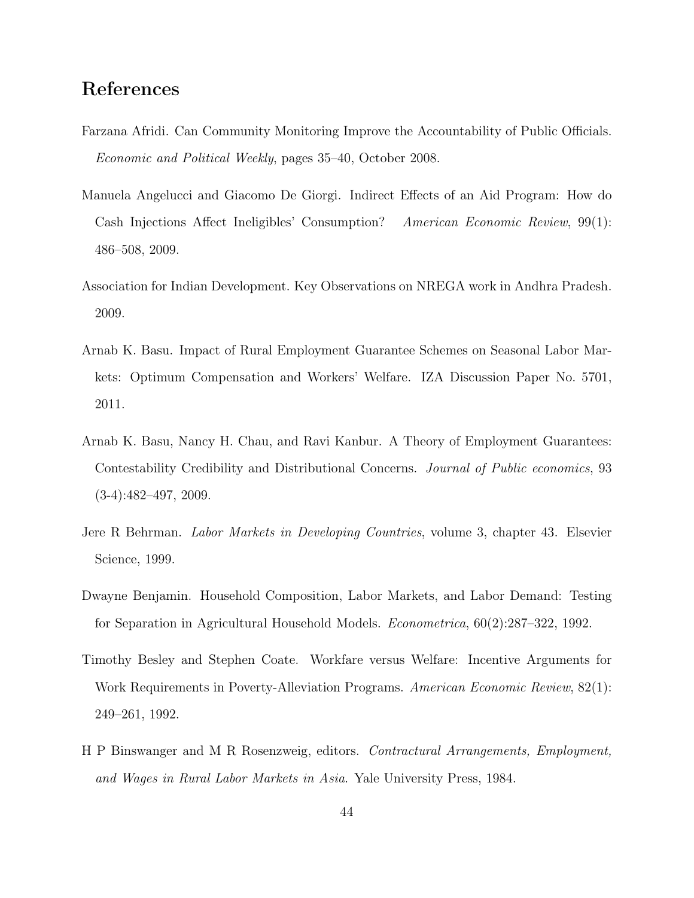# References

Farzana Afridi. Can Community Monitoring Improve the Accountability of Public Officials. *Economic and Political Weekly*, pages 35–40, October 2008.

Manuela Angelucci and Giacomo De Giorgi. Indirect Effects of an Aid Program: How do Cash Injections Affect Ineligibles' Consumption? *American Economic Review*, 99(1): 486–508, 2009.

Association for Indian Development. Key Observations on NREGA work in Andhra Pradesh. 2009.

Arnab K. Basu. Impact of Rural Employment Guarantee Schemes on Seasonal Labor Markets: Optimum Compensation and Workers' Welfare. IZA Discussion Paper No. 5701, 2011.

Arnab K. Basu, Nancy H. Chau, and Ravi Kanbur. A Theory of Employment Guarantees: Contestability Credibility and Distributional Concerns. *Journal of Public economics*, 93 (3-4):482–497, 2009.

Jere R Behrman. *Labor Markets in Developing Countries*, volume 3, chapter 43. Elsevier Science, 1999.

Dwayne Benjamin. Household Composition, Labor Markets, and Labor Demand: Testing for Separation in Agricultural Household Models. *Econometrica*, 60(2):287–322, 1992.

Timothy Besley and Stephen Coate. Workfare versus Welfare: Incentive Arguments for Work Requirements in Poverty-Alleviation Programs. *American Economic Review*, 82(1): 249–261, 1992.

H P Binswanger and M R Rosenzweig, editors. *Contractural Arrangements, Employment, and Wages in Rural Labor Markets in Asia*. Yale University Press, 1984.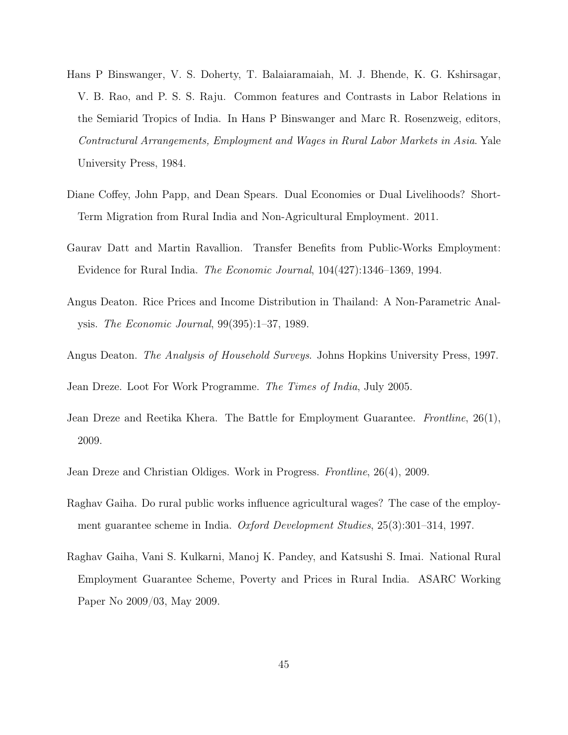Hans P Binswanger, V. S. Doherty, T. Balaiaramaiah, M. J. Bhende, K. G. Kshirsagar, V. B. Rao, and P. S. S. Raju. Common features and Contrasts in Labor Relations in the Semiarid Tropics of India. In Hans P Binswanger and Marc R. Rosenzweig, editors, *Contractural Arrangements, Employment and Wages in Rural Labor Markets in Asia*. Yale University Press, 1984.

Diane Coffey, John Papp, and Dean Spears. Dual Economies or Dual Livelihoods? Short-Term Migration from Rural India and Non-Agricultural Employment. 2011.

Gaurav Datt and Martin Ravallion. Transfer Benefits from Public-Works Employment: Evidence for Rural India. *The Economic Journal*, 104(427):1346–1369, 1994.

Angus Deaton. Rice Prices and Income Distribution in Thailand: A Non-Parametric Analysis. *The Economic Journal*, 99(395):1–37, 1989.

Angus Deaton. *The Analysis of Household Surveys*. Johns Hopkins University Press, 1997.

Jean Dreze. Loot For Work Programme. *The Times of India*, July 2005.

Jean Dreze and Reetika Khera. The Battle for Employment Guarantee. *Frontline*, 26(1), 2009.

Jean Dreze and Christian Oldiges. Work in Progress. *Frontline*, 26(4), 2009.

Raghav Gaiha. Do rural public works influence agricultural wages? The case of the employment guarantee scheme in India. *Oxford Development Studies*, 25(3):301–314, 1997.

Raghav Gaiha, Vani S. Kulkarni, Manoj K. Pandey, and Katsushi S. Imai. National Rural Employment Guarantee Scheme, Poverty and Prices in Rural India. ASARC Working Paper No 2009/03, May 2009.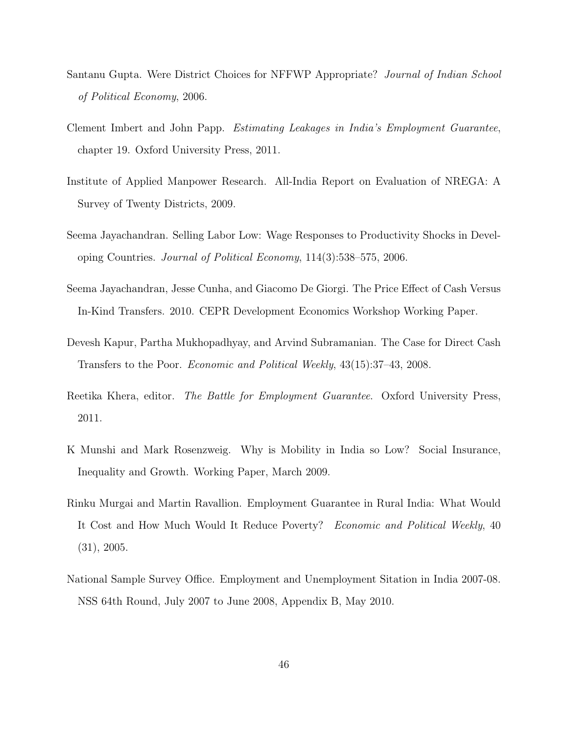Santanu Gupta. Were District Choices for NFFWP Appropriate? *Journal of Indian School of Political Economy*, 2006.

Clement Imbert and John Papp. *Estimating Leakages in India's Employment Guarantee*, chapter 19. Oxford University Press, 2011.

Institute of Applied Manpower Research. All-India Report on Evaluation of NREGA: A Survey of Twenty Districts, 2009.

Seema Jayachandran. Selling Labor Low: Wage Responses to Productivity Shocks in Developing Countries. *Journal of Political Economy*, 114(3):538–575, 2006.

Seema Jayachandran, Jesse Cunha, and Giacomo De Giorgi. The Price Effect of Cash Versus In-Kind Transfers. 2010. CEPR Development Economics Workshop Working Paper.

Devesh Kapur, Partha Mukhopadhyay, and Arvind Subramanian. The Case for Direct Cash Transfers to the Poor. *Economic and Political Weekly*, 43(15):37–43, 2008.

Reetika Khera, editor. *The Battle for Employment Guarantee*. Oxford University Press, 2011.

K Munshi and Mark Rosenzweig. Why is Mobility in India so Low? Social Insurance, Inequality and Growth. Working Paper, March 2009.

Rinku Murgai and Martin Ravallion. Employment Guarantee in Rural India: What Would It Cost and How Much Would It Reduce Poverty? *Economic and Political Weekly*, 40 (31), 2005.

National Sample Survey Office. Employment and Unemployment Sitation in India 2007-08. NSS 64th Round, July 2007 to June 2008, Appendix B, May 2010.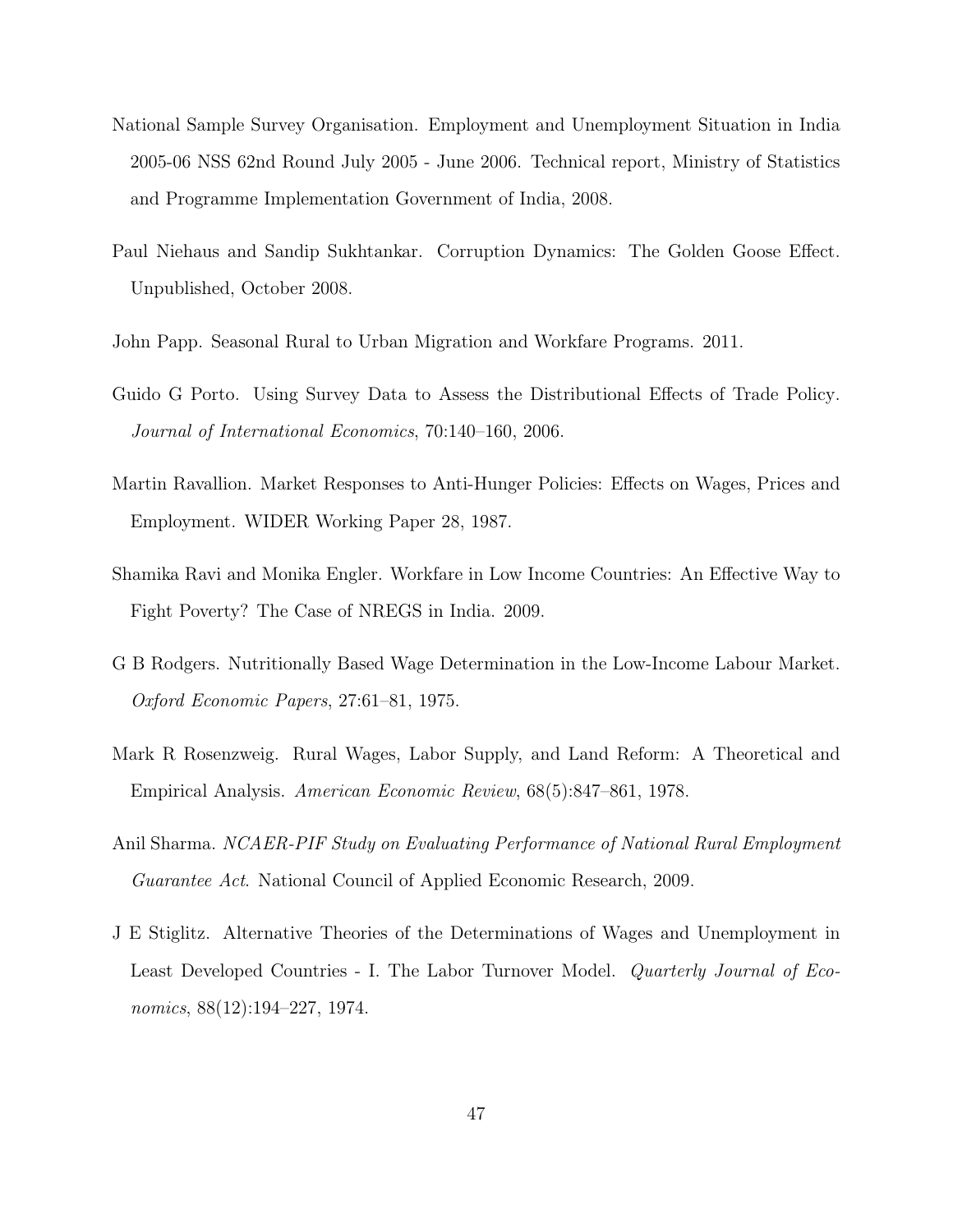National Sample Survey Organisation. Employment and Unemployment Situation in India 2005-06 NSS 62nd Round July 2005 - June 2006. Technical report, Ministry of Statistics and Programme Implementation Government of India, 2008.

Paul Niehaus and Sandip Sukhtankar. Corruption Dynamics: The Golden Goose Effect. Unpublished, October 2008.

John Papp. Seasonal Rural to Urban Migration and Workfare Programs. 2011.

Guido G Porto. Using Survey Data to Assess the Distributional Effects of Trade Policy. *Journal of International Economics*, 70:140–160, 2006.

Martin Ravallion. Market Responses to Anti-Hunger Policies: Effects on Wages, Prices and Employment. WIDER Working Paper 28, 1987.

Shamika Ravi and Monika Engler. Workfare in Low Income Countries: An Effective Way to Fight Poverty? The Case of NREGS in India. 2009.

G B Rodgers. Nutritionally Based Wage Determination in the Low-Income Labour Market. *Oxford Economic Papers*, 27:61–81, 1975.

Mark R Rosenzweig. Rural Wages, Labor Supply, and Land Reform: A Theoretical and Empirical Analysis. *American Economic Review*, 68(5):847–861, 1978.

Anil Sharma. *NCAER-PIF Study on Evaluating Performance of National Rural Employment Guarantee Act*. National Council of Applied Economic Research, 2009.

J E Stiglitz. Alternative Theories of the Determinations of Wages and Unemployment in Least Developed Countries - I. The Labor Turnover Model. *Quarterly Journal of Economics*, 88(12):194–227, 1974.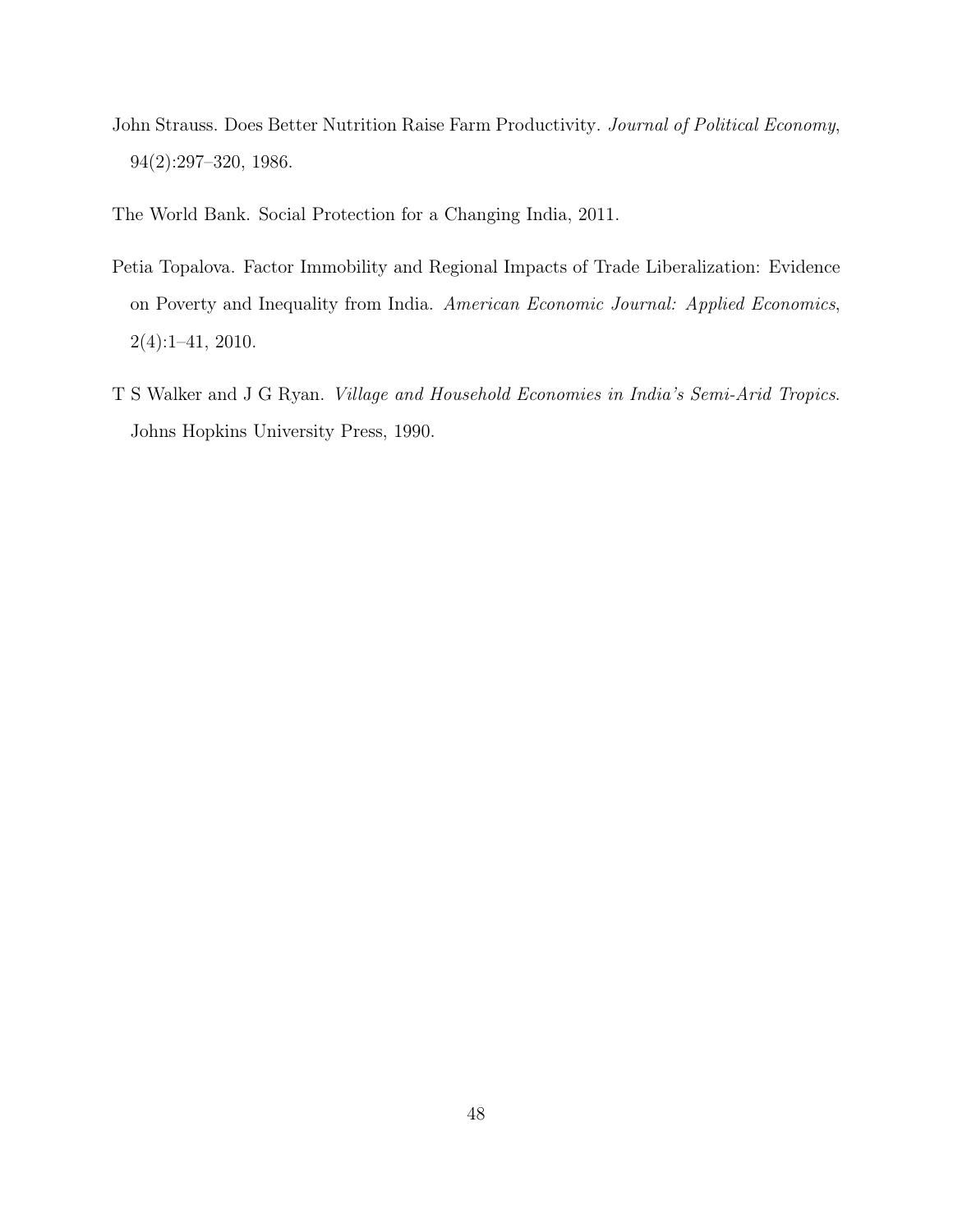John Strauss. Does Better Nutrition Raise Farm Productivity. *Journal of Political Economy*, 94(2):297–320, 1986.

The World Bank. Social Protection for a Changing India, 2011.

Petia Topalova. Factor Immobility and Regional Impacts of Trade Liberalization: Evidence on Poverty and Inequality from India. *American Economic Journal: Applied Economics*, 2(4):1–41, 2010.

T S Walker and J G Ryan. *Village and Household Economies in India's Semi-Arid Tropics*. Johns Hopkins University Press, 1990.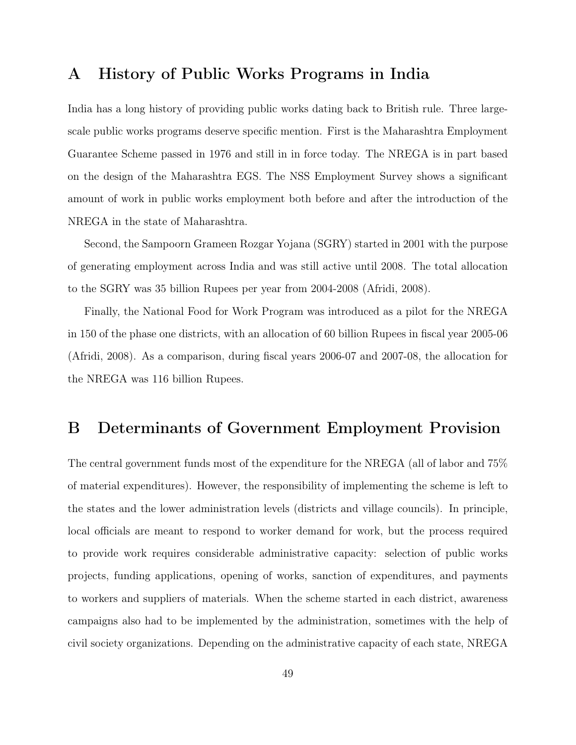# A History of Public Works Programs in India

India has a long history of providing public works dating back to British rule. Three large-scale public works programs deserve specific mention. First is the Maharashtra Employment Guarantee Scheme passed in 1976 and still in in force today. The NREGA is in part based on the design of the Maharashtra EGS. The NSS Employment Survey shows a significant amount of work in public works employment both before and after the introduction of the NREGA in the state of Maharashtra.

Second, the Sampoorn Grameen Rozgar Yojana (SGRY) started in 2001 with the purpose of generating employment across India and was still active until 2008. The total allocation to the SGRY was 35 billion Rupees per year from 2004-2008 (Afridi, 2008).

Finally, the National Food for Work Program was introduced as a pilot for the NREGA in 150 of the phase one districts, with an allocation of 60 billion Rupees in fiscal year 2005-06 (Afridi, 2008). As a comparison, during fiscal years 2006-07 and 2007-08, the allocation for the NREGA was 116 billion Rupees.

# B Determinants of Government Employment Provision

The central government funds most of the expenditure for the NREGA (all of labor and 75% of material expenditures). However, the responsibility of implementing the scheme is left to the states and the lower administration levels (districts and village councils). In principle, local officials are meant to respond to worker demand for work, but the process required to provide work requires considerable administrative capacity: selection of public works projects, funding applications, opening of works, sanction of expenditures, and payments to workers and suppliers of materials. When the scheme started in each district, awareness campaigns also had to be implemented by the administration, sometimes with the help of civil society organizations. Depending on the administrative capacity of each state, NREGA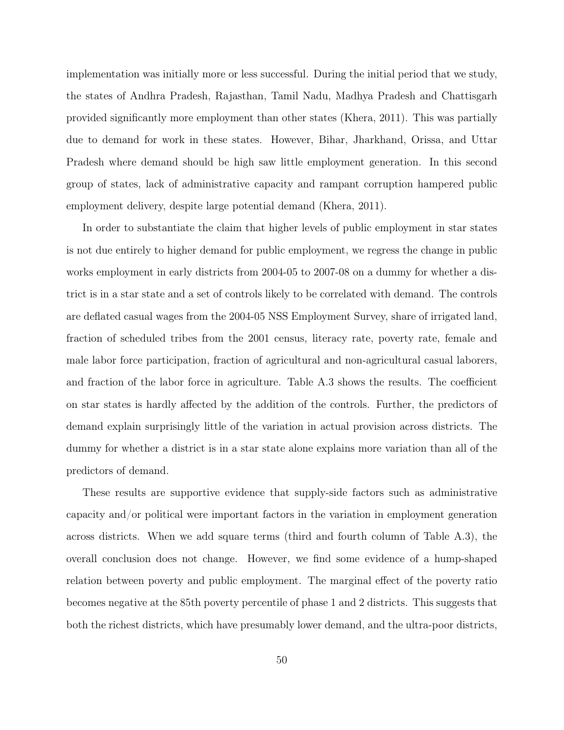implementation was initially more or less successful. During the initial period that we study, the states of Andhra Pradesh, Rajasthan, Tamil Nadu, Madhya Pradesh and Chattisgarh provided significantly more employment than other states (Khera, 2011). This was partially due to demand for work in these states. However, Bihar, Jharkhand, Orissa, and Uttar Pradesh where demand should be high saw little employment generation. In this second group of states, lack of administrative capacity and rampant corruption hampered public employment delivery, despite large potential demand (Khera, 2011).

In order to substantiate the claim that higher levels of public employment in star states is not due entirely to higher demand for public employment, we regress the change in public works employment in early districts from 2004-05 to 2007-08 on a dummy for whether a district is in a star state and a set of controls likely to be correlated with demand. The controls are deflated casual wages from the 2004-05 NSS Employment Survey, share of irrigated land, fraction of scheduled tribes from the 2001 census, literacy rate, poverty rate, female and male labor force participation, fraction of agricultural and non-agricultural casual laborers, and fraction of the labor force in agriculture. Table A.3 shows the results. The coefficient on star states is hardly affected by the addition of the controls. Further, the predictors of demand explain surprisingly little of the variation in actual provision across districts. The dummy for whether a district is in a star state alone explains more variation than all of the predictors of demand.

These results are supportive evidence that supply-side factors such as administrative capacity and/or political were important factors in the variation in employment generation across districts. When we add square terms (third and fourth column of Table A.3), the overall conclusion does not change. However, we find some evidence of a hump-shaped relation between poverty and public employment. The marginal effect of the poverty ratio becomes negative at the 85th poverty percentile of phase 1 and 2 districts. This suggests that both the richest districts, which have presumably lower demand, and the ultra-poor districts,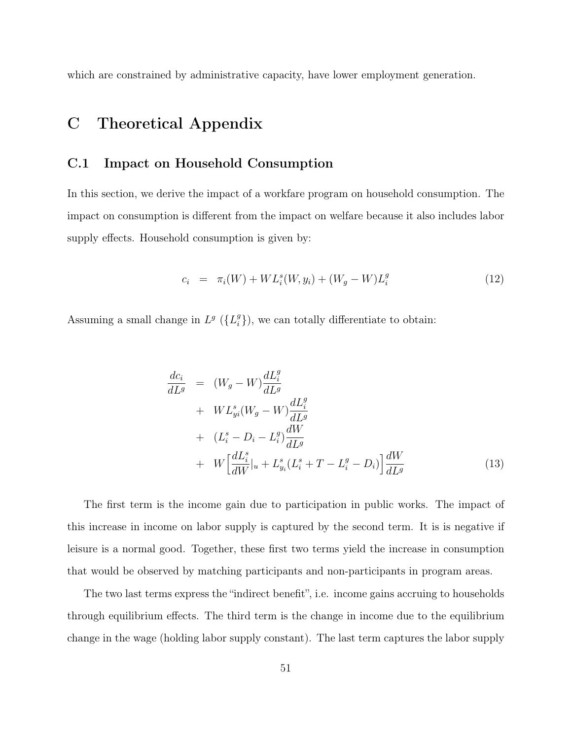which are constrained by administrative capacity, have lower employment generation.

# C Theoretical Appendix

## C.1 Impact on Household Consumption

In this section, we derive the impact of a workfare program on household consumption. The impact on consumption is different from the impact on welfare because it also includes labor supply effects. Household consumption is given by:

$$c_i = \pi_i(W) + WL_i^s(W, y_i) + (W_g - W)L_i^g \tag{12}$$

Assuming a small change in $L^g$ ($\{L_i^g\}$), we can totally differentiate to obtain:

$$\begin{aligned}
\frac{dc_i}{dL^g} &= (W_g - W)\frac{dL_i^g}{dL^g} \\
&+ WL_{yi}^s(W_g - W)\frac{dL_i^g}{dL^g} \\
&+ (L_i^s - D_i - L_i^g)\frac{dW}{dL^g} \\
&+ W\Big[\frac{dL_i^s}{dW}|_u + L_{y_i}^s(L_i^s + T - L_i^g - D_i)\Big]\frac{dW}{dL^g}
\end{aligned} \tag{13}$$

The first term is the income gain due to participation in public works. The impact of this increase in income on labor supply is captured by the second term. It is is negative if leisure is a normal good. Together, these first two terms yield the increase in consumption that would be observed by matching participants and non-participants in program areas.

The two last terms express the "indirect benefit", i.e. income gains accruing to households through equilibrium effects. The third term is the change in income due to the equilibrium change in the wage (holding labor supply constant). The last term captures the labor supply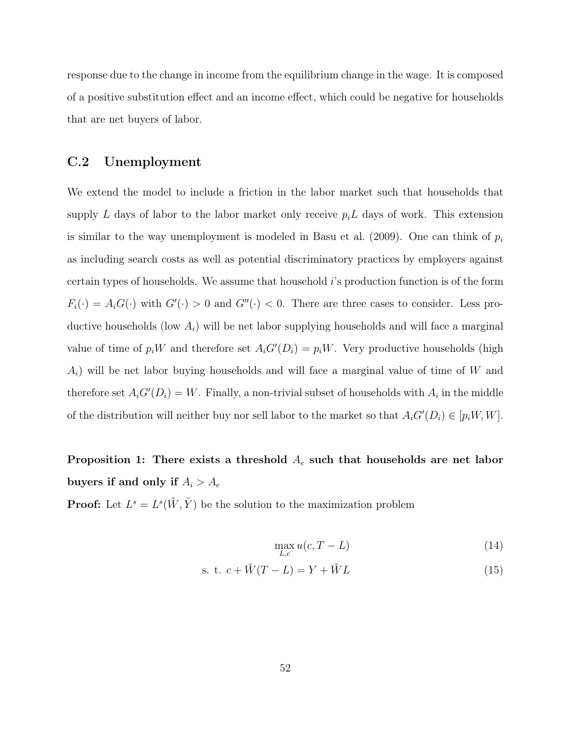response due to the change in income from the equilibrium change in the wage. It is composed of a positive substitution effect and an income effect, which could be negative for households that are net buyers of labor.

## C.2 Unemployment

We extend the model to include a friction in the labor market such that households that supply $L$ days of labor to the labor market only receive $p_i L$ days of work. This extension is similar to the way unemployment is modeled in Basu et al. (2009). One can think of $p_i$ as including search costs as well as potential discriminatory practices by employers against certain types of households. We assume that household $i$'s production function is of the form $F_i(\cdot) = A_i G(\cdot)$ with $G'(\cdot) > 0$ and $G''(\cdot) < 0$. There are three cases to consider. Less productive households (low $A_i$) will be net labor supplying households and will face a marginal value of time of $p_i W$ and therefore set $A_i G'(D_i) = p_i W$. Very productive households (high $A_i$) will be net labor buying households and will face a marginal value of time of $W$ and therefore set $A_i G'(D_i) = W$. Finally, a non-trivial subset of households with $A_i$ in the middle of the distribution will neither buy nor sell labor to the market so that $A_i G'(D_i) \in [p_i W, W]$.

**Proposition 1: There exists a threshold $A_e$ such that households are net labor buyers if and only if $A_i > A_e$**

**Proof:** Let $L^s = L^s(\tilde{W}, \tilde{Y})$ be the solution to the maximization problem

$$\max_{L,c} u(c, T - L) \tag{14}$$

$$\text{s. t. } c + \tilde{W}(T - L) = Y + \tilde{W}L \tag{15}$$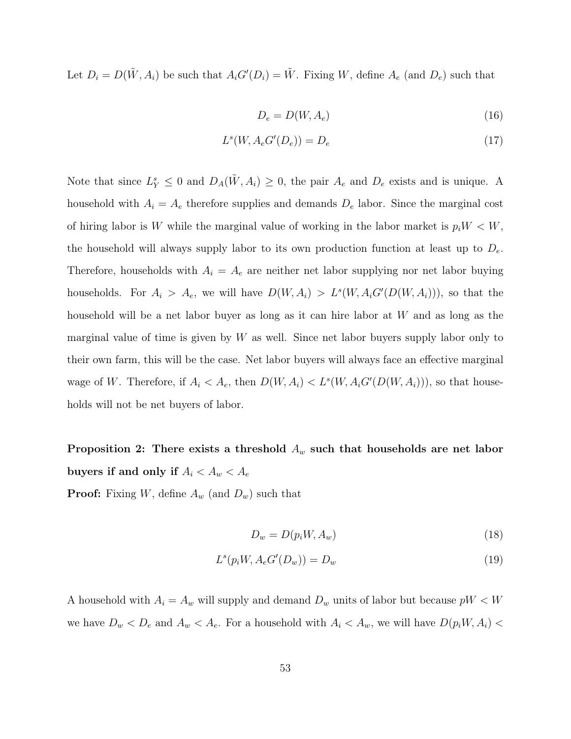Let $D_i = D(\tilde{W}, A_i)$ be such that $A_i G'(D_i) = \tilde{W}$. Fixing $W$, define $A_e$ (and $D_e$) such that

$$D_e = D(W, A_e) \tag{16}$$

$$L^s(W, A_e G'(D_e)) = D_e \tag{17}$$

Note that since $L^s_Y \leq 0$ and $D_A(\tilde{W}, A_i) \geq 0$, the pair $A_e$ and $D_e$ exists and is unique. A household with $A_i = A_e$ therefore supplies and demands $D_e$ labor. Since the marginal cost of hiring labor is $W$ while the marginal value of working in the labor market is $p_i W < W$, the household will always supply labor to its own production function at least up to $D_e$. Therefore, households with $A_i = A_e$ are neither net labor supplying nor net labor buying households. For $A_i > A_e$, we will have $D(W, A_i) > L^s(W, A_i G'(D(W, A_i)))$, so that the household will be a net labor buyer as long as it can hire labor at $W$ and as long as the marginal value of time is given by $W$ as well. Since net labor buyers supply labor only to their own farm, this will be the case. Net labor buyers will always face an effective marginal wage of $W$. Therefore, if $A_i < A_e$, then $D(W, A_i) < L^s(W, A_i G'(D(W, A_i)))$, so that households will not be net buyers of labor.

**Proposition 2: There exists a threshold $A_w$ such that households are net labor buyers if and only if $A_i < A_w < A_e$**

**Proof:** Fixing $W$, define $A_w$ (and $D_w$) such that

$$D_w = D(p_i W, A_w) \tag{18}$$

$$L^s(p_i W, A_e G'(D_w)) = D_w \tag{19}$$

A household with $A_i = A_w$ will supply and demand $D_w$ units of labor but because $pW < W$ we have $D_w < D_e$ and $A_w < A_e$. For a household with $A_i < A_w$, we will have $D(p_i W, A_i) <$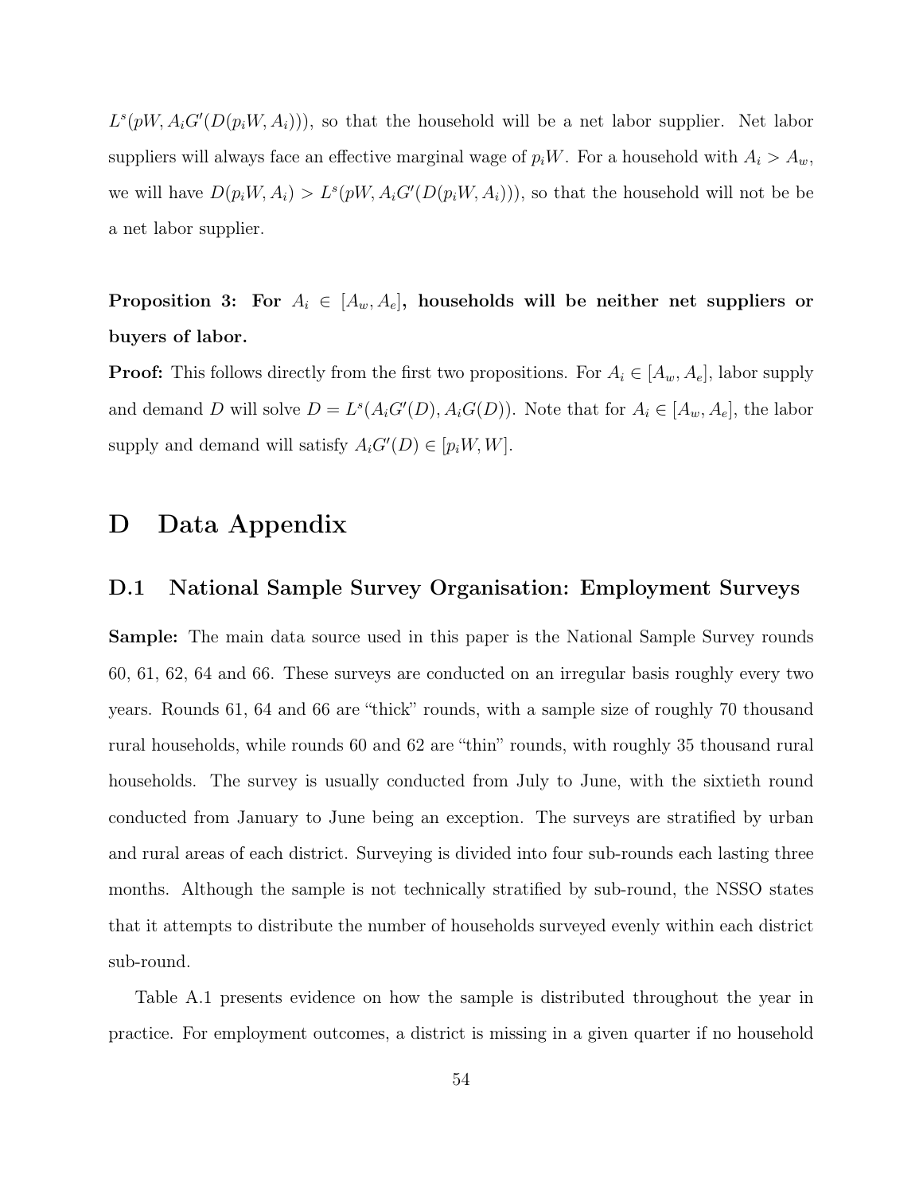$L^s(pW, A_iG'(D(p_iW, A_i)))$, so that the household will be a net labor supplier. Net labor suppliers will always face an effective marginal wage of $p_iW$. For a household with $A_i > A_w$, we will have $D(p_iW, A_i) > L^s(pW, A_iG'(D(p_iW, A_i)))$, so that the household will not be be a net labor supplier.

**Proposition 3: For $A_i \in [A_w, A_e]$, households will be neither net suppliers or buyers of labor.**

**Proof:** This follows directly from the first two propositions. For $A_i \in [A_w, A_e]$, labor supply and demand $D$ will solve $D = L^s(A_iG'(D), A_iG(D))$. Note that for $A_i \in [A_w, A_e]$, the labor supply and demand will satisfy $A_iG'(D) \in [p_iW, W]$.

# D Data Appendix

## D.1 National Sample Survey Organisation: Employment Surveys

**Sample:** The main data source used in this paper is the National Sample Survey rounds 60, 61, 62, 64 and 66. These surveys are conducted on an irregular basis roughly every two years. Rounds 61, 64 and 66 are "thick" rounds, with a sample size of roughly 70 thousand rural households, while rounds 60 and 62 are "thin" rounds, with roughly 35 thousand rural households. The survey is usually conducted from July to June, with the sixtieth round conducted from January to June being an exception. The surveys are stratified by urban and rural areas of each district. Surveying is divided into four sub-rounds each lasting three months. Although the sample is not technically stratified by sub-round, the NSSO states that it attempts to distribute the number of households surveyed evenly within each district sub-round.

Table A.1 presents evidence on how the sample is distributed throughout the year in practice. For employment outcomes, a district is missing in a given quarter if no household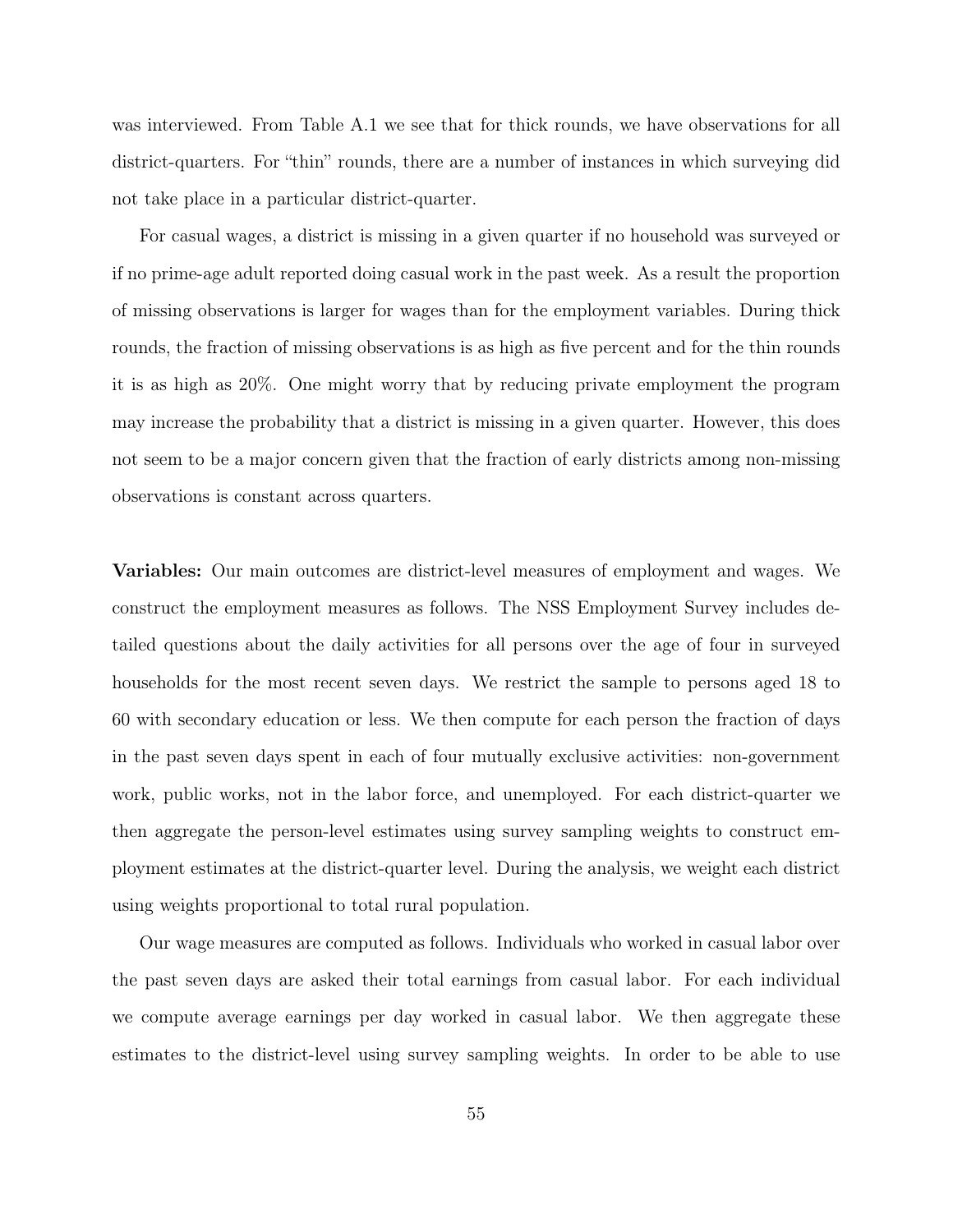was interviewed. From Table A.1 we see that for thick rounds, we have observations for all district-quarters. For "thin" rounds, there are a number of instances in which surveying did not take place in a particular district-quarter.

For casual wages, a district is missing in a given quarter if no household was surveyed or if no prime-age adult reported doing casual work in the past week. As a result the proportion of missing observations is larger for wages than for the employment variables. During thick rounds, the fraction of missing observations is as high as five percent and for the thin rounds it is as high as 20%. One might worry that by reducing private employment the program may increase the probability that a district is missing in a given quarter. However, this does not seem to be a major concern given that the fraction of early districts among non-missing observations is constant across quarters.

**Variables:** Our main outcomes are district-level measures of employment and wages. We construct the employment measures as follows. The NSS Employment Survey includes detailed questions about the daily activities for all persons over the age of four in surveyed households for the most recent seven days. We restrict the sample to persons aged 18 to 60 with secondary education or less. We then compute for each person the fraction of days in the past seven days spent in each of four mutually exclusive activities: non-government work, public works, not in the labor force, and unemployed. For each district-quarter we then aggregate the person-level estimates using survey sampling weights to construct employment estimates at the district-quarter level. During the analysis, we weight each district using weights proportional to total rural population.

Our wage measures are computed as follows. Individuals who worked in casual labor over the past seven days are asked their total earnings from casual labor. For each individual we compute average earnings per day worked in casual labor. We then aggregate these estimates to the district-level using survey sampling weights. In order to be able to use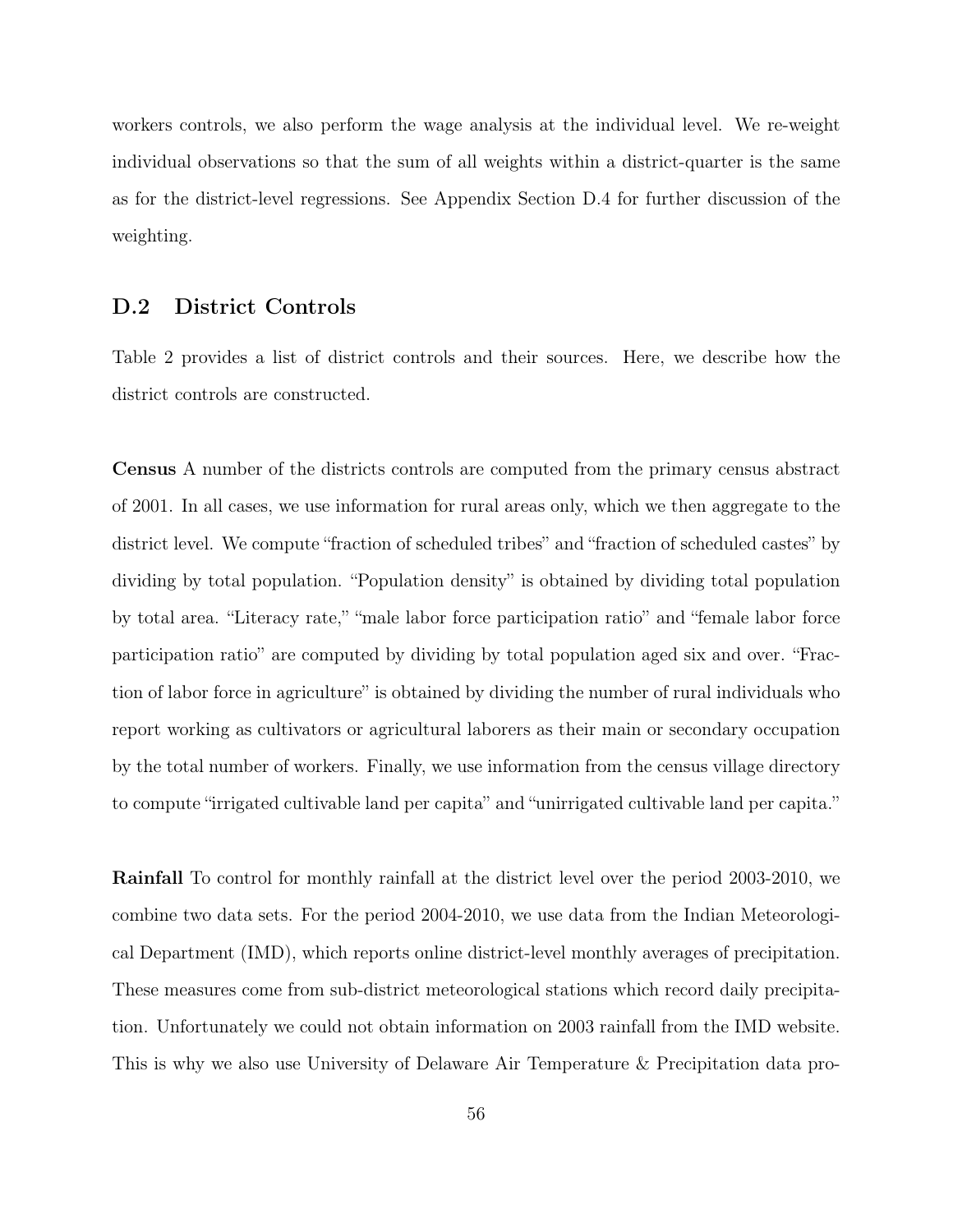workers controls, we also perform the wage analysis at the individual level. We re-weight individual observations so that the sum of all weights within a district-quarter is the same as for the district-level regressions. See Appendix Section D.4 for further discussion of the weighting.

## D.2 District Controls

Table 2 provides a list of district controls and their sources. Here, we describe how the district controls are constructed.

**Census** A number of the districts controls are computed from the primary census abstract of 2001. In all cases, we use information for rural areas only, which we then aggregate to the district level. We compute "fraction of scheduled tribes" and "fraction of scheduled castes" by dividing by total population. "Population density" is obtained by dividing total population by total area. "Literacy rate," "male labor force participation ratio" and "female labor force participation ratio" are computed by dividing by total population aged six and over. "Fraction of labor force in agriculture" is obtained by dividing the number of rural individuals who report working as cultivators or agricultural laborers as their main or secondary occupation by the total number of workers. Finally, we use information from the census village directory to compute "irrigated cultivable land per capita" and "unirrigated cultivable land per capita."

**Rainfall** To control for monthly rainfall at the district level over the period 2003-2010, we combine two data sets. For the period 2004-2010, we use data from the Indian Meteorological Department (IMD), which reports online district-level monthly averages of precipitation. These measures come from sub-district meteorological stations which record daily precipitation. Unfortunately we could not obtain information on 2003 rainfall from the IMD website. This is why we also use University of Delaware Air Temperature & Precipitation data pro-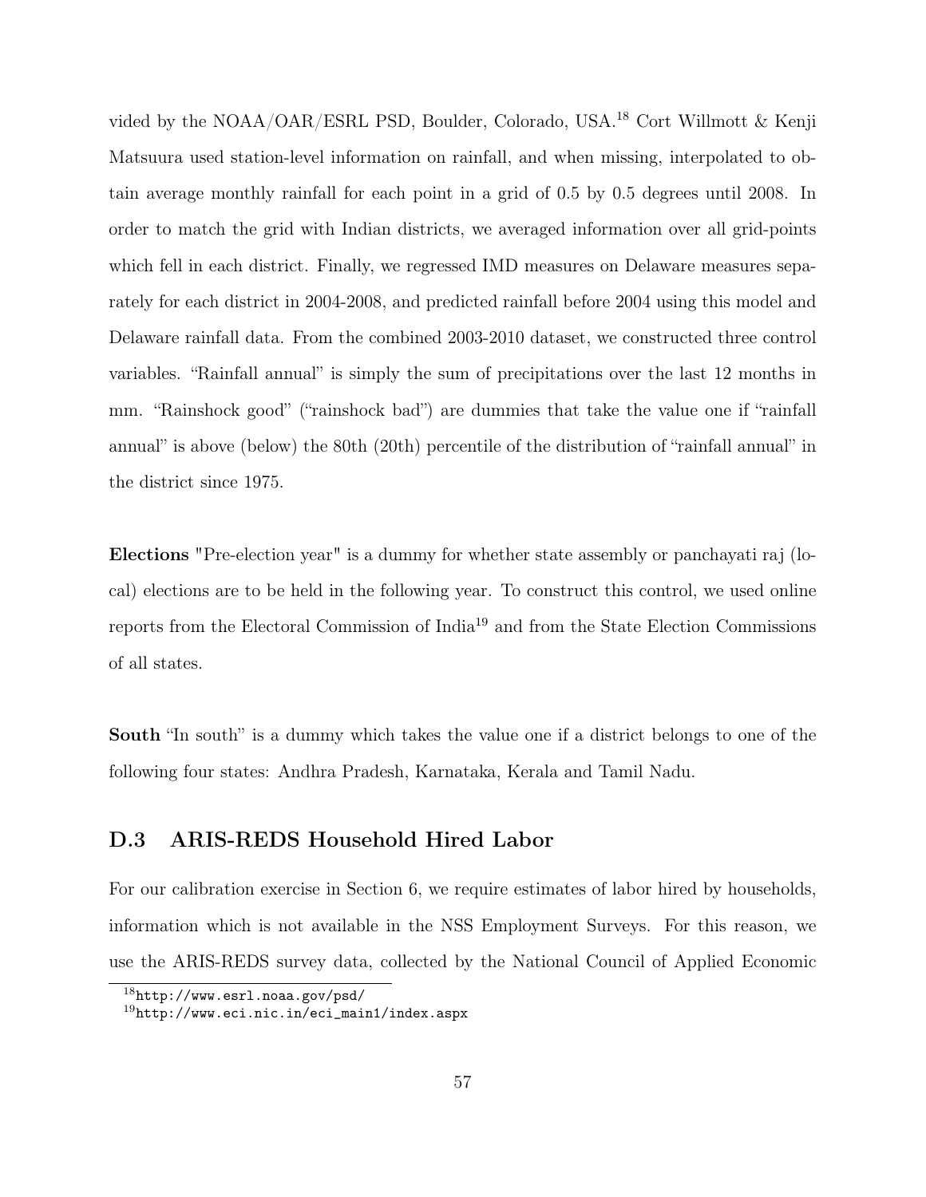vided by the NOAA/OAR/ESRL PSD, Boulder, Colorado, USA.[18] Cort Willmott & Kenji Matsuura used station-level information on rainfall, and when missing, interpolated to obtain average monthly rainfall for each point in a grid of 0.5 by 0.5 degrees until 2008. In order to match the grid with Indian districts, we averaged information over all grid-points which fell in each district. Finally, we regressed IMD measures on Delaware measures separately for each district in 2004-2008, and predicted rainfall before 2004 using this model and Delaware rainfall data. From the combined 2003-2010 dataset, we constructed three control variables. "Rainfall annual" is simply the sum of precipitations over the last 12 months in mm. "Rainshock good" ("rainshock bad") are dummies that take the value one if "rainfall annual" is above (below) the 80th (20th) percentile of the distribution of "rainfall annual" in the district since 1975.

**Elections** "Pre-election year" is a dummy for whether state assembly or panchayati raj (local) elections are to be held in the following year. To construct this control, we used online reports from the Electoral Commission of India[19] and from the State Election Commissions of all states.

**South** "In south" is a dummy which takes the value one if a district belongs to one of the following four states: Andhra Pradesh, Karnataka, Kerala and Tamil Nadu.

## D.3 ARIS-REDS Household Hired Labor

For our calibration exercise in Section 6, we require estimates of labor hired by households, information which is not available in the NSS Employment Surveys. For this reason, we use the ARIS-REDS survey data, collected by the National Council of Applied Economic

[18] http://www.esrl.noaa.gov/psd/

[19] http://www.eci.nic.in/eci_main1/index.aspx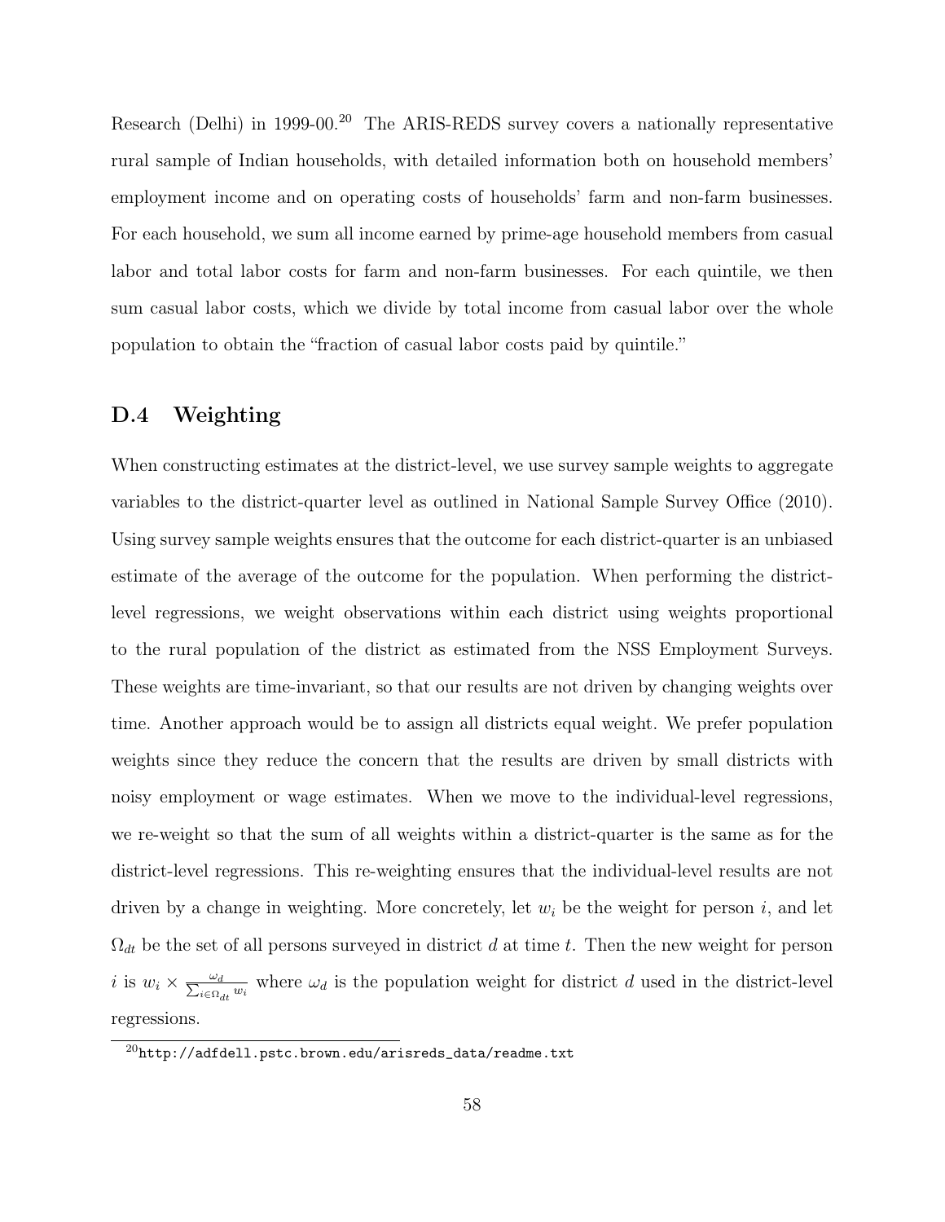Research (Delhi) in 1999-00.[20] The ARIS-REDS survey covers a nationally representative rural sample of Indian households, with detailed information both on household members' employment income and on operating costs of households' farm and non-farm businesses. For each household, we sum all income earned by prime-age household members from casual labor and total labor costs for farm and non-farm businesses. For each quintile, we then sum casual labor costs, which we divide by total income from casual labor over the whole population to obtain the "fraction of casual labor costs paid by quintile."

## D.4 Weighting

When constructing estimates at the district-level, we use survey sample weights to aggregate variables to the district-quarter level as outlined in National Sample Survey Office (2010). Using survey sample weights ensures that the outcome for each district-quarter is an unbiased estimate of the average of the outcome for the population. When performing the district-level regressions, we weight observations within each district using weights proportional to the rural population of the district as estimated from the NSS Employment Surveys. These weights are time-invariant, so that our results are not driven by changing weights over time. Another approach would be to assign all districts equal weight. We prefer population weights since they reduce the concern that the results are driven by small districts with noisy employment or wage estimates. When we move to the individual-level regressions, we re-weight so that the sum of all weights within a district-quarter is the same as for the district-level regressions. This re-weighting ensures that the individual-level results are not driven by a change in weighting. More concretely, let $w_i$ be the weight for person $i$, and let $\Omega_{dt}$ be the set of all persons surveyed in district $d$ at time $t$. Then the new weight for person $i$ is $w_i \times \frac{\omega_d}{\sum_{i \in \Omega_{dt}} w_i}$ where $\omega_d$ is the population weight for district $d$ used in the district-level regressions.

[20] http://adfdell.pstc.brown.edu/arisreds_data/readme.txt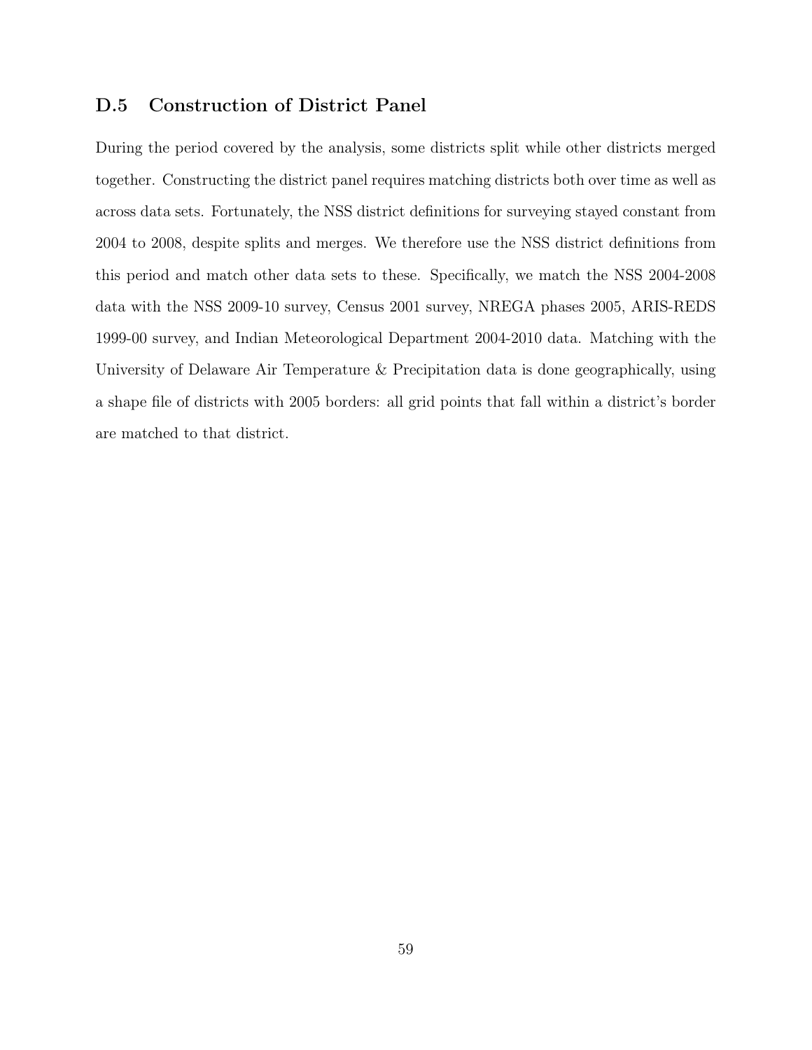## D.5 Construction of District Panel

During the period covered by the analysis, some districts split while other districts merged together. Constructing the district panel requires matching districts both over time as well as across data sets. Fortunately, the NSS district definitions for surveying stayed constant from 2004 to 2008, despite splits and merges. We therefore use the NSS district definitions from this period and match other data sets to these. Specifically, we match the NSS 2004-2008 data with the NSS 2009-10 survey, Census 2001 survey, NREGA phases 2005, ARIS-REDS 1999-00 survey, and Indian Meteorological Department 2004-2010 data. Matching with the University of Delaware Air Temperature & Precipitation data is done geographically, using a shape file of districts with 2005 borders: all grid points that fall within a district's border are matched to that district.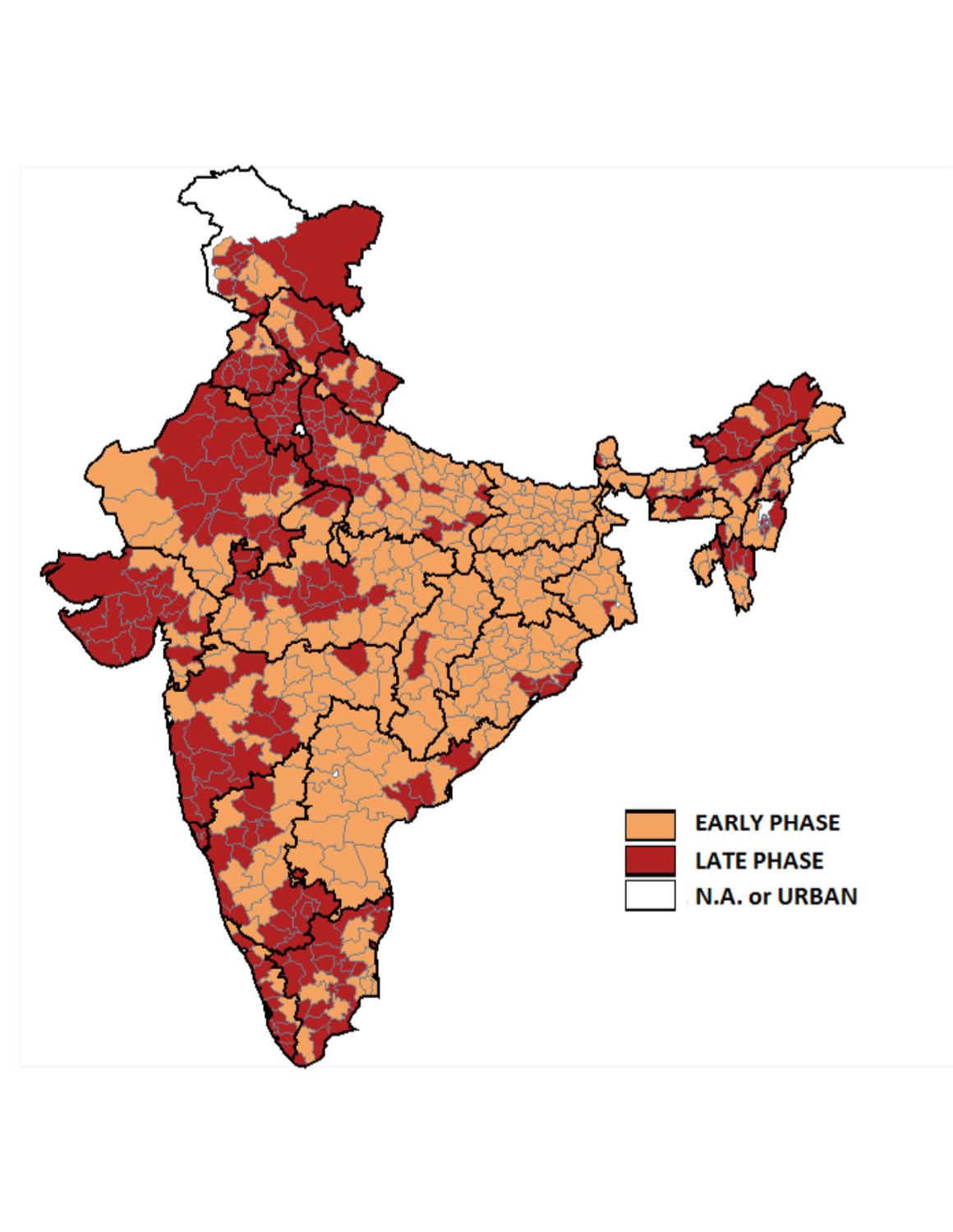EARLY PHASE

LATE PHASE

N.A. or URBAN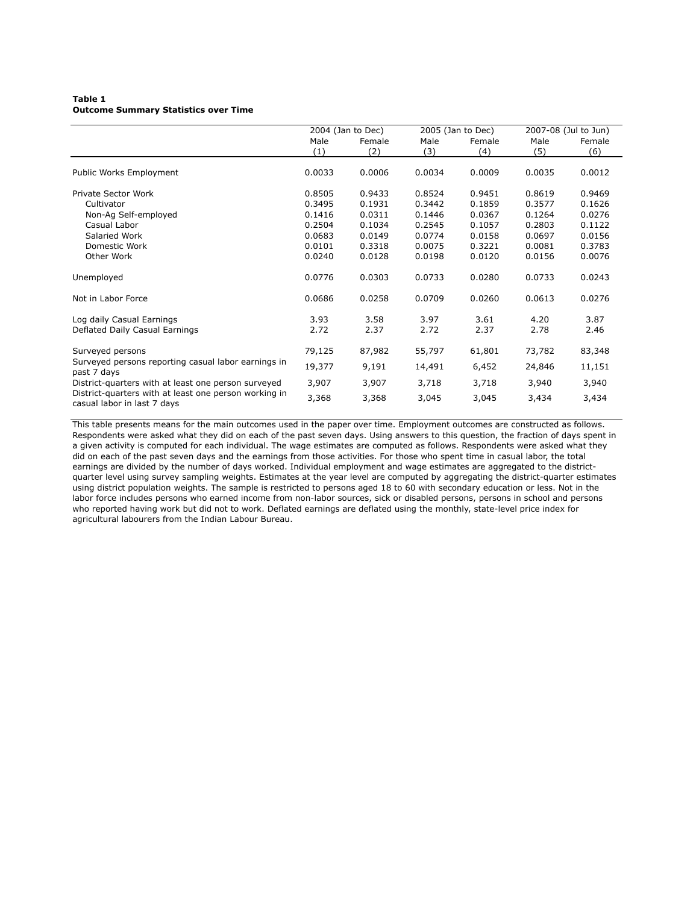**Table 1**
**Outcome Summary Statistics over Time**

| | 2004 (Jan to Dec) | | 2005 (Jan to Dec) | | 2007-08 (Jul to Jun) | |
|---|---|---|---|---|---|---|
| | Male (1) | Female (2) | Male (3) | Female (4) | Male (5) | Female (6) |
| Public Works Employment | 0.0033 | 0.0006 | 0.0034 | 0.0009 | 0.0035 | 0.0012 |
| Private Sector Work | 0.8505 | 0.9433 | 0.8524 | 0.9451 | 0.8619 | 0.9469 |
| Cultivator | 0.3495 | 0.1931 | 0.3442 | 0.1859 | 0.3577 | 0.1626 |
| Non-Ag Self-employed | 0.1416 | 0.0311 | 0.1446 | 0.0367 | 0.1264 | 0.0276 |
| Casual Labor | 0.2504 | 0.1034 | 0.2545 | 0.1057 | 0.2803 | 0.1122 |
| Salaried Work | 0.0683 | 0.0149 | 0.0774 | 0.0158 | 0.0697 | 0.0156 |
| Domestic Work | 0.0101 | 0.3318 | 0.0075 | 0.3221 | 0.0081 | 0.3783 |
| Other Work | 0.0240 | 0.0128 | 0.0198 | 0.0120 | 0.0156 | 0.0076 |
| Unemployed | 0.0776 | 0.0303 | 0.0733 | 0.0280 | 0.0733 | 0.0243 |
| Not in Labor Force | 0.0686 | 0.0258 | 0.0709 | 0.0260 | 0.0613 | 0.0276 |
| Log daily Casual Earnings | 3.93 | 3.58 | 3.97 | 3.61 | 4.20 | 3.87 |
| Deflated Daily Casual Earnings | 2.72 | 2.37 | 2.72 | 2.37 | 2.78 | 2.46 |
| Surveyed persons | 79,125 | 87,982 | 55,797 | 61,801 | 73,782 | 83,348 |
| Surveyed persons reporting casual labor earnings in past 7 days | 19,377 | 9,191 | 14,491 | 6,452 | 24,846 | 11,151 |
| District-quarters with at least one person surveyed | 3,907 | 3,907 | 3,718 | 3,718 | 3,940 | 3,940 |
| District-quarters with at least one person working in casual labor in last 7 days | 3,368 | 3,368 | 3,045 | 3,045 | 3,434 | 3,434 |

This table presents means for the main outcomes used in the paper over time. Employment outcomes are constructed as follows. Respondents were asked what they did on each of the past seven days. Using answers to this question, the fraction of days spent in a given activity is computed for each individual. The wage estimates are computed as follows. Respondents were asked what they did on each of the past seven days and the earnings from those activities. For those who spent time in casual labor, the total earnings are divided by the number of days worked. Individual employment and wage estimates are aggregated to the district-quarter level using survey sampling weights. Estimates at the year level are computed by aggregating the district-quarter estimates using district population weights. The sample is restricted to persons aged 18 to 60 with secondary education or less. Not in the labor force includes persons who earned income from non-labor sources, sick or disabled persons, persons in school and persons who reported having work but did not to work. Deflated earnings are deflated using the monthly, state-level price index for agricultural labourers from the Indian Labour Bureau.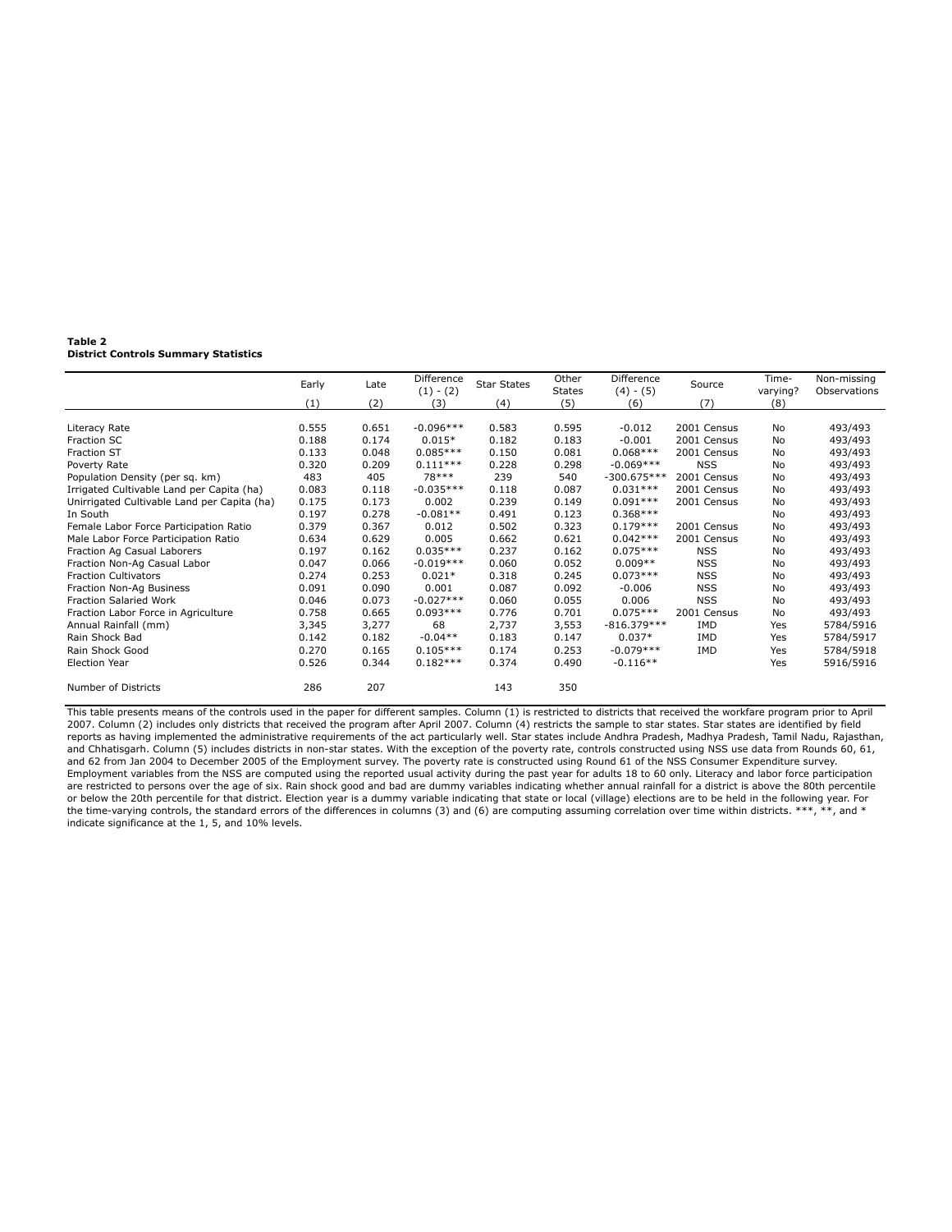**Table 2**
**District Controls Summary Statistics**

| | Early | Late | Difference (1) - (2) | Star States | Other States | Difference (4) - (5) | Source | Time-varying? | Non-missing Observations |
|---|---|---|---|---|---|---|---|---|---|
| | (1) | (2) | (3) | (4) | (5) | (6) | (7) | (8) | |
| Literacy Rate | 0.555 | 0.651 | -0.096*** | 0.583 | 0.595 | -0.012 | 2001 Census | No | 493/493 |
| Fraction SC | 0.188 | 0.174 | 0.015* | 0.182 | 0.183 | -0.001 | 2001 Census | No | 493/493 |
| Fraction ST | 0.133 | 0.048 | 0.085*** | 0.150 | 0.081 | 0.068*** | 2001 Census | No | 493/493 |
| Poverty Rate | 0.320 | 0.209 | 0.111*** | 0.228 | 0.298 | -0.069*** | NSS | No | 493/493 |
| Population Density (per sq. km) | 483 | 405 | 78*** | 239 | 540 | -300.675*** | 2001 Census | No | 493/493 |
| Irrigated Cultivable Land per Capita (ha) | 0.083 | 0.118 | -0.035*** | 0.118 | 0.087 | 0.031*** | 2001 Census | No | 493/493 |
| Unirrigated Cultivable Land per Capita (ha) | 0.175 | 0.173 | 0.002 | 0.239 | 0.149 | 0.091*** | 2001 Census | No | 493/493 |
| In South | 0.197 | 0.278 | -0.081** | 0.491 | 0.123 | 0.368*** | | No | 493/493 |
| Female Labor Force Participation Ratio | 0.379 | 0.367 | 0.012 | 0.502 | 0.323 | 0.179*** | 2001 Census | No | 493/493 |
| Male Labor Force Participation Ratio | 0.634 | 0.629 | 0.005 | 0.662 | 0.621 | 0.042*** | 2001 Census | No | 493/493 |
| Fraction Ag Casual Laborers | 0.197 | 0.162 | 0.035*** | 0.237 | 0.162 | 0.075*** | NSS | No | 493/493 |
| Fraction Non-Ag Casual Labor | 0.047 | 0.066 | -0.019*** | 0.060 | 0.052 | 0.009** | NSS | No | 493/493 |
| Fraction Cultivators | 0.274 | 0.253 | 0.021* | 0.318 | 0.245 | 0.073*** | NSS | No | 493/493 |
| Fraction Non-Ag Business | 0.091 | 0.090 | 0.001 | 0.087 | 0.092 | -0.006 | NSS | No | 493/493 |
| Fraction Salaried Work | 0.046 | 0.073 | -0.027*** | 0.060 | 0.055 | 0.006 | NSS | No | 493/493 |
| Fraction Labor Force in Agriculture | 0.758 | 0.665 | 0.093*** | 0.776 | 0.701 | 0.075*** | 2001 Census | No | 493/493 |
| Annual Rainfall (mm) | 3,345 | 3,277 | 68 | 2,737 | 3,553 | -816.379*** | IMD | Yes | 5784/5916 |
| Rain Shock Bad | 0.142 | 0.182 | -0.04** | 0.183 | 0.147 | 0.037* | IMD | Yes | 5784/5917 |
| Rain Shock Good | 0.270 | 0.165 | 0.105*** | 0.174 | 0.253 | -0.079*** | IMD | Yes | 5784/5918 |
| Election Year | 0.526 | 0.344 | 0.182*** | 0.374 | 0.490 | -0.116** | | Yes | 5916/5916 |
| | | | | | | | | | |
| Number of Districts | 286 | 207 | | 143 | 350 | | | | |

This table presents means of the controls used in the paper for different samples. Column (1) is restricted to districts that received the workfare program prior to April 2007. Column (2) includes only districts that received the program after April 2007. Column (4) restricts the sample to star states. Star states are identified by field reports as having implemented the administrative requirements of the act particularly well. Star states include Andhra Pradesh, Madhya Pradesh, Tamil Nadu, Rajasthan, and Chhatisgarh. Column (5) includes districts in non-star states. With the exception of the poverty rate, controls constructed using NSS use data from Rounds 60, 61, and 62 from Jan 2004 to December 2005 of the Employment survey. The poverty rate is constructed using Round 61 of the NSS Consumer Expenditure survey. Employment variables from the NSS are computed using the reported usual activity during the past year for adults 18 to 60 only. Literacy and labor force participation are restricted to persons over the age of six. Rain shock good and bad are dummy variables indicating whether annual rainfall for a district is above the 80th percentile or below the 20th percentile for that district. Election year is a dummy variable indicating that state or local (village) elections are to be held in the following year. For the time-varying controls, the standard errors of the differences in columns (3) and (6) are computing assuming correlation over time within districts. ***, **, and * indicate significance at the 1, 5, and 10% levels.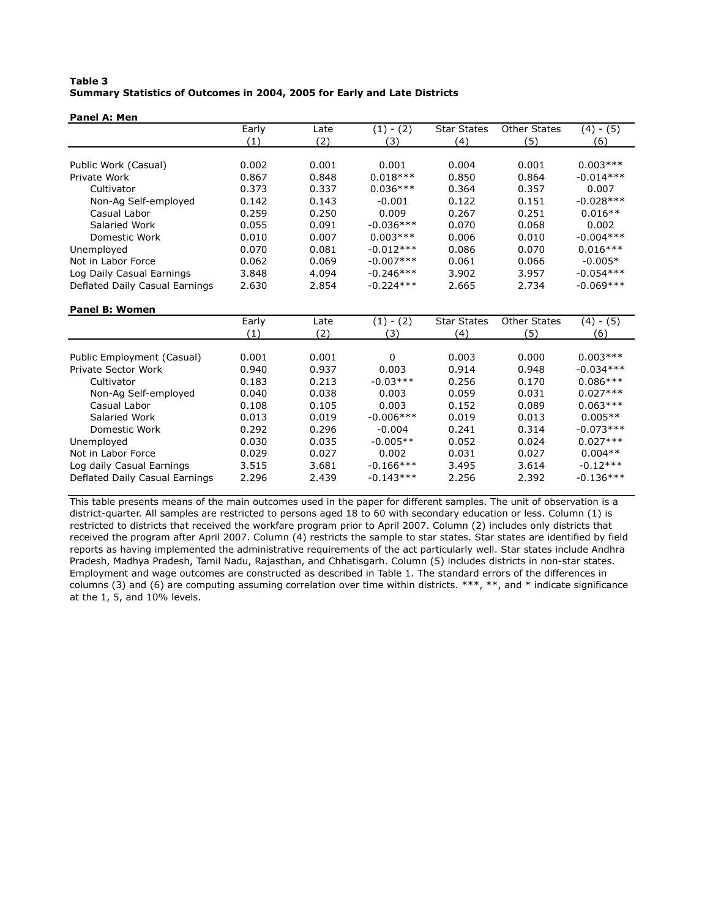**Table 3**
**Summary Statistics of Outcomes in 2004, 2005 for Early and Late Districts**

**Panel A: Men**

| | Early | Late | (1) - (2) | Star States | Other States | (4) - (5) |
|---|---|---|---|---|---|---|
| | (1) | (2) | (3) | (4) | (5) | (6) |
| Public Work (Casual) | 0.002 | 0.001 | 0.001 | 0.004 | 0.001 | 0.003*** |
| Private Work | 0.867 | 0.848 | 0.018*** | 0.850 | 0.864 | -0.014*** |
| Cultivator | 0.373 | 0.337 | 0.036*** | 0.364 | 0.357 | 0.007 |
| Non-Ag Self-employed | 0.142 | 0.143 | -0.001 | 0.122 | 0.151 | -0.028*** |
| Casual Labor | 0.259 | 0.250 | 0.009 | 0.267 | 0.251 | 0.016** |
| Salaried Work | 0.055 | 0.091 | -0.036*** | 0.070 | 0.068 | 0.002 |
| Domestic Work | 0.010 | 0.007 | 0.003*** | 0.006 | 0.010 | -0.004*** |
| Unemployed | 0.070 | 0.081 | -0.012*** | 0.086 | 0.070 | 0.016*** |
| Not in Labor Force | 0.062 | 0.069 | -0.007*** | 0.061 | 0.066 | -0.005* |
| Log Daily Casual Earnings | 3.848 | 4.094 | -0.246*** | 3.902 | 3.957 | -0.054*** |
| Deflated Daily Casual Earnings | 2.630 | 2.854 | -0.224*** | 2.665 | 2.734 | -0.069*** |

**Panel B: Women**

| | Early | Late | (1) - (2) | Star States | Other States | (4) - (5) |
|---|---|---|---|---|---|---|
| | (1) | (2) | (3) | (4) | (5) | (6) |
| Public Employment (Casual) | 0.001 | 0.001 | 0 | 0.003 | 0.000 | 0.003*** |
| Private Sector Work | 0.940 | 0.937 | 0.003 | 0.914 | 0.948 | -0.034*** |
| Cultivator | 0.183 | 0.213 | -0.03*** | 0.256 | 0.170 | 0.086*** |
| Non-Ag Self-employed | 0.040 | 0.038 | 0.003 | 0.059 | 0.031 | 0.027*** |
| Casual Labor | 0.108 | 0.105 | 0.003 | 0.152 | 0.089 | 0.063*** |
| Salaried Work | 0.013 | 0.019 | -0.006*** | 0.019 | 0.013 | 0.005** |
| Domestic Work | 0.292 | 0.296 | -0.004 | 0.241 | 0.314 | -0.073*** |
| Unemployed | 0.030 | 0.035 | -0.005** | 0.052 | 0.024 | 0.027*** |
| Not in Labor Force | 0.029 | 0.027 | 0.002 | 0.031 | 0.027 | 0.004** |
| Log daily Casual Earnings | 3.515 | 3.681 | -0.166*** | 3.495 | 3.614 | -0.12*** |
| Deflated Daily Casual Earnings | 2.296 | 2.439 | -0.143*** | 2.256 | 2.392 | -0.136*** |

This table presents means of the main outcomes used in the paper for different samples. The unit of observation is a district-quarter. All samples are restricted to persons aged 18 to 60 with secondary education or less. Column (1) is restricted to districts that received the workfare program prior to April 2007. Column (2) includes only districts that received the program after April 2007. Column (4) restricts the sample to star states. Star states are identified by field reports as having implemented the administrative requirements of the act particularly well. Star states include Andhra Pradesh, Madhya Pradesh, Tamil Nadu, Rajasthan, and Chhatisgarh. Column (5) includes districts in non-star states. Employment and wage outcomes are constructed as described in Table 1. The standard errors of the differences in columns (3) and (6) are computing assuming correlation over time within districts. ***, **, and * indicate significance at the 1, 5, and 10% levels.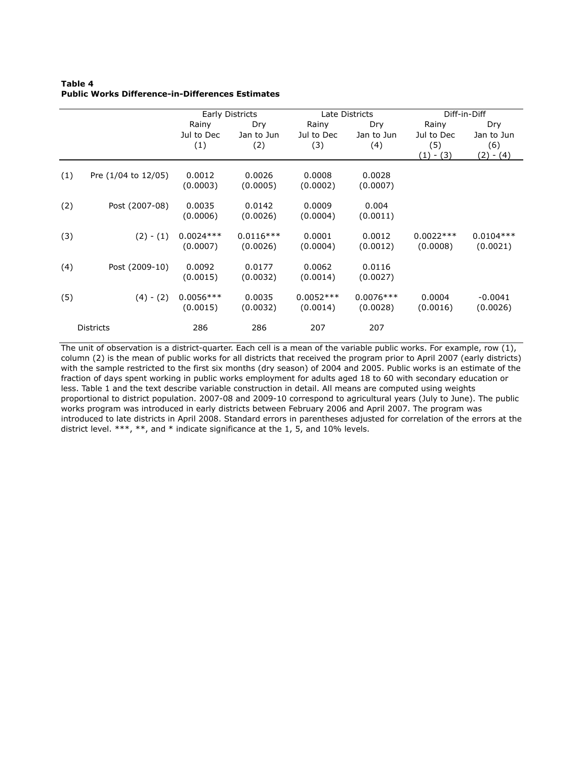**Table 4**
**Public Works Difference-in-Differences Estimates**

| | | Early Districts | | Late Districts | | Diff-in-Diff | |
|---|---|---|---|---|---|---|---|
| | | Rainy Jul to Dec (1) | Dry Jan to Jun (2) | Rainy Jul to Dec (3) | Dry Jan to Jun (4) | Rainy Jul to Dec (5) (1) - (3) | Dry Jan to Jun (6) (2) - (4) |
| (1) | Pre (1/04 to 12/05) | 0.0012 | 0.0026 | 0.0008 | 0.0028 | | |
| | | (0.0003) | (0.0005) | (0.0002) | (0.0007) | | |
| (2) | Post (2007-08) | 0.0035 | 0.0142 | 0.0009 | 0.004 | | |
| | | (0.0006) | (0.0026) | (0.0004) | (0.0011) | | |
| (3) | (2) - (1) | 0.0024*** | 0.0116*** | 0.0001 | 0.0012 | 0.0022*** | 0.0104*** |
| | | (0.0007) | (0.0026) | (0.0004) | (0.0012) | (0.0008) | (0.0021) |
| (4) | Post (2009-10) | 0.0092 | 0.0177 | 0.0062 | 0.0116 | | |
| | | (0.0015) | (0.0032) | (0.0014) | (0.0027) | | |
| (5) | (4) - (2) | 0.0056*** | 0.0035 | 0.0052*** | 0.0076*** | 0.0004 | -0.0041 |
| | | (0.0015) | (0.0032) | (0.0014) | (0.0028) | (0.0016) | (0.0026) |
| | Districts | 286 | 286 | 207 | 207 | | |

The unit of observation is a district-quarter. Each cell is a mean of the variable public works. For example, row (1), column (2) is the mean of public works for all districts that received the program prior to April 2007 (early districts) with the sample restricted to the first six months (dry season) of 2004 and 2005. Public works is an estimate of the fraction of days spent working in public works employment for adults aged 18 to 60 with secondary education or less. Table 1 and the text describe variable construction in detail. All means are computed using weights proportional to district population. 2007-08 and 2009-10 correspond to agricultural years (July to June). The public works program was introduced in early districts between February 2006 and April 2007. The program was introduced to late districts in April 2008. Standard errors in parentheses adjusted for correlation of the errors at the district level. ***, **, and * indicate significance at the 1, 5, and 10% levels.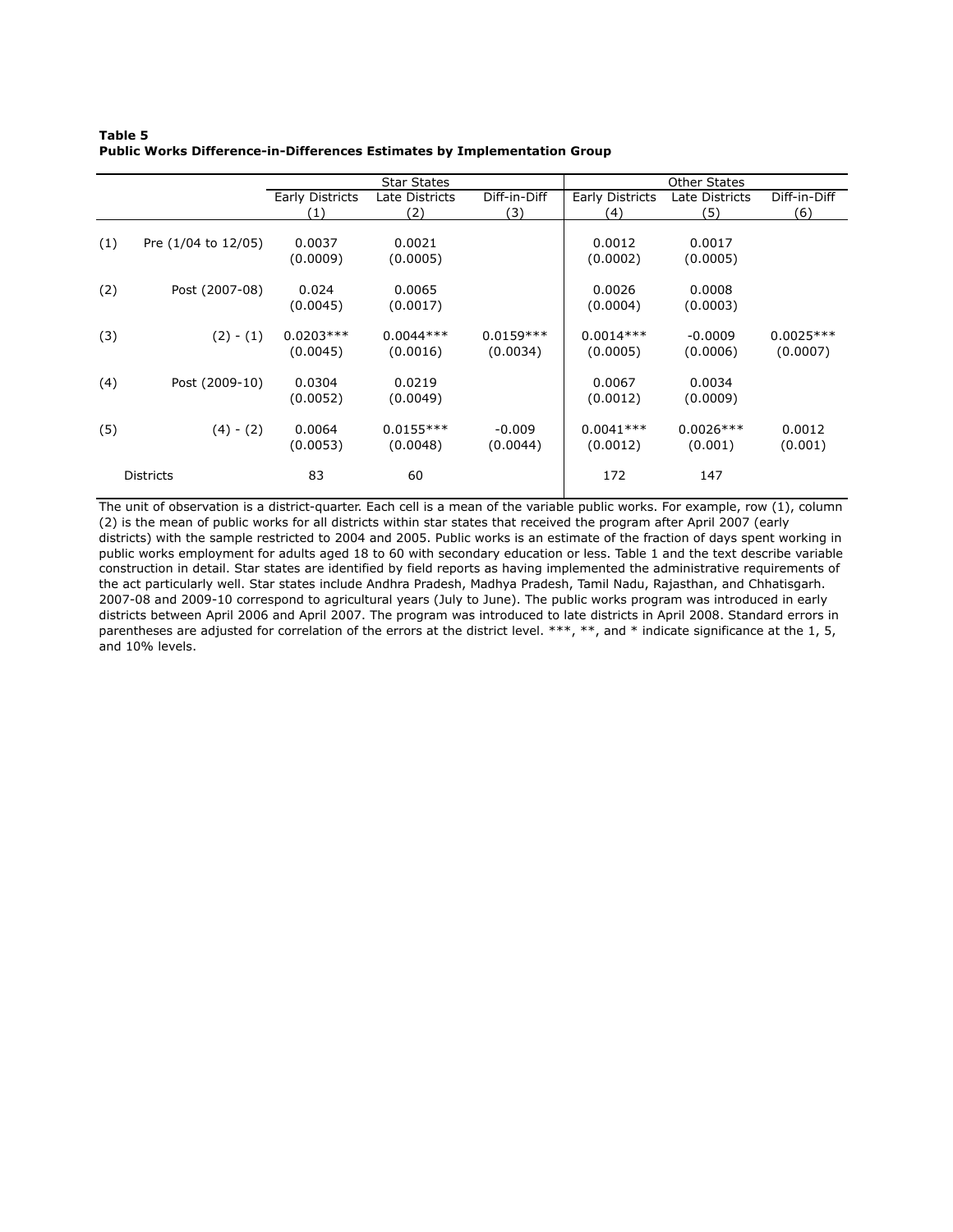**Table 5**
**Public Works Difference-in-Differences Estimates by Implementation Group**

| | | Star States | | | Other States | | |
|---|---|---|---|---|---|---|---|
| | | Early Districts | Late Districts | Diff-in-Diff | Early Districts | Late Districts | Diff-in-Diff |
| | | (1) | (2) | (3) | (4) | (5) | (6) |
| (1) | Pre (1/04 to 12/05) | 0.0037 | 0.0021 | | 0.0012 | 0.0017 | |
| | | (0.0009) | (0.0005) | | (0.0002) | (0.0005) | |
| (2) | Post (2007-08) | 0.024 | 0.0065 | | 0.0026 | 0.0008 | |
| | | (0.0045) | (0.0017) | | (0.0004) | (0.0003) | |
| (3) | (2) - (1) | 0.0203*** | 0.0044*** | 0.0159*** | 0.0014*** | -0.0009 | 0.0025*** |
| | | (0.0045) | (0.0016) | (0.0034) | (0.0005) | (0.0006) | (0.0007) |
| (4) | Post (2009-10) | 0.0304 | 0.0219 | | 0.0067 | 0.0034 | |
| | | (0.0052) | (0.0049) | | (0.0012) | (0.0009) | |
| (5) | (4) - (2) | 0.0064 | 0.0155*** | -0.009 | 0.0041*** | 0.0026*** | 0.0012 |
| | | (0.0053) | (0.0048) | (0.0044) | (0.0012) | (0.001) | (0.001) |
| | Districts | 83 | 60 | | 172 | 147 | |

The unit of observation is a district-quarter. Each cell is a mean of the variable public works. For example, row (1), column (2) is the mean of public works for all districts within star states that received the program after April 2007 (early districts) with the sample restricted to 2004 and 2005. Public works is an estimate of the fraction of days spent working in public works employment for adults aged 18 to 60 with secondary education or less. Table 1 and the text describe variable construction in detail. Star states are identified by field reports as having implemented the administrative requirements of the act particularly well. Star states include Andhra Pradesh, Madhya Pradesh, Tamil Nadu, Rajasthan, and Chhatisgarh. 2007-08 and 2009-10 correspond to agricultural years (July to June). The public works program was introduced in early districts between April 2006 and April 2007. The program was introduced to late districts in April 2008. Standard errors in parentheses are adjusted for correlation of the errors at the district level. ***, **, and * indicate significance at the 1, 5, and 10% levels.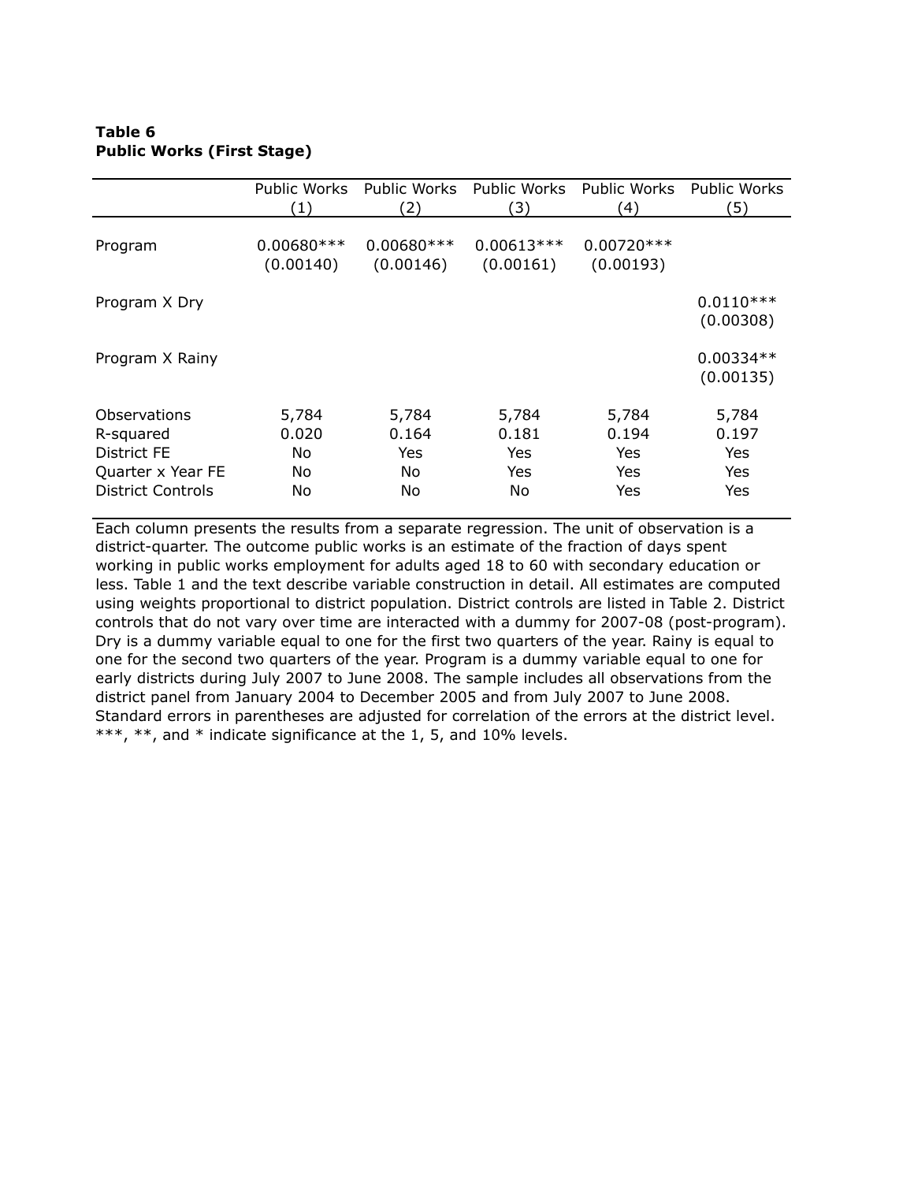**Table 6**
**Public Works (First Stage)**

| | Public Works (1) | Public Works (2) | Public Works (3) | Public Works (4) | Public Works (5) |
|---|---|---|---|---|---|
| Program | 0.00680*** | 0.00680*** | 0.00613*** | 0.00720*** | |
| | (0.00140) | (0.00146) | (0.00161) | (0.00193) | |
| Program X Dry | | | | | 0.0110*** |
| | | | | | (0.00308) |
| Program X Rainy | | | | | 0.00334** |
| | | | | | (0.00135) |
| Observations | 5,784 | 5,784 | 5,784 | 5,784 | 5,784 |
| R-squared | 0.020 | 0.164 | 0.181 | 0.194 | 0.197 |
| District FE | No | Yes | Yes | Yes | Yes |
| Quarter x Year FE | No | No | Yes | Yes | Yes |
| District Controls | No | No | No | Yes | Yes |

Each column presents the results from a separate regression. The unit of observation is a district-quarter. The outcome public works is an estimate of the fraction of days spent working in public works employment for adults aged 18 to 60 with secondary education or less. Table 1 and the text describe variable construction in detail. All estimates are computed using weights proportional to district population. District controls are listed in Table 2. District controls that do not vary over time are interacted with a dummy for 2007-08 (post-program). Dry is a dummy variable equal to one for the first two quarters of the year. Rainy is equal to one for the second two quarters of the year. Program is a dummy variable equal to one for early districts during July 2007 to June 2008. The sample includes all observations from the district panel from January 2004 to December 2005 and from July 2007 to June 2008. Standard errors in parentheses are adjusted for correlation of the errors at the district level. ***, **, and * indicate significance at the 1, 5, and 10% levels.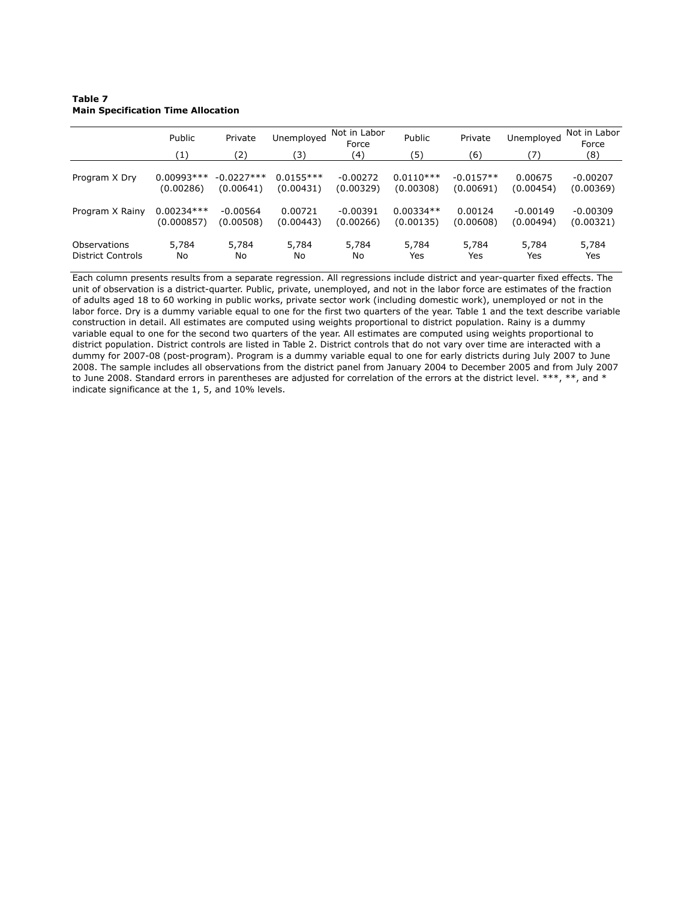**Table 7**
**Main Specification Time Allocation**

| | Public | Private | Unemployed | Not in Labor Force | Public | Private | Unemployed | Not in Labor Force |
|---|---|---|---|---|---|---|---|---|
| | (1) | (2) | (3) | (4) | (5) | (6) | (7) | (8) |
| Program X Dry | 0.00993*** | -0.0227*** | 0.0155*** | -0.00272 | 0.0110*** | -0.0157** | 0.00675 | -0.00207 |
| | (0.00286) | (0.00641) | (0.00431) | (0.00329) | (0.00308) | (0.00691) | (0.00454) | (0.00369) |
| Program X Rainy | 0.00234*** | -0.00564 | 0.00721 | -0.00391 | 0.00334** | 0.00124 | -0.00149 | -0.00309 |
| | (0.000857) | (0.00508) | (0.00443) | (0.00266) | (0.00135) | (0.00608) | (0.00494) | (0.00321) |
| Observations | 5,784 | 5,784 | 5,784 | 5,784 | 5,784 | 5,784 | 5,784 | 5,784 |
| District Controls | No | No | No | No | Yes | Yes | Yes | Yes |

Each column presents results from a separate regression. All regressions include district and year-quarter fixed effects. The unit of observation is a district-quarter. Public, private, unemployed, and not in the labor force are estimates of the fraction of adults aged 18 to 60 working in public works, private sector work (including domestic work), unemployed or not in the labor force. Dry is a dummy variable equal to one for the first two quarters of the year. Table 1 and the text describe variable construction in detail. All estimates are computed using weights proportional to district population. Rainy is a dummy variable equal to one for the second two quarters of the year. All estimates are computed using weights proportional to district population. District controls are listed in Table 2. District controls that do not vary over time are interacted with a dummy for 2007-08 (post-program). Program is a dummy variable equal to one for early districts during July 2007 to June 2008. The sample includes all observations from the district panel from January 2004 to December 2005 and from July 2007 to June 2008. Standard errors in parentheses are adjusted for correlation of the errors at the district level. ***, **, and * indicate significance at the 1, 5, and 10% levels.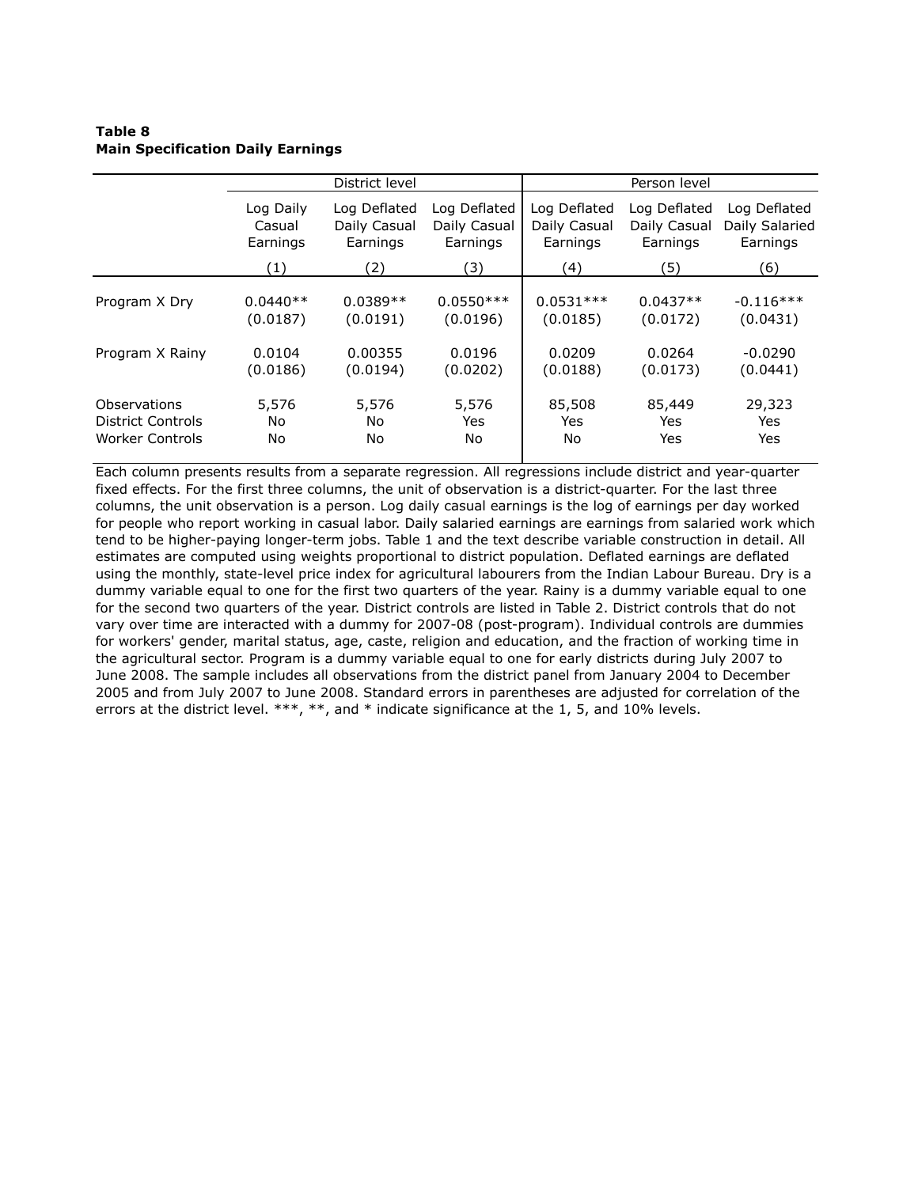**Table 8**
**Main Specification Daily Earnings**

| | District level | | | Person level | | |
|---|---|---|---|---|---|---|
| | Log Daily Casual Earnings | Log Deflated Daily Casual Earnings | Log Deflated Daily Casual Earnings | Log Deflated Daily Casual Earnings | Log Deflated Daily Casual Earnings | Log Deflated Daily Salaried Earnings |
| | (1) | (2) | (3) | (4) | (5) | (6) |
| Program X Dry | 0.0440** | 0.0389** | 0.0550*** | 0.0531*** | 0.0437** | -0.116*** |
| | (0.0187) | (0.0191) | (0.0196) | (0.0185) | (0.0172) | (0.0431) |
| Program X Rainy | 0.0104 | 0.00355 | 0.0196 | 0.0209 | 0.0264 | -0.0290 |
| | (0.0186) | (0.0194) | (0.0202) | (0.0188) | (0.0173) | (0.0441) |
| Observations | 5,576 | 5,576 | 5,576 | 85,508 | 85,449 | 29,323 |
| District Controls | No | No | Yes | Yes | Yes | Yes |
| Worker Controls | No | No | No | No | Yes | Yes |

Each column presents results from a separate regression. All regressions include district and year-quarter fixed effects. For the first three columns, the unit of observation is a district-quarter. For the last three columns, the unit observation is a person. Log daily casual earnings is the log of earnings per day worked for people who report working in casual labor. Daily salaried earnings are earnings from salaried work which tend to be higher-paying longer-term jobs. Table 1 and the text describe variable construction in detail. All estimates are computed using weights proportional to district population. Deflated earnings are deflated using the monthly, state-level price index for agricultural labourers from the Indian Labour Bureau. Dry is a dummy variable equal to one for the first two quarters of the year. Rainy is a dummy variable equal to one for the second two quarters of the year. District controls are listed in Table 2. District controls that do not vary over time are interacted with a dummy for 2007-08 (post-program). Individual controls are dummies for workers' gender, marital status, age, caste, religion and education, and the fraction of working time in the agricultural sector. Program is a dummy variable equal to one for early districts during July 2007 to June 2008. The sample includes all observations from the district panel from January 2004 to December 2005 and from July 2007 to June 2008. Standard errors in parentheses are adjusted for correlation of the errors at the district level. ***, **, and * indicate significance at the 1, 5, and 10% levels.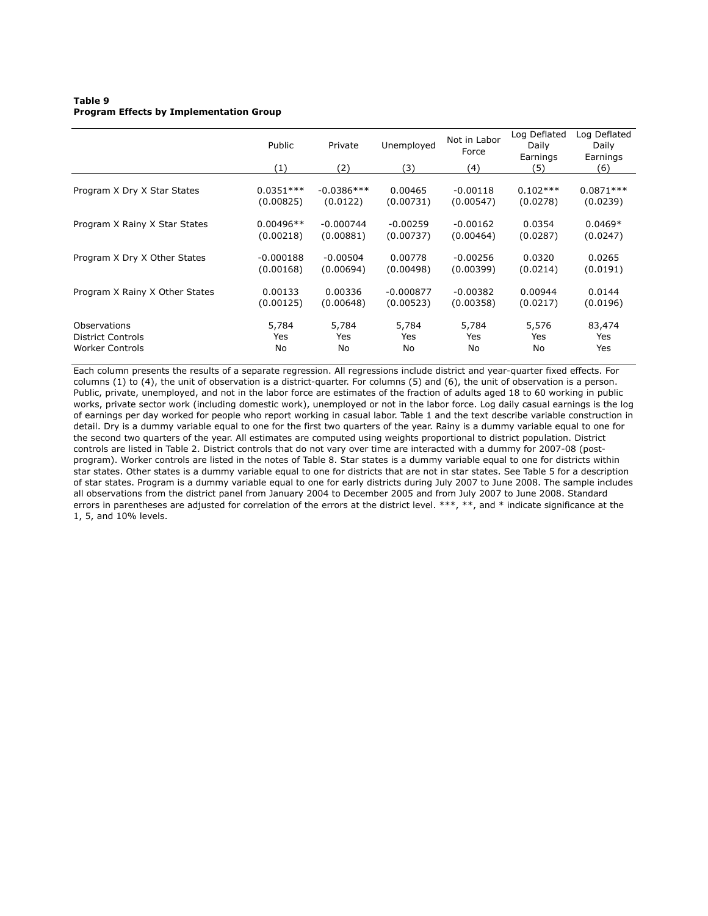**Table 9**
**Program Effects by Implementation Group**

| | Public | Private | Unemployed | Not in Labor Force | Log Deflated Daily Earnings | Log Deflated Daily Earnings |
|---|---|---|---|---|---|---|
| | (1) | (2) | (3) | (4) | (5) | (6) |
| Program X Dry X Star States | 0.0351*** | -0.0386*** | 0.00465 | -0.00118 | 0.102*** | 0.0871*** |
| | (0.00825) | (0.0122) | (0.00731) | (0.00547) | (0.0278) | (0.0239) |
| Program X Rainy X Star States | 0.00496** | -0.000744 | -0.00259 | -0.00162 | 0.0354 | 0.0469* |
| | (0.00218) | (0.00881) | (0.00737) | (0.00464) | (0.0287) | (0.0247) |
| Program X Dry X Other States | -0.000188 | -0.00504 | 0.00778 | -0.00256 | 0.0320 | 0.0265 |
| | (0.00168) | (0.00694) | (0.00498) | (0.00399) | (0.0214) | (0.0191) |
| Program X Rainy X Other States | 0.00133 | 0.00336 | -0.000877 | -0.00382 | 0.00944 | 0.0144 |
| | (0.00125) | (0.00648) | (0.00523) | (0.00358) | (0.0217) | (0.0196) |
| Observations | 5,784 | 5,784 | 5,784 | 5,784 | 5,576 | 83,474 |
| District Controls | Yes | Yes | Yes | Yes | Yes | Yes |
| Worker Controls | No | No | No | No | No | Yes |

Each column presents the results of a separate regression. All regressions include district and year-quarter fixed effects. For columns (1) to (4), the unit of observation is a district-quarter. For columns (5) and (6), the unit of observation is a person. Public, private, unemployed, and not in the labor force are estimates of the fraction of adults aged 18 to 60 working in public works, private sector work (including domestic work), unemployed or not in the labor force. Log daily casual earnings is the log of earnings per day worked for people who report working in casual labor. Table 1 and the text describe variable construction in detail. Dry is a dummy variable equal to one for the first two quarters of the year. Rainy is a dummy variable equal to one for the second two quarters of the year. All estimates are computed using weights proportional to district population. District controls are listed in Table 2. District controls that do not vary over time are interacted with a dummy for 2007-08 (post-program). Worker controls are listed in the notes of Table 8. Star states is a dummy variable equal to one for districts within star states. Other states is a dummy variable equal to one for districts that are not in star states. See Table 5 for a description of star states. Program is a dummy variable equal to one for early districts during July 2007 to June 2008. The sample includes all observations from the district panel from January 2004 to December 2005 and from July 2007 to June 2008. Standard errors in parentheses are adjusted for correlation of the errors at the district level. ***, **, and * indicate significance at the 1, 5, and 10% levels.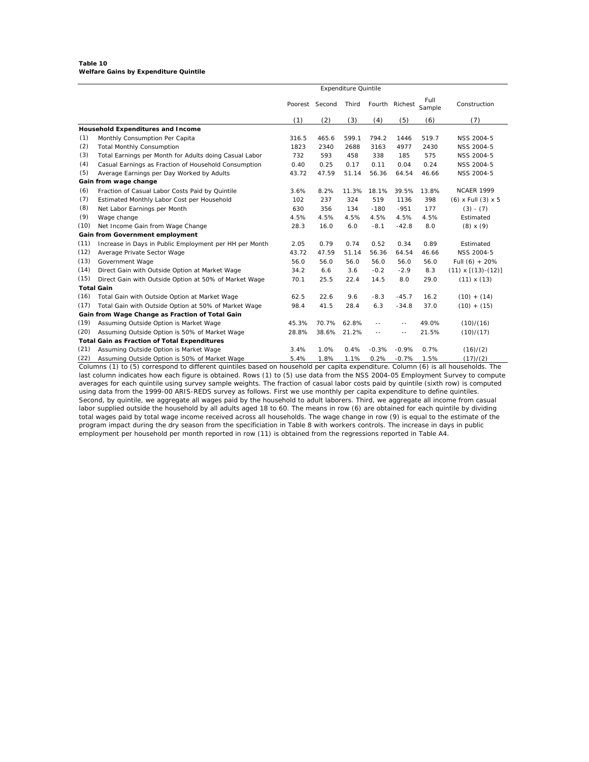**Table 10**
**Welfare Gains by Expenditure Quintile**

| | | Expenditure Quintile | | | | | | |
|---|---|---|---|---|---|---|---|---|
| | | Poorest | Second | Third | Fourth | Richest | Full Sample | Construction |
| | | (1) | (2) | (3) | (4) | (5) | (6) | (7) |
| | **Household Expenditures and Income** | | | | | | | |
| (1) | Monthly Consumption Per Capita | 316.5 | 465.6 | 599.1 | 794.2 | 1446 | 519.7 | NSS 2004-5 |
| (2) | Total Monthly Consumption | 1823 | 2340 | 2688 | 3163 | 4977 | 2430 | NSS 2004-5 |
| (3) | Total Earnings per Month for Adults doing Casual Labor | 732 | 593 | 458 | 338 | 185 | 575 | NSS 2004-5 |
| (4) | Casual Earnings as Fraction of Household Consumption | 0.40 | 0.25 | 0.17 | 0.11 | 0.04 | 0.24 | NSS 2004-5 |
| (5) | Average Earnings per Day Worked by Adults | 43.72 | 47.59 | 51.14 | 56.36 | 64.54 | 46.66 | NSS 2004-5 |
| | **Gain from wage change** | | | | | | | |
| (6) | Fraction of Casual Labor Costs Paid by Quintile | 3.6% | 8.2% | 11.3% | 18.1% | 39.5% | 13.8% | NCAER 1999 |
| (7) | Estimated Monthly Labor Cost per Household | 102 | 237 | 324 | 519 | 1136 | 398 | (6) x Full (3) x 5 |
| (8) | Net Labor Earnings per Month | 630 | 356 | 134 | -180 | -951 | 177 | (3) - (7) |
| (9) | Wage change | 4.5% | 4.5% | 4.5% | 4.5% | 4.5% | 4.5% | Estimated |
| (10) | Net Income Gain from Wage Change | 28.3 | 16.0 | 6.0 | -8.1 | -42.8 | 8.0 | (8) x (9) |
| | **Gain from Government employment** | | | | | | | |
| (11) | Increase in Days in Public Employment per HH per Month | 2.05 | 0.79 | 0.74 | 0.52 | 0.34 | 0.89 | Estimated |
| (12) | Average Private Sector Wage | 43.72 | 47.59 | 51.14 | 56.36 | 64.54 | 46.66 | NSS 2004-5 |
| (13) | Government Wage | 56.0 | 56.0 | 56.0 | 56.0 | 56.0 | 56.0 | Full (6) + 20% |
| (14) | Direct Gain with Outside Option at Market Wage | 34.2 | 6.6 | 3.6 | -0.2 | -2.9 | 8.3 | (11) x [(13)-(12)] |
| (15) | Direct Gain with Outside Option at 50% of Market Wage | 70.1 | 25.5 | 22.4 | 14.5 | 8.0 | 29.0 | (11) x (13) |
| | **Total Gain** | | | | | | | |
| (16) | Total Gain with Outside Option at Market Wage | 62.5 | 22.6 | 9.6 | -8.3 | -45.7 | 16.2 | (10) + (14) |
| (17) | Total Gain with Outside Option at 50% of Market Wage | 98.4 | 41.5 | 28.4 | 6.3 | -34.8 | 37.0 | (10) + (15) |
| | **Gain from Wage Change as Fraction of Total Gain** | | | | | | | |
| (19) | Assuming Outside Option is Market Wage | 45.3% | 70.7% | 62.8% | -- | -- | 49.0% | (10)/(16) |
| (20) | Assuming Outside Option is 50% of Market Wage | 28.8% | 38.6% | 21.2% | -- | -- | 21.5% | (10)/(17) |
| | **Total Gain as Fraction of Total Expenditures** | | | | | | | |
| (21) | Assuming Outside Option is Market Wage | 3.4% | 1.0% | 0.4% | -0.3% | -0.9% | 0.7% | (16)/(2) |
| (22) | Assuming Outside Option is 50% of Market Wage | 5.4% | 1.8% | 1.1% | 0.2% | -0.7% | 1.5% | (17)/(2) |

Columns (1) to (5) correspond to different quintiles based on household per capita expenditure. Column (6) is all households. The last column indicates how each figure is obtained. Rows (1) to (5) use data from the NSS 2004-05 Employment Survey to compute averages for each quintile using survey sample weights. The fraction of casual labor costs paid by quintile (sixth row) is computed using data from the 1999-00 ARIS-REDS survey as follows. First we use monthly per capita expenditure to define quintiles. Second, by quintile, we aggregate all wages paid by the household to adult laborers. Third, we aggregate all income from casual labor supplied outside the household by all adults aged 18 to 60. The means in row (6) are obtained for each quintile by dividing total wages paid by total wage income received across all households. The wage change in row (9) is equal to the estimate of the program impact during the dry season from the specificiation in Table 8 with workers controls. The increase in days in public employment per household per month reported in row (11) is obtained from the regressions reported in Table A4.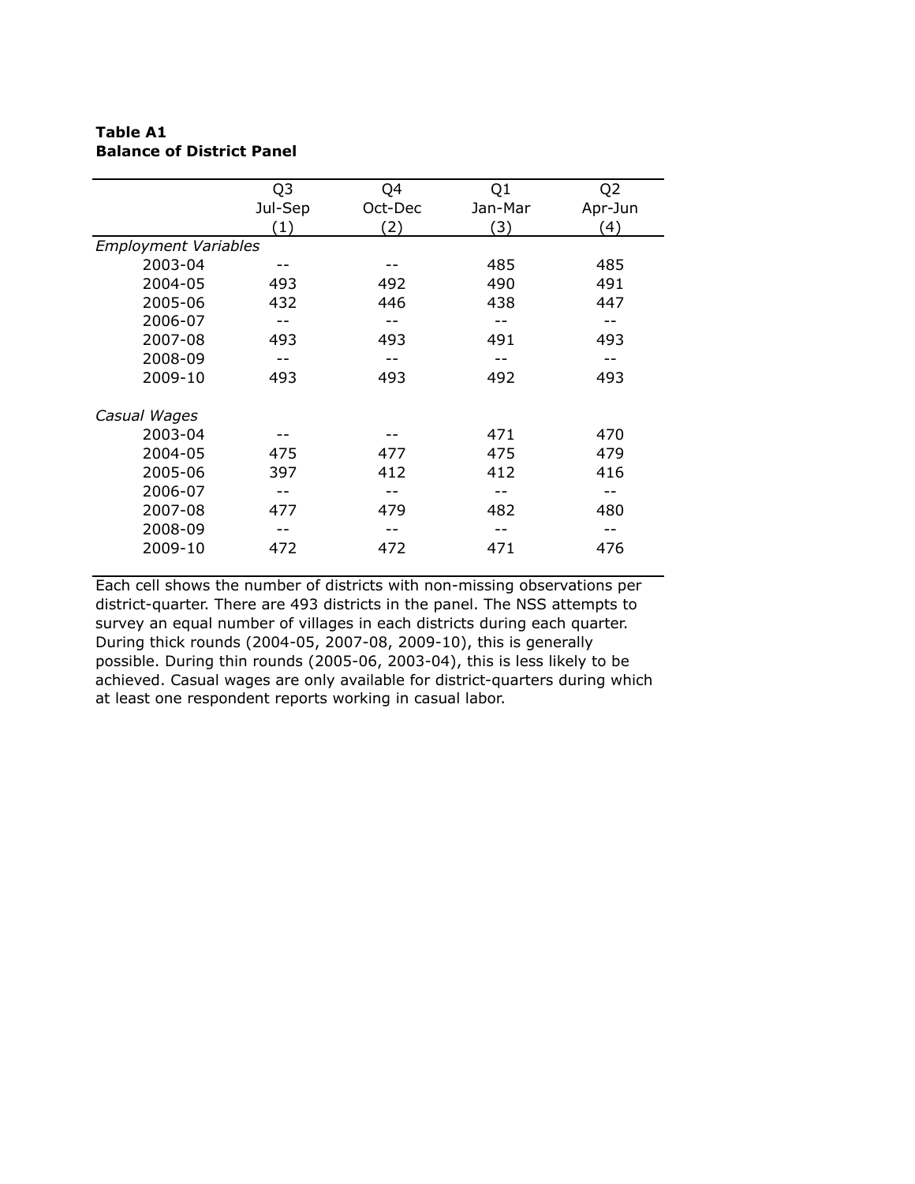**Table A1**
**Balance of District Panel**

| | Q3<br>Jul-Sep<br>(1) | Q4<br>Oct-Dec<br>(2) | Q1<br>Jan-Mar<br>(3) | Q2<br>Apr-Jun<br>(4) |
|---|---|---|---|---|
| *Employment Variables* | | | | |
| 2003-04 | -- | -- | 485 | 485 |
| 2004-05 | 493 | 492 | 490 | 491 |
| 2005-06 | 432 | 446 | 438 | 447 |
| 2006-07 | -- | -- | -- | -- |
| 2007-08 | 493 | 493 | 491 | 493 |
| 2008-09 | -- | -- | -- | -- |
| 2009-10 | 493 | 493 | 492 | 493 |
| *Casual Wages* | | | | |
| 2003-04 | -- | -- | 471 | 470 |
| 2004-05 | 475 | 477 | 475 | 479 |
| 2005-06 | 397 | 412 | 412 | 416 |
| 2006-07 | -- | -- | -- | -- |
| 2007-08 | 477 | 479 | 482 | 480 |
| 2008-09 | -- | -- | -- | -- |
| 2009-10 | 472 | 472 | 471 | 476 |

Each cell shows the number of districts with non-missing observations per district-quarter. There are 493 districts in the panel. The NSS attempts to survey an equal number of villages in each districts during each quarter. During thick rounds (2004-05, 2007-08, 2009-10), this is generally possible. During thin rounds (2005-06, 2003-04), this is less likely to be achieved. Casual wages are only available for district-quarters during which at least one respondent reports working in casual labor.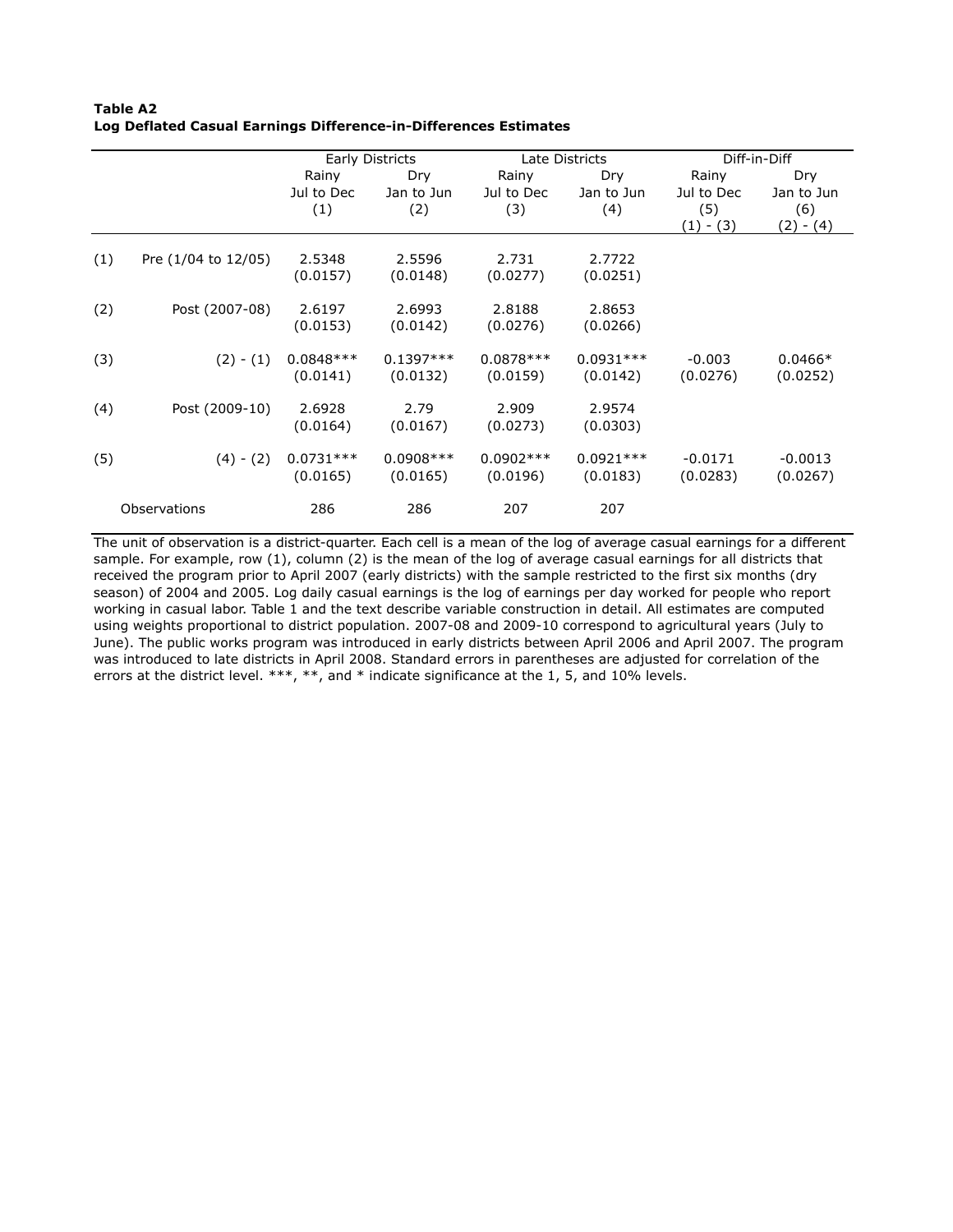**Table A2**
**Log Deflated Casual Earnings Difference-in-Differences Estimates**

| | | Early Districts | | Late Districts | | Diff-in-Diff | |
|---|---|---|---|---|---|---|---|
| | | Rainy Jul to Dec (1) | Dry Jan to Jun (2) | Rainy Jul to Dec (3) | Dry Jan to Jun (4) | Rainy Jul to Dec (5) (1) - (3) | Dry Jan to Jun (6) (2) - (4) |
| (1) | Pre (1/04 to 12/05) | 2.5348 | 2.5596 | 2.731 | 2.7722 | | |
| | | (0.0157) | (0.0148) | (0.0277) | (0.0251) | | |
| (2) | Post (2007-08) | 2.6197 | 2.6993 | 2.8188 | 2.8653 | | |
| | | (0.0153) | (0.0142) | (0.0276) | (0.0266) | | |
| (3) | (2) - (1) | 0.0848*** | 0.1397*** | 0.0878*** | 0.0931*** | -0.003 | 0.0466* |
| | | (0.0141) | (0.0132) | (0.0159) | (0.0142) | (0.0276) | (0.0252) |
| (4) | Post (2009-10) | 2.6928 | 2.79 | 2.909 | 2.9574 | | |
| | | (0.0164) | (0.0167) | (0.0273) | (0.0303) | | |
| (5) | (4) - (2) | 0.0731*** | 0.0908*** | 0.0902*** | 0.0921*** | -0.0171 | -0.0013 |
| | | (0.0165) | (0.0165) | (0.0196) | (0.0183) | (0.0283) | (0.0267) |
| | Observations | 286 | 286 | 207 | 207 | | |

The unit of observation is a district-quarter. Each cell is a mean of the log of average casual earnings for a different sample. For example, row (1), column (2) is the mean of the log of average casual earnings for all districts that received the program prior to April 2007 (early districts) with the sample restricted to the first six months (dry season) of 2004 and 2005. Log daily casual earnings is the log of earnings per day worked for people who report working in casual labor. Table 1 and the text describe variable construction in detail. All estimates are computed using weights proportional to district population. 2007-08 and 2009-10 correspond to agricultural years (July to June). The public works program was introduced in early districts between April 2006 and April 2007. The program was introduced to late districts in April 2008. Standard errors in parentheses are adjusted for correlation of the errors at the district level. ***, **, and * indicate significance at the 1, 5, and 10% levels.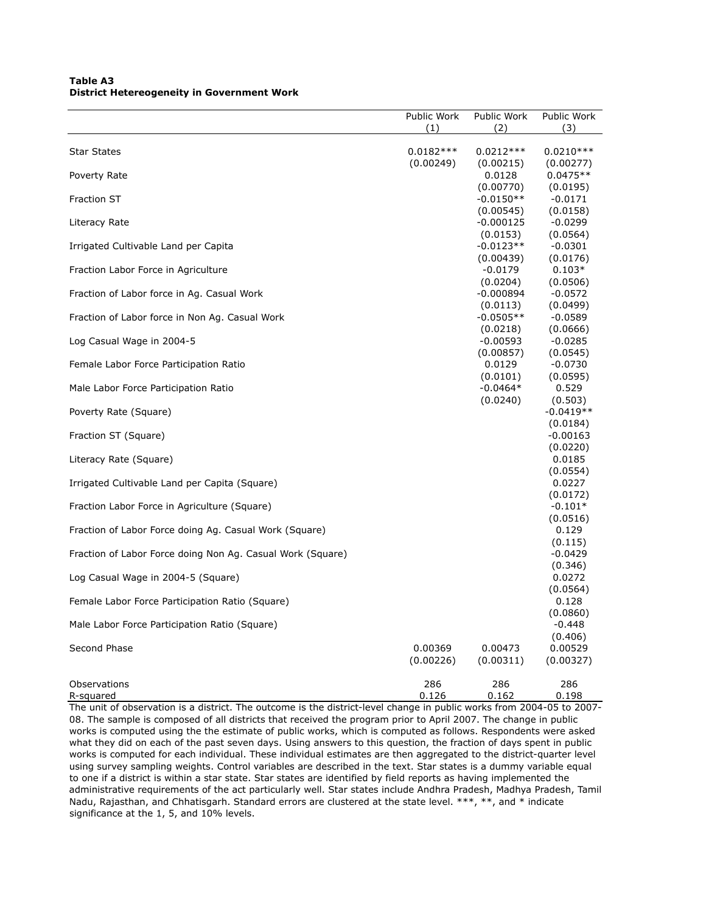**Table A3**
**District Hetereogeneity in Government Work**

| | Public Work (1) | Public Work (2) | Public Work (3) |
|---|---|---|---|
| Star States | 0.0182*** | 0.0212*** | 0.0210*** |
| | (0.00249) | (0.00215) | (0.00277) |
| Poverty Rate | | 0.0128 | 0.0475** |
| | | (0.00770) | (0.0195) |
| Fraction ST | | -0.0150** | -0.0171 |
| | | (0.00545) | (0.0158) |
| Literacy Rate | | -0.000125 | -0.0299 |
| | | (0.0153) | (0.0564) |
| Irrigated Cultivable Land per Capita | | -0.0123** | -0.0301 |
| | | (0.00439) | (0.0176) |
| Fraction Labor Force in Agriculture | | -0.0179 | 0.103* |
| | | (0.0204) | (0.0506) |
| Fraction of Labor force in Ag. Casual Work | | -0.000894 | -0.0572 |
| | | (0.0113) | (0.0499) |
| Fraction of Labor force in Non Ag. Casual Work | | -0.0505** | -0.0589 |
| | | (0.0218) | (0.0666) |
| Log Casual Wage in 2004-5 | | -0.00593 | -0.0285 |
| | | (0.00857) | (0.0545) |
| Female Labor Force Participation Ratio | | 0.0129 | -0.0730 |
| | | (0.0101) | (0.0595) |
| Male Labor Force Participation Ratio | | -0.0464* | 0.529 |
| | | (0.0240) | (0.503) |
| Poverty Rate (Square) | | | -0.0419** |
| | | | (0.0184) |
| Fraction ST (Square) | | | -0.00163 |
| | | | (0.0220) |
| Literacy Rate (Square) | | | 0.0185 |
| | | | (0.0554) |
| Irrigated Cultivable Land per Capita (Square) | | | 0.0227 |
| | | | (0.0172) |
| Fraction Labor Force in Agriculture (Square) | | | -0.101* |
| | | | (0.0516) |
| Fraction of Labor Force doing Ag. Casual Work (Square) | | | 0.129 |
| | | | (0.115) |
| Fraction of Labor Force doing Non Ag. Casual Work (Square) | | | -0.0429 |
| | | | (0.346) |
| Log Casual Wage in 2004-5 (Square) | | | 0.0272 |
| | | | (0.0564) |
| Female Labor Force Participation Ratio (Square) | | | 0.128 |
| | | | (0.0860) |
| Male Labor Force Participation Ratio (Square) | | | -0.448 |
| | | | (0.406) |
| Second Phase | 0.00369 | 0.00473 | 0.00529 |
| | (0.00226) | (0.00311) | (0.00327) |
| Observations | 286 | 286 | 286 |
| R-squared | 0.126 | 0.162 | 0.198 |

The unit of observation is a district. The outcome is the district-level change in public works from 2004-05 to 2007-08. The sample is composed of all districts that received the program prior to April 2007. The change in public works is computed using the the estimate of public works, which is computed as follows. Respondents were asked what they did on each of the past seven days. Using answers to this question, the fraction of days spent in public works is computed for each individual. These individual estimates are then aggregated to the district-quarter level using survey sampling weights. Control variables are described in the text. Star states is a dummy variable equal to one if a district is within a star state. Star states are identified by field reports as having implemented the administrative requirements of the act particularly well. Star states include Andhra Pradesh, Madhya Pradesh, Tamil Nadu, Rajasthan, and Chhatisgarh. Standard errors are clustered at the state level. ***, **, and * indicate significance at the 1, 5, and 10% levels.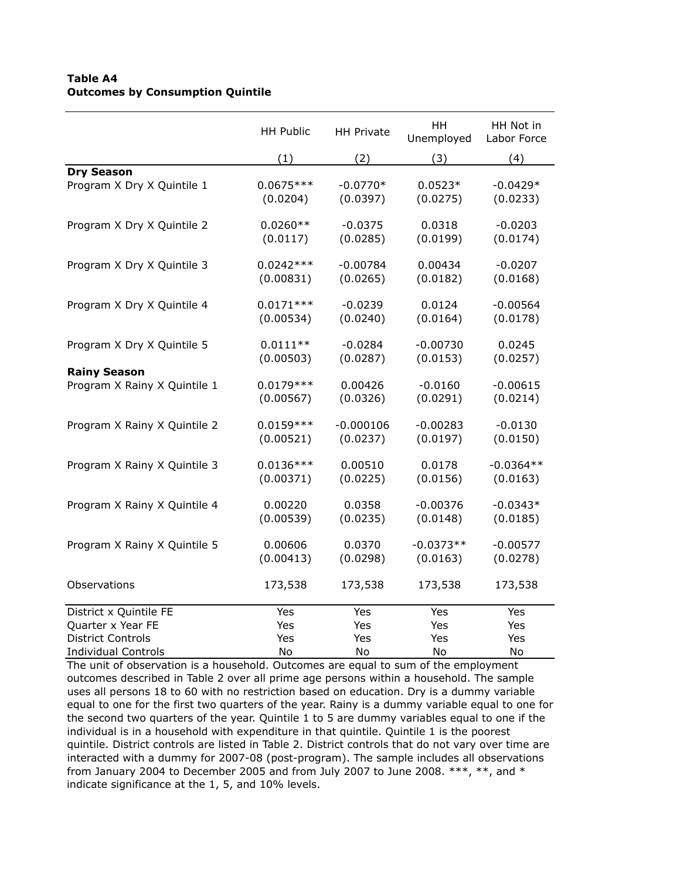**Table A4**
**Outcomes by Consumption Quintile**

| | HH Public | HH Private | HH Unemployed | HH Not in Labor Force |
|---|---|---|---|---|
| | (1) | (2) | (3) | (4) |
| **Dry Season** | | | | |
| Program X Dry X Quintile 1 | 0.0675*** | -0.0770* | 0.0523* | -0.0429* |
| | (0.0204) | (0.0397) | (0.0275) | (0.0233) |
| Program X Dry X Quintile 2 | 0.0260** | -0.0375 | 0.0318 | -0.0203 |
| | (0.0117) | (0.0285) | (0.0199) | (0.0174) |
| Program X Dry X Quintile 3 | 0.0242*** | -0.00784 | 0.00434 | -0.0207 |
| | (0.00831) | (0.0265) | (0.0182) | (0.0168) |
| Program X Dry X Quintile 4 | 0.0171*** | -0.0239 | 0.0124 | -0.00564 |
| | (0.00534) | (0.0240) | (0.0164) | (0.0178) |
| Program X Dry X Quintile 5 | 0.0111** | -0.0284 | -0.00730 | 0.0245 |
| | (0.00503) | (0.0287) | (0.0153) | (0.0257) |
| **Rainy Season** | | | | |
| Program X Rainy X Quintile 1 | 0.0179*** | 0.00426 | -0.0160 | -0.00615 |
| | (0.00567) | (0.0326) | (0.0291) | (0.0214) |
| Program X Rainy X Quintile 2 | 0.0159*** | -0.000106 | -0.00283 | -0.0130 |
| | (0.00521) | (0.0237) | (0.0197) | (0.0150) |
| Program X Rainy X Quintile 3 | 0.0136*** | 0.00510 | 0.0178 | -0.0364** |
| | (0.00371) | (0.0225) | (0.0156) | (0.0163) |
| Program X Rainy X Quintile 4 | 0.00220 | 0.0358 | -0.00376 | -0.0343* |
| | (0.00539) | (0.0235) | (0.0148) | (0.0185) |
| Program X Rainy X Quintile 5 | 0.00606 | 0.0370 | -0.0373** | -0.00577 |
| | (0.00413) | (0.0298) | (0.0163) | (0.0278) |
| Observations | 173,538 | 173,538 | 173,538 | 173,538 |
| District x Quintile FE | Yes | Yes | Yes | Yes |
| Quarter x Year FE | Yes | Yes | Yes | Yes |
| District Controls | Yes | Yes | Yes | Yes |
| Individual Controls | No | No | No | No |

The unit of observation is a household. Outcomes are equal to sum of the employment outcomes described in Table 2 over all prime age persons within a household. The sample uses all persons 18 to 60 with no restriction based on education. Dry is a dummy variable equal to one for the first two quarters of the year. Rainy is a dummy variable equal to one for the second two quarters of the year. Quintile 1 to 5 are dummy variables equal to one if the individual is in a household with expenditure in that quintile. Quintile 1 is the poorest quintile. District controls are listed in Table 2. District controls that do not vary over time are interacted with a dummy for 2007-08 (post-program). The sample includes all observations from January 2004 to December 2005 and from July 2007 to June 2008. ***, **, and * indicate significance at the 1, 5, and 10% levels.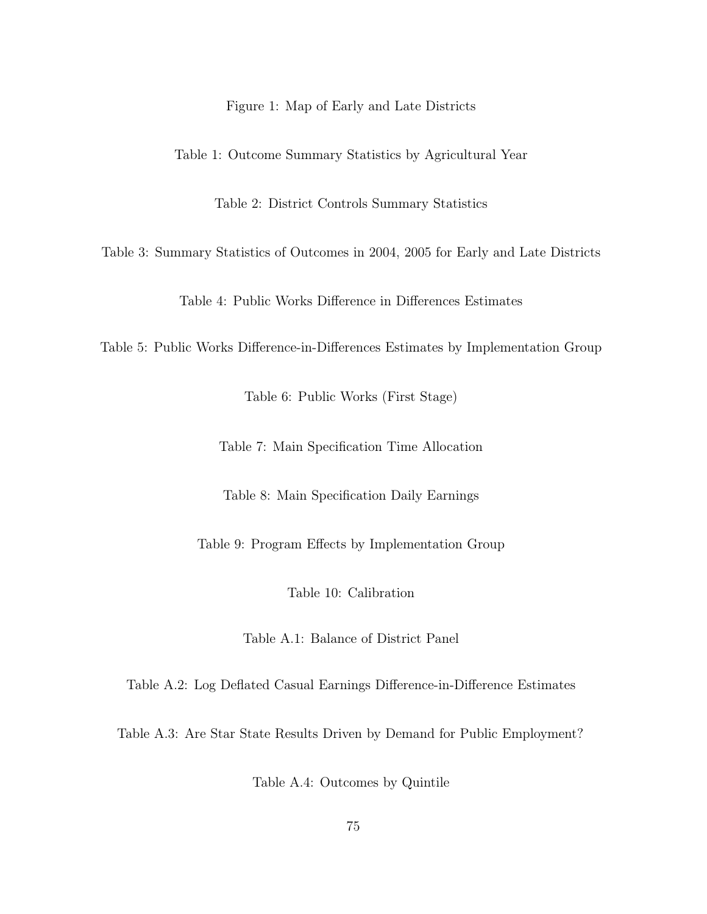Figure 1: Map of Early and Late Districts

Table 1: Outcome Summary Statistics by Agricultural Year

Table 2: District Controls Summary Statistics

Table 3: Summary Statistics of Outcomes in 2004, 2005 for Early and Late Districts

Table 4: Public Works Difference in Differences Estimates

Table 5: Public Works Difference-in-Differences Estimates by Implementation Group

Table 6: Public Works (First Stage)

Table 7: Main Specification Time Allocation

Table 8: Main Specification Daily Earnings

Table 9: Program Effects by Implementation Group

Table 10: Calibration

Table A.1: Balance of District Panel

Table A.2: Log Deflated Casual Earnings Difference-in-Difference Estimates

Table A.3: Are Star State Results Driven by Demand for Public Employment?

Table A.4: Outcomes by Quintile